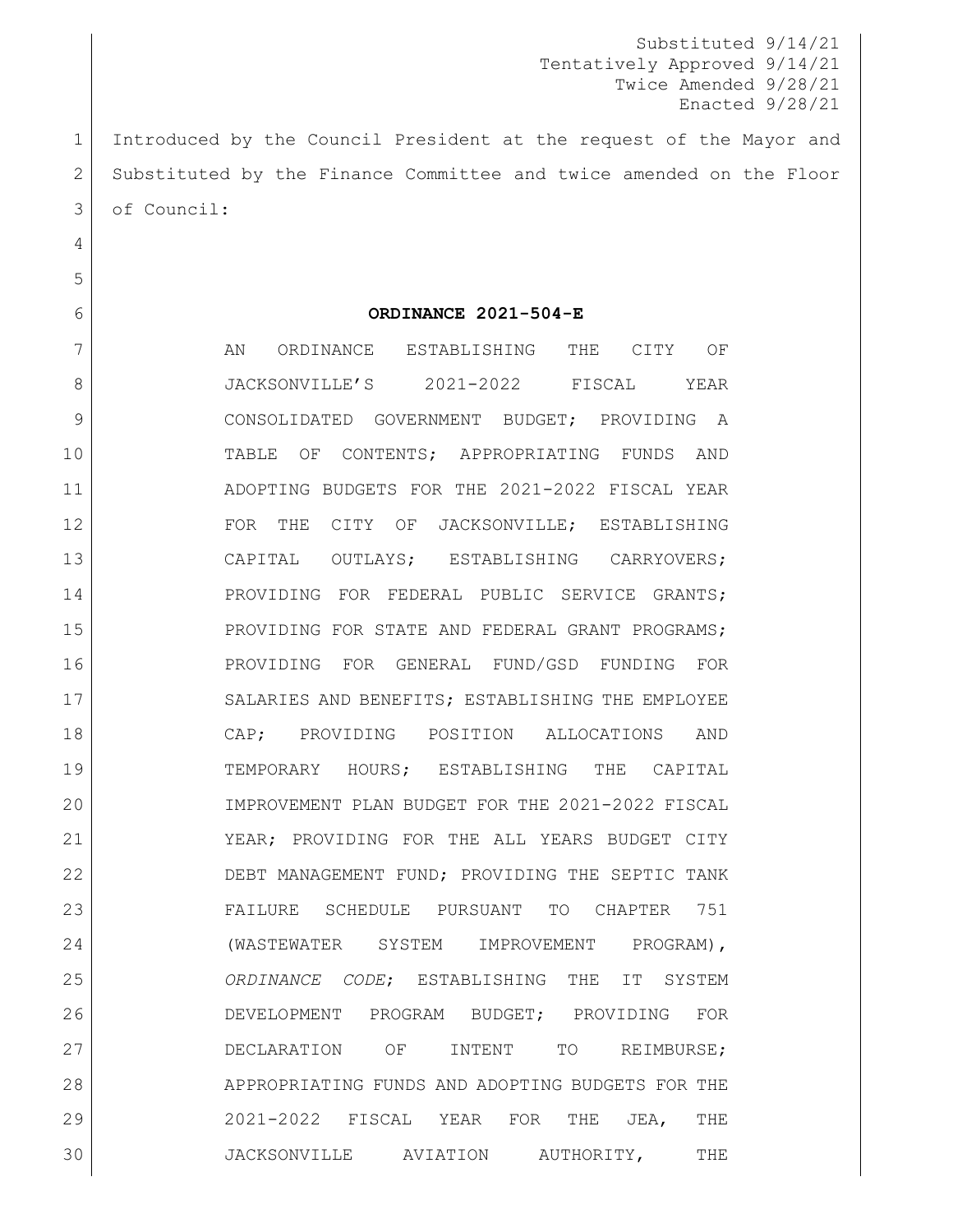Substituted 9/14/21
Tentatively Approved 9/14/21
Twice Amended 9/28/21
Enacted 9/28/21

Introduced by the Council President at the request of the Mayor and Substituted by the Finance Committee and twice amended on the Floor of Council:

**ORDINANCE 2021-504-E**

AN ORDINANCE ESTABLISHING THE CITY OF JACKSONVILLE'S 2021-2022 FISCAL YEAR CONSOLIDATED GOVERNMENT BUDGET; PROVIDING A TABLE OF CONTENTS; APPROPRIATING FUNDS AND ADOPTING BUDGETS FOR THE 2021-2022 FISCAL YEAR FOR THE CITY OF JACKSONVILLE; ESTABLISHING CAPITAL OUTLAYS; ESTABLISHING CARRYOVERS; PROVIDING FOR FEDERAL PUBLIC SERVICE GRANTS; PROVIDING FOR STATE AND FEDERAL GRANT PROGRAMS; PROVIDING FOR GENERAL FUND/GSD FUNDING FOR SALARIES AND BENEFITS; ESTABLISHING THE EMPLOYEE CAP; PROVIDING POSITION ALLOCATIONS AND TEMPORARY HOURS; ESTABLISHING THE CAPITAL IMPROVEMENT PLAN BUDGET FOR THE 2021-2022 FISCAL YEAR; PROVIDING FOR THE ALL YEARS BUDGET CITY DEBT MANAGEMENT FUND; PROVIDING THE SEPTIC TANK FAILURE SCHEDULE PURSUANT TO CHAPTER 751 (WASTEWATER SYSTEM IMPROVEMENT PROGRAM), *ORDINANCE CODE*; ESTABLISHING THE IT SYSTEM DEVELOPMENT PROGRAM BUDGET; PROVIDING FOR DECLARATION OF INTENT TO REIMBURSE; APPROPRIATING FUNDS AND ADOPTING BUDGETS FOR THE 2021-2022 FISCAL YEAR FOR THE JEA, THE JACKSONVILLE AVIATION AUTHORITY, THE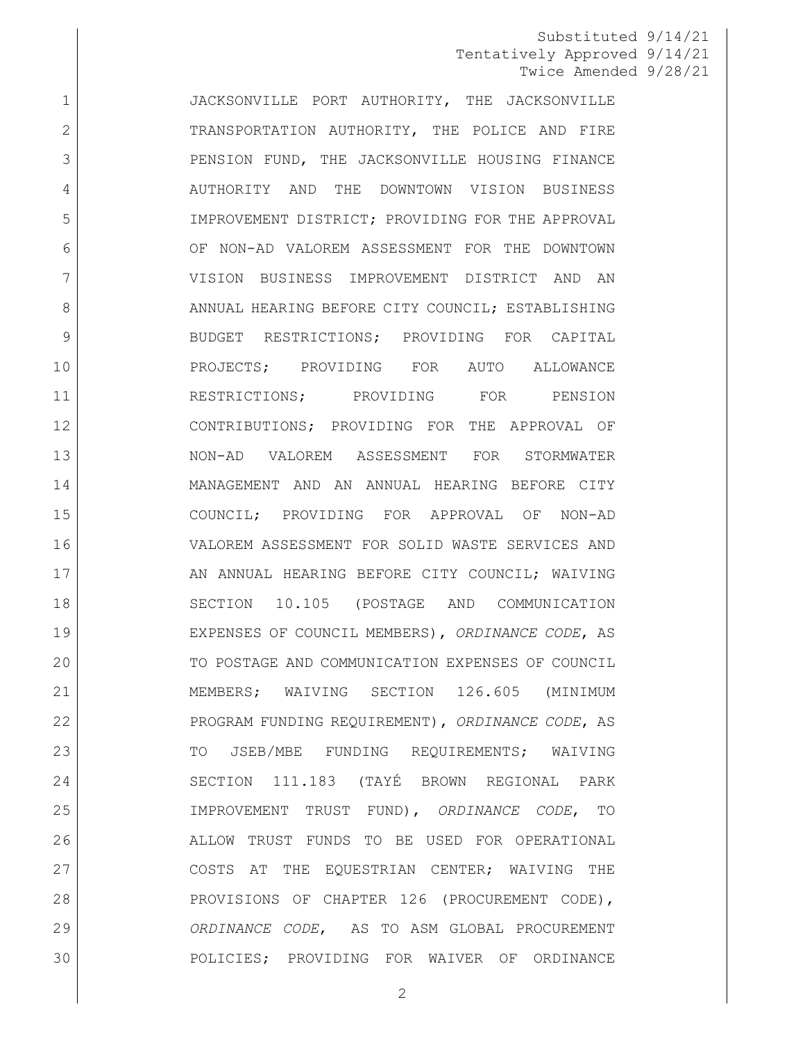Substituted 9/14/21
Tentatively Approved 9/14/21
Twice Amended 9/28/21

JACKSONVILLE PORT AUTHORITY, THE JACKSONVILLE TRANSPORTATION AUTHORITY, THE POLICE AND FIRE PENSION FUND, THE JACKSONVILLE HOUSING FINANCE AUTHORITY AND THE DOWNTOWN VISION BUSINESS IMPROVEMENT DISTRICT; PROVIDING FOR THE APPROVAL OF NON-AD VALOREM ASSESSMENT FOR THE DOWNTOWN VISION BUSINESS IMPROVEMENT DISTRICT AND AN ANNUAL HEARING BEFORE CITY COUNCIL; ESTABLISHING BUDGET RESTRICTIONS; PROVIDING FOR CAPITAL PROJECTS; PROVIDING FOR AUTO ALLOWANCE RESTRICTIONS; PROVIDING FOR PENSION CONTRIBUTIONS; PROVIDING FOR THE APPROVAL OF NON-AD VALOREM ASSESSMENT FOR STORMWATER MANAGEMENT AND AN ANNUAL HEARING BEFORE CITY COUNCIL; PROVIDING FOR APPROVAL OF NON-AD VALOREM ASSESSMENT FOR SOLID WASTE SERVICES AND AN ANNUAL HEARING BEFORE CITY COUNCIL; WAIVING SECTION 10.105 (POSTAGE AND COMMUNICATION EXPENSES OF COUNCIL MEMBERS), *ORDINANCE CODE*, AS TO POSTAGE AND COMMUNICATION EXPENSES OF COUNCIL MEMBERS; WAIVING SECTION 126.605 (MINIMUM PROGRAM FUNDING REQUIREMENT), *ORDINANCE CODE*, AS TO JSEB/MBE FUNDING REQUIREMENTS; WAIVING SECTION 111.183 (TAYÉ BROWN REGIONAL PARK IMPROVEMENT TRUST FUND), *ORDINANCE CODE*, TO ALLOW TRUST FUNDS TO BE USED FOR OPERATIONAL COSTS AT THE EQUESTRIAN CENTER; WAIVING THE PROVISIONS OF CHAPTER 126 (PROCUREMENT CODE), *ORDINANCE CODE*, AS TO ASM GLOBAL PROCUREMENT POLICIES; PROVIDING FOR WAIVER OF ORDINANCE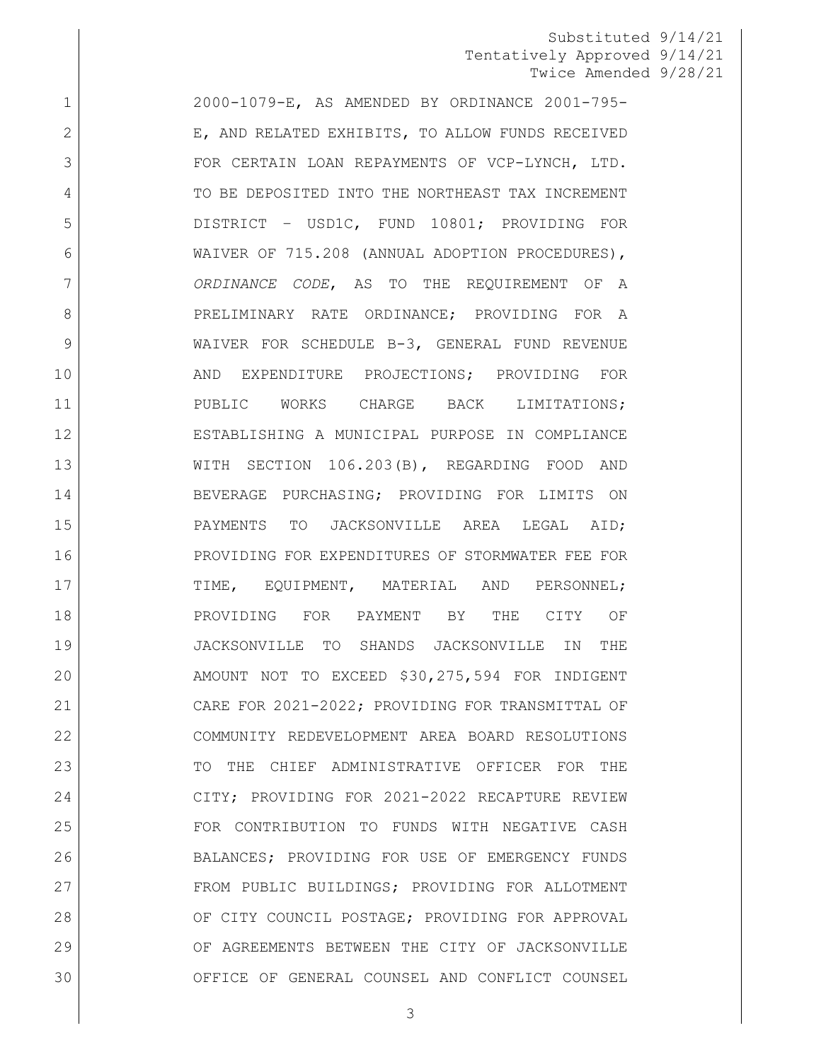Substituted 9/14/21
Tentatively Approved 9/14/21
Twice Amended 9/28/21

2000-1079-E, AS AMENDED BY ORDINANCE 2001-795-E, AND RELATED EXHIBITS, TO ALLOW FUNDS RECEIVED FOR CERTAIN LOAN REPAYMENTS OF VCP-LYNCH, LTD. TO BE DEPOSITED INTO THE NORTHEAST TAX INCREMENT DISTRICT – USD1C, FUND 10801; PROVIDING FOR WAIVER OF 715.208 (ANNUAL ADOPTION PROCEDURES), *ORDINANCE CODE*, AS TO THE REQUIREMENT OF A PRELIMINARY RATE ORDINANCE; PROVIDING FOR A WAIVER FOR SCHEDULE B-3, GENERAL FUND REVENUE AND EXPENDITURE PROJECTIONS; PROVIDING FOR PUBLIC WORKS CHARGE BACK LIMITATIONS; ESTABLISHING A MUNICIPAL PURPOSE IN COMPLIANCE WITH SECTION 106.203(B), REGARDING FOOD AND BEVERAGE PURCHASING; PROVIDING FOR LIMITS ON PAYMENTS TO JACKSONVILLE AREA LEGAL AID; PROVIDING FOR EXPENDITURES OF STORMWATER FEE FOR TIME, EQUIPMENT, MATERIAL AND PERSONNEL; PROVIDING FOR PAYMENT BY THE CITY OF JACKSONVILLE TO SHANDS JACKSONVILLE IN THE AMOUNT NOT TO EXCEED $30,275,594 FOR INDIGENT CARE FOR 2021-2022; PROVIDING FOR TRANSMITTAL OF COMMUNITY REDEVELOPMENT AREA BOARD RESOLUTIONS TO THE CHIEF ADMINISTRATIVE OFFICER FOR THE CITY; PROVIDING FOR 2021-2022 RECAPTURE REVIEW FOR CONTRIBUTION TO FUNDS WITH NEGATIVE CASH BALANCES; PROVIDING FOR USE OF EMERGENCY FUNDS FROM PUBLIC BUILDINGS; PROVIDING FOR ALLOTMENT OF CITY COUNCIL POSTAGE; PROVIDING FOR APPROVAL OF AGREEMENTS BETWEEN THE CITY OF JACKSONVILLE OFFICE OF GENERAL COUNSEL AND CONFLICT COUNSEL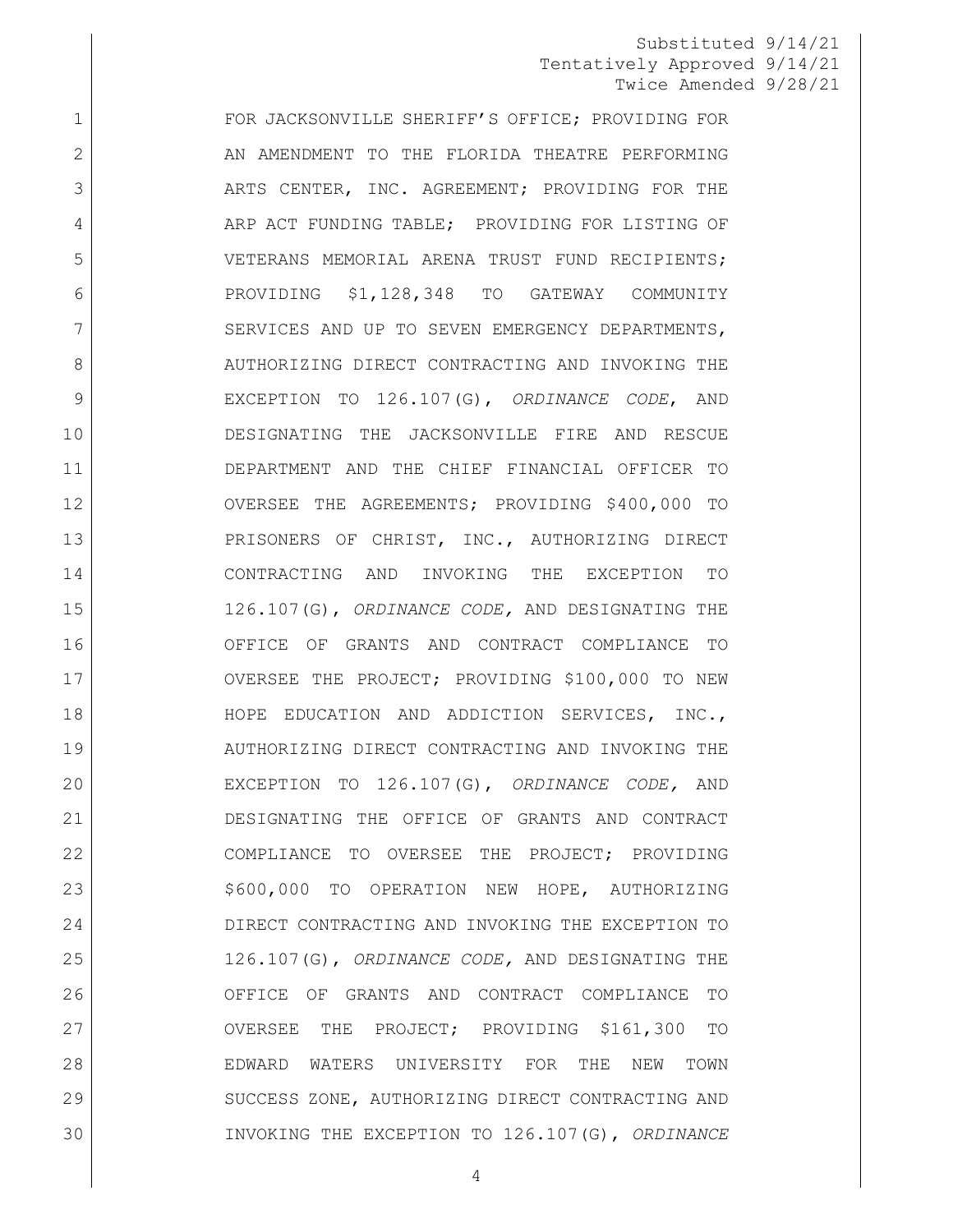Substituted 9/14/21
Tentatively Approved 9/14/21
Twice Amended 9/28/21

FOR JACKSONVILLE SHERIFF'S OFFICE; PROVIDING FOR AN AMENDMENT TO THE FLORIDA THEATRE PERFORMING ARTS CENTER, INC. AGREEMENT; PROVIDING FOR THE ARP ACT FUNDING TABLE; PROVIDING FOR LISTING OF VETERANS MEMORIAL ARENA TRUST FUND RECIPIENTS; PROVIDING $1,128,348 TO GATEWAY COMMUNITY SERVICES AND UP TO SEVEN EMERGENCY DEPARTMENTS, AUTHORIZING DIRECT CONTRACTING AND INVOKING THE EXCEPTION TO 126.107(G), *ORDINANCE CODE*, AND DESIGNATING THE JACKSONVILLE FIRE AND RESCUE DEPARTMENT AND THE CHIEF FINANCIAL OFFICER TO OVERSEE THE AGREEMENTS; PROVIDING $400,000 TO PRISONERS OF CHRIST, INC., AUTHORIZING DIRECT CONTRACTING AND INVOKING THE EXCEPTION TO 126.107(G), *ORDINANCE CODE,* AND DESIGNATING THE OFFICE OF GRANTS AND CONTRACT COMPLIANCE TO OVERSEE THE PROJECT; PROVIDING $100,000 TO NEW HOPE EDUCATION AND ADDICTION SERVICES, INC., AUTHORIZING DIRECT CONTRACTING AND INVOKING THE EXCEPTION TO 126.107(G), *ORDINANCE CODE,* AND DESIGNATING THE OFFICE OF GRANTS AND CONTRACT COMPLIANCE TO OVERSEE THE PROJECT; PROVIDING $600,000 TO OPERATION NEW HOPE, AUTHORIZING DIRECT CONTRACTING AND INVOKING THE EXCEPTION TO 126.107(G), *ORDINANCE CODE,* AND DESIGNATING THE OFFICE OF GRANTS AND CONTRACT COMPLIANCE TO OVERSEE THE PROJECT; PROVIDING $161,300 TO EDWARD WATERS UNIVERSITY FOR THE NEW TOWN SUCCESS ZONE, AUTHORIZING DIRECT CONTRACTING AND INVOKING THE EXCEPTION TO 126.107(G), *ORDINANCE*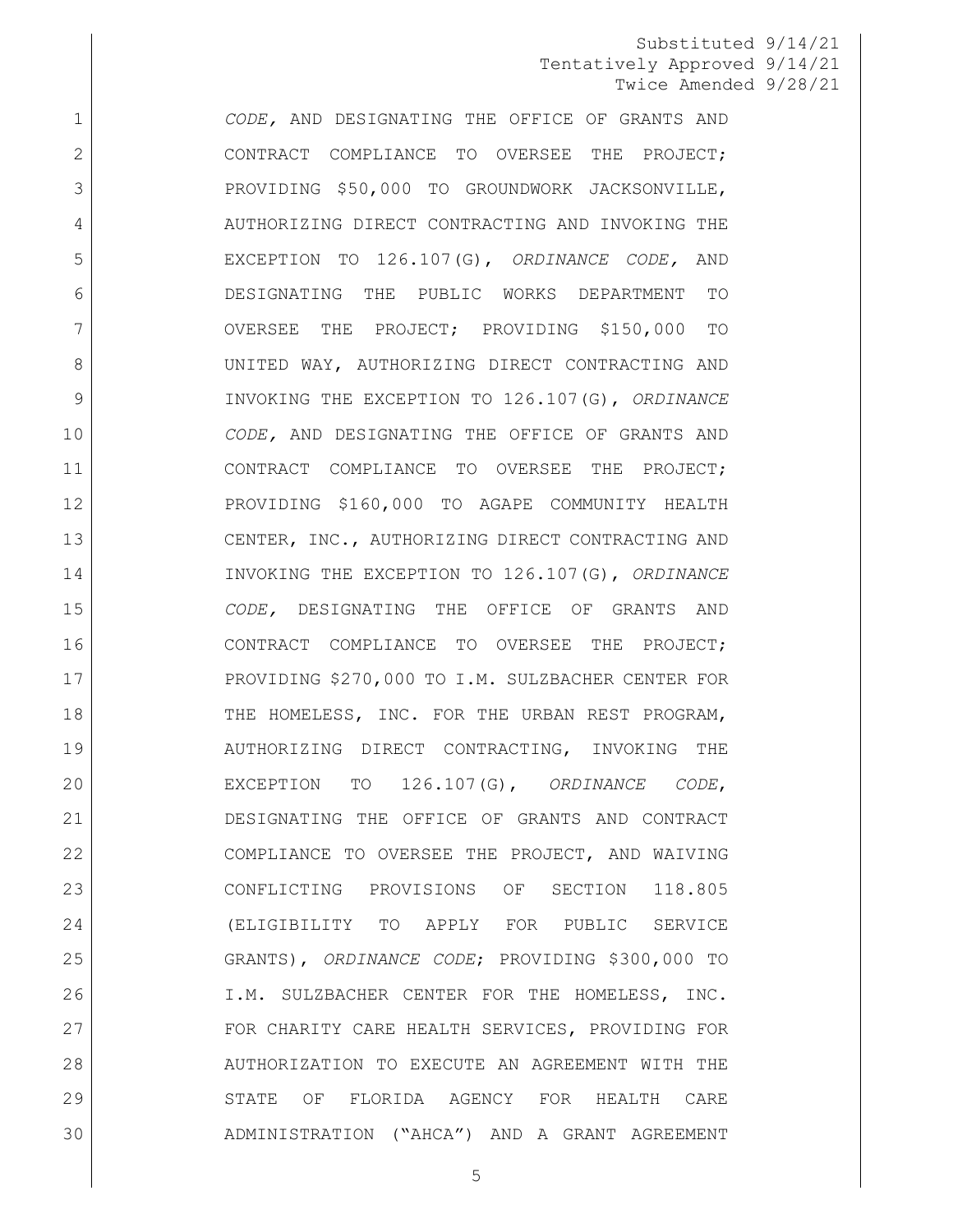Substituted 9/14/21
Tentatively Approved 9/14/21
Twice Amended 9/28/21

*CODE,* AND DESIGNATING THE OFFICE OF GRANTS AND CONTRACT COMPLIANCE TO OVERSEE THE PROJECT; PROVIDING $50,000 TO GROUNDWORK JACKSONVILLE, AUTHORIZING DIRECT CONTRACTING AND INVOKING THE EXCEPTION TO 126.107(G), *ORDINANCE CODE,* AND DESIGNATING THE PUBLIC WORKS DEPARTMENT TO OVERSEE THE PROJECT; PROVIDING $150,000 TO UNITED WAY, AUTHORIZING DIRECT CONTRACTING AND INVOKING THE EXCEPTION TO 126.107(G), *ORDINANCE CODE,* AND DESIGNATING THE OFFICE OF GRANTS AND CONTRACT COMPLIANCE TO OVERSEE THE PROJECT; PROVIDING $160,000 TO AGAPE COMMUNITY HEALTH CENTER, INC., AUTHORIZING DIRECT CONTRACTING AND INVOKING THE EXCEPTION TO 126.107(G), *ORDINANCE CODE,* DESIGNATING THE OFFICE OF GRANTS AND CONTRACT COMPLIANCE TO OVERSEE THE PROJECT; PROVIDING $270,000 TO I.M. SULZBACHER CENTER FOR THE HOMELESS, INC. FOR THE URBAN REST PROGRAM, AUTHORIZING DIRECT CONTRACTING, INVOKING THE EXCEPTION TO 126.107(G), *ORDINANCE CODE*, DESIGNATING THE OFFICE OF GRANTS AND CONTRACT COMPLIANCE TO OVERSEE THE PROJECT, AND WAIVING CONFLICTING PROVISIONS OF SECTION 118.805 (ELIGIBILITY TO APPLY FOR PUBLIC SERVICE GRANTS), *ORDINANCE CODE*; PROVIDING $300,000 TO I.M. SULZBACHER CENTER FOR THE HOMELESS, INC. FOR CHARITY CARE HEALTH SERVICES, PROVIDING FOR AUTHORIZATION TO EXECUTE AN AGREEMENT WITH THE STATE OF FLORIDA AGENCY FOR HEALTH CARE ADMINISTRATION ("AHCA") AND A GRANT AGREEMENT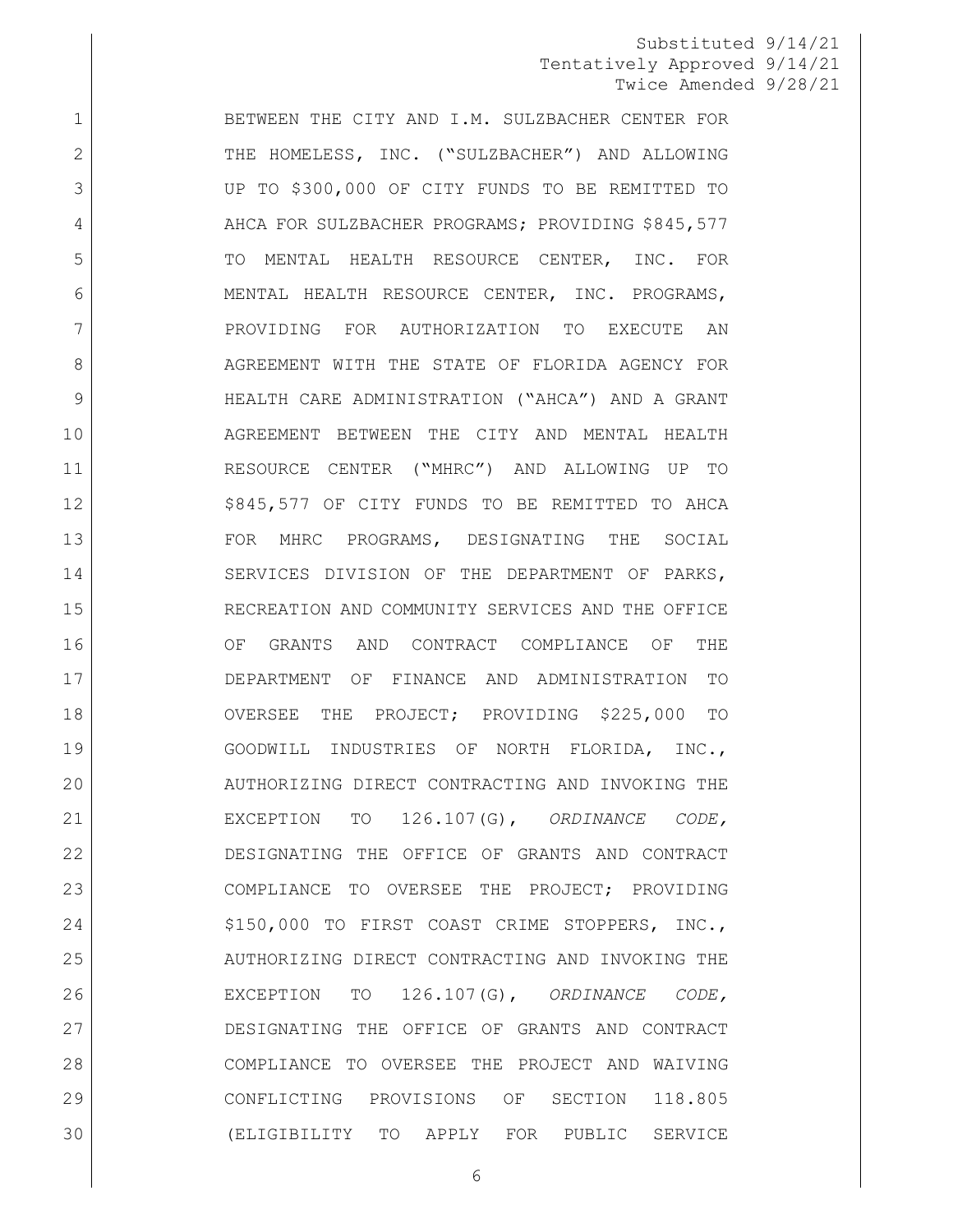Substituted 9/14/21
Tentatively Approved 9/14/21
Twice Amended 9/28/21

BETWEEN THE CITY AND I.M. SULZBACHER CENTER FOR THE HOMELESS, INC. ("SULZBACHER") AND ALLOWING UP TO $300,000 OF CITY FUNDS TO BE REMITTED TO AHCA FOR SULZBACHER PROGRAMS; PROVIDING $845,577 TO MENTAL HEALTH RESOURCE CENTER, INC. FOR MENTAL HEALTH RESOURCE CENTER, INC. PROGRAMS, PROVIDING FOR AUTHORIZATION TO EXECUTE AN AGREEMENT WITH THE STATE OF FLORIDA AGENCY FOR HEALTH CARE ADMINISTRATION ("AHCA") AND A GRANT AGREEMENT BETWEEN THE CITY AND MENTAL HEALTH RESOURCE CENTER ("MHRC") AND ALLOWING UP TO $845,577 OF CITY FUNDS TO BE REMITTED TO AHCA FOR MHRC PROGRAMS, DESIGNATING THE SOCIAL SERVICES DIVISION OF THE DEPARTMENT OF PARKS, RECREATION AND COMMUNITY SERVICES AND THE OFFICE OF GRANTS AND CONTRACT COMPLIANCE OF THE DEPARTMENT OF FINANCE AND ADMINISTRATION TO OVERSEE THE PROJECT; PROVIDING $225,000 TO GOODWILL INDUSTRIES OF NORTH FLORIDA, INC., AUTHORIZING DIRECT CONTRACTING AND INVOKING THE EXCEPTION TO 126.107(G), *ORDINANCE CODE,* DESIGNATING THE OFFICE OF GRANTS AND CONTRACT COMPLIANCE TO OVERSEE THE PROJECT; PROVIDING $150,000 TO FIRST COAST CRIME STOPPERS, INC., AUTHORIZING DIRECT CONTRACTING AND INVOKING THE EXCEPTION TO 126.107(G), *ORDINANCE CODE,* DESIGNATING THE OFFICE OF GRANTS AND CONTRACT COMPLIANCE TO OVERSEE THE PROJECT AND WAIVING CONFLICTING PROVISIONS OF SECTION 118.805 (ELIGIBILITY TO APPLY FOR PUBLIC SERVICE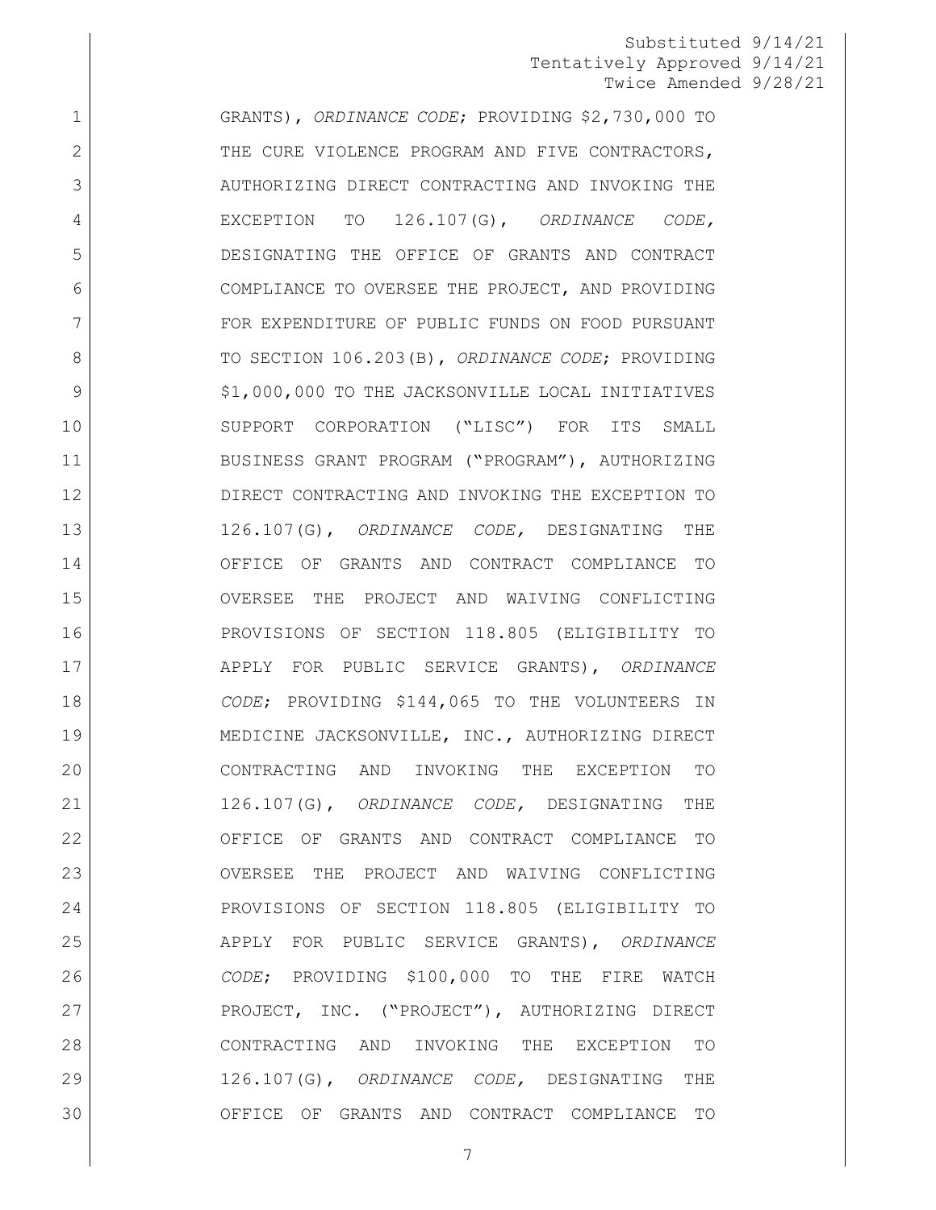GRANTS), *ORDINANCE CODE*; PROVIDING $2,730,000 TO THE CURE VIOLENCE PROGRAM AND FIVE CONTRACTORS, AUTHORIZING DIRECT CONTRACTING AND INVOKING THE EXCEPTION TO 126.107(G), *ORDINANCE CODE,* DESIGNATING THE OFFICE OF GRANTS AND CONTRACT COMPLIANCE TO OVERSEE THE PROJECT, AND PROVIDING FOR EXPENDITURE OF PUBLIC FUNDS ON FOOD PURSUANT TO SECTION 106.203(B), *ORDINANCE CODE*; PROVIDING $1,000,000 TO THE JACKSONVILLE LOCAL INITIATIVES SUPPORT CORPORATION ("LISC") FOR ITS SMALL BUSINESS GRANT PROGRAM ("PROGRAM"), AUTHORIZING DIRECT CONTRACTING AND INVOKING THE EXCEPTION TO 126.107(G), *ORDINANCE CODE,* DESIGNATING THE OFFICE OF GRANTS AND CONTRACT COMPLIANCE TO OVERSEE THE PROJECT AND WAIVING CONFLICTING PROVISIONS OF SECTION 118.805 (ELIGIBILITY TO APPLY FOR PUBLIC SERVICE GRANTS), *ORDINANCE CODE*; PROVIDING $144,065 TO THE VOLUNTEERS IN MEDICINE JACKSONVILLE, INC., AUTHORIZING DIRECT CONTRACTING AND INVOKING THE EXCEPTION TO 126.107(G), *ORDINANCE CODE,* DESIGNATING THE OFFICE OF GRANTS AND CONTRACT COMPLIANCE TO OVERSEE THE PROJECT AND WAIVING CONFLICTING PROVISIONS OF SECTION 118.805 (ELIGIBILITY TO APPLY FOR PUBLIC SERVICE GRANTS), *ORDINANCE CODE*; PROVIDING $100,000 TO THE FIRE WATCH PROJECT, INC. ("PROJECT"), AUTHORIZING DIRECT CONTRACTING AND INVOKING THE EXCEPTION TO 126.107(G), *ORDINANCE CODE,* DESIGNATING THE OFFICE OF GRANTS AND CONTRACT COMPLIANCE TO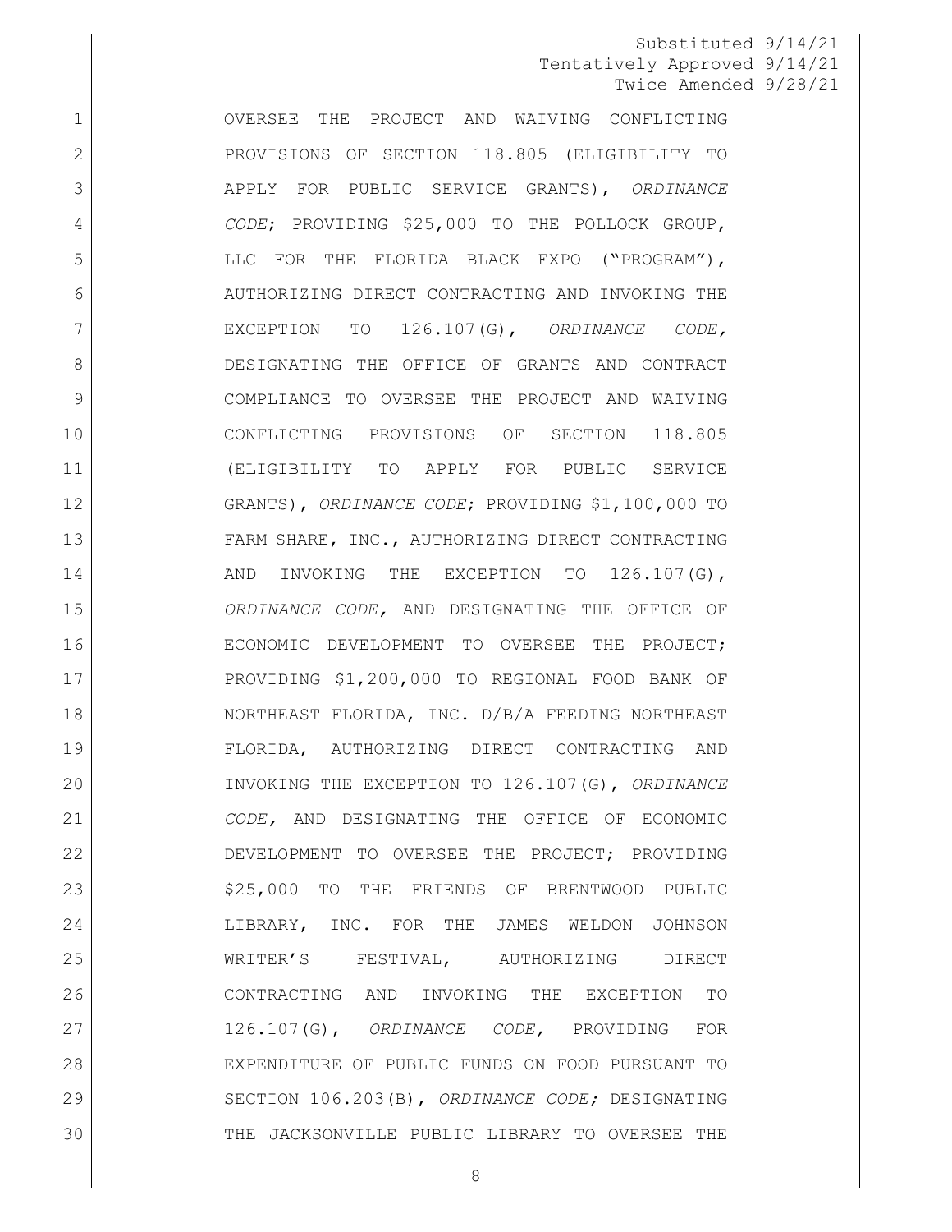Substituted 9/14/21
Tentatively Approved 9/14/21
Twice Amended 9/28/21

OVERSEE THE PROJECT AND WAIVING CONFLICTING PROVISIONS OF SECTION 118.805 (ELIGIBILITY TO APPLY FOR PUBLIC SERVICE GRANTS), *ORDINANCE CODE*; PROVIDING $25,000 TO THE POLLOCK GROUP, LLC FOR THE FLORIDA BLACK EXPO ("PROGRAM"), AUTHORIZING DIRECT CONTRACTING AND INVOKING THE EXCEPTION TO 126.107(G), *ORDINANCE CODE,* DESIGNATING THE OFFICE OF GRANTS AND CONTRACT COMPLIANCE TO OVERSEE THE PROJECT AND WAIVING CONFLICTING PROVISIONS OF SECTION 118.805 (ELIGIBILITY TO APPLY FOR PUBLIC SERVICE GRANTS), *ORDINANCE CODE*; PROVIDING $1,100,000 TO FARM SHARE, INC., AUTHORIZING DIRECT CONTRACTING AND INVOKING THE EXCEPTION TO 126.107(G), *ORDINANCE CODE,* AND DESIGNATING THE OFFICE OF ECONOMIC DEVELOPMENT TO OVERSEE THE PROJECT; PROVIDING $1,200,000 TO REGIONAL FOOD BANK OF NORTHEAST FLORIDA, INC. D/B/A FEEDING NORTHEAST FLORIDA, AUTHORIZING DIRECT CONTRACTING AND INVOKING THE EXCEPTION TO 126.107(G), *ORDINANCE CODE,* AND DESIGNATING THE OFFICE OF ECONOMIC DEVELOPMENT TO OVERSEE THE PROJECT; PROVIDING $25,000 TO THE FRIENDS OF BRENTWOOD PUBLIC LIBRARY, INC. FOR THE JAMES WELDON JOHNSON WRITER'S FESTIVAL, AUTHORIZING DIRECT CONTRACTING AND INVOKING THE EXCEPTION TO 126.107(G), *ORDINANCE CODE,* PROVIDING FOR EXPENDITURE OF PUBLIC FUNDS ON FOOD PURSUANT TO SECTION 106.203(B), *ORDINANCE CODE;* DESIGNATING THE JACKSONVILLE PUBLIC LIBRARY TO OVERSEE THE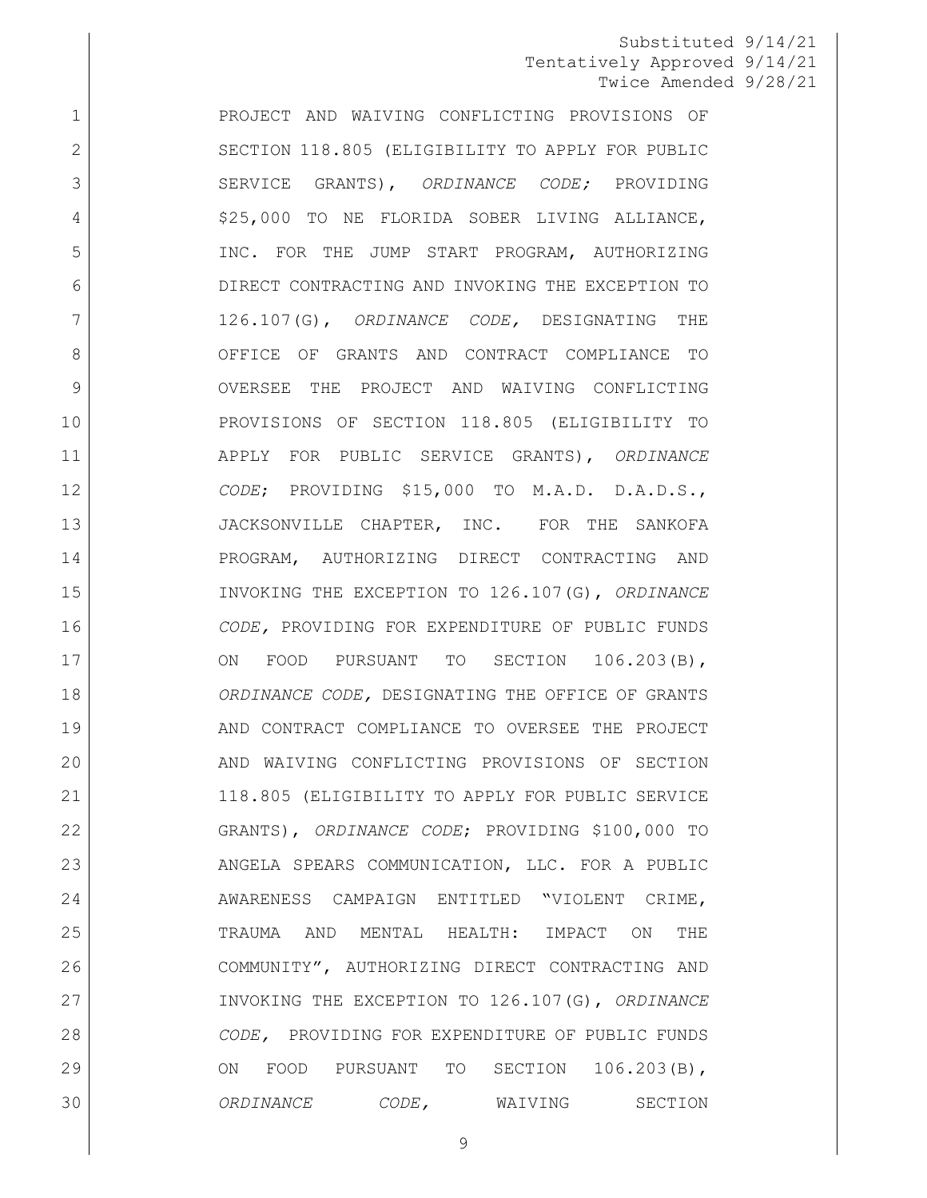Substituted 9/14/21
Tentatively Approved 9/14/21
Twice Amended 9/28/21

PROJECT AND WAIVING CONFLICTING PROVISIONS OF SECTION 118.805 (ELIGIBILITY TO APPLY FOR PUBLIC SERVICE GRANTS), *ORDINANCE CODE;* PROVIDING $25,000 TO NE FLORIDA SOBER LIVING ALLIANCE, INC. FOR THE JUMP START PROGRAM, AUTHORIZING DIRECT CONTRACTING AND INVOKING THE EXCEPTION TO 126.107(G), *ORDINANCE CODE,* DESIGNATING THE OFFICE OF GRANTS AND CONTRACT COMPLIANCE TO OVERSEE THE PROJECT AND WAIVING CONFLICTING PROVISIONS OF SECTION 118.805 (ELIGIBILITY TO APPLY FOR PUBLIC SERVICE GRANTS), *ORDINANCE CODE*; PROVIDING $15,000 TO M.A.D. D.A.D.S., JACKSONVILLE CHAPTER, INC. FOR THE SANKOFA PROGRAM, AUTHORIZING DIRECT CONTRACTING AND INVOKING THE EXCEPTION TO 126.107(G), *ORDINANCE CODE,* PROVIDING FOR EXPENDITURE OF PUBLIC FUNDS ON FOOD PURSUANT TO SECTION 106.203(B), *ORDINANCE CODE,* DESIGNATING THE OFFICE OF GRANTS AND CONTRACT COMPLIANCE TO OVERSEE THE PROJECT AND WAIVING CONFLICTING PROVISIONS OF SECTION 118.805 (ELIGIBILITY TO APPLY FOR PUBLIC SERVICE GRANTS), *ORDINANCE CODE*; PROVIDING $100,000 TO ANGELA SPEARS COMMUNICATION, LLC. FOR A PUBLIC AWARENESS CAMPAIGN ENTITLED "VIOLENT CRIME, TRAUMA AND MENTAL HEALTH: IMPACT ON THE COMMUNITY", AUTHORIZING DIRECT CONTRACTING AND INVOKING THE EXCEPTION TO 126.107(G), *ORDINANCE CODE,* PROVIDING FOR EXPENDITURE OF PUBLIC FUNDS ON FOOD PURSUANT TO SECTION 106.203(B), *ORDINANCE CODE,* WAIVING SECTION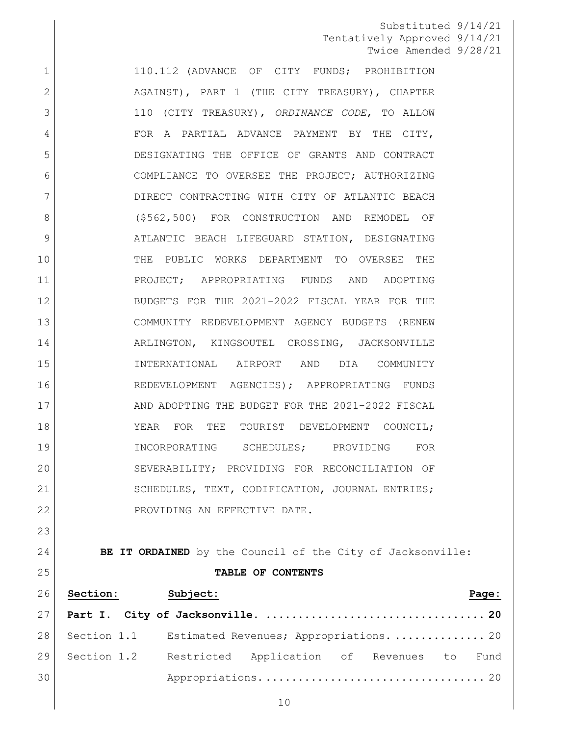Substituted 9/14/21
Tentatively Approved 9/14/21
Twice Amended 9/28/21

110.112 (ADVANCE OF CITY FUNDS; PROHIBITION AGAINST), PART 1 (THE CITY TREASURY), CHAPTER 110 (CITY TREASURY), *ORDINANCE CODE*, TO ALLOW FOR A PARTIAL ADVANCE PAYMENT BY THE CITY, DESIGNATING THE OFFICE OF GRANTS AND CONTRACT COMPLIANCE TO OVERSEE THE PROJECT; AUTHORIZING DIRECT CONTRACTING WITH CITY OF ATLANTIC BEACH ($562,500) FOR CONSTRUCTION AND REMODEL OF ATLANTIC BEACH LIFEGUARD STATION, DESIGNATING THE PUBLIC WORKS DEPARTMENT TO OVERSEE THE PROJECT; APPROPRIATING FUNDS AND ADOPTING BUDGETS FOR THE 2021-2022 FISCAL YEAR FOR THE COMMUNITY REDEVELOPMENT AGENCY BUDGETS (RENEW ARLINGTON, KINGSOUTEL CROSSING, JACKSONVILLE INTERNATIONAL AIRPORT AND DIA COMMUNITY REDEVELOPMENT AGENCIES); APPROPRIATING FUNDS AND ADOPTING THE BUDGET FOR THE 2021-2022 FISCAL YEAR FOR THE TOURIST DEVELOPMENT COUNCIL; INCORPORATING SCHEDULES; PROVIDING FOR SEVERABILITY; PROVIDING FOR RECONCILIATION OF SCHEDULES, TEXT, CODIFICATION, JOURNAL ENTRIES; PROVIDING AN EFFECTIVE DATE.

**BE IT ORDAINED** by the Council of the City of Jacksonville:

**TABLE OF CONTENTS**

| **Section:** | **Subject:** | **Page:** |
|---|---|---|
| **Part I.** | **City of Jacksonville.** | **20** |
| Section 1.1 | Estimated Revenues; Appropriations. | 20 |
| Section 1.2 | Restricted Application of Revenues to Fund Appropriations. | 20 |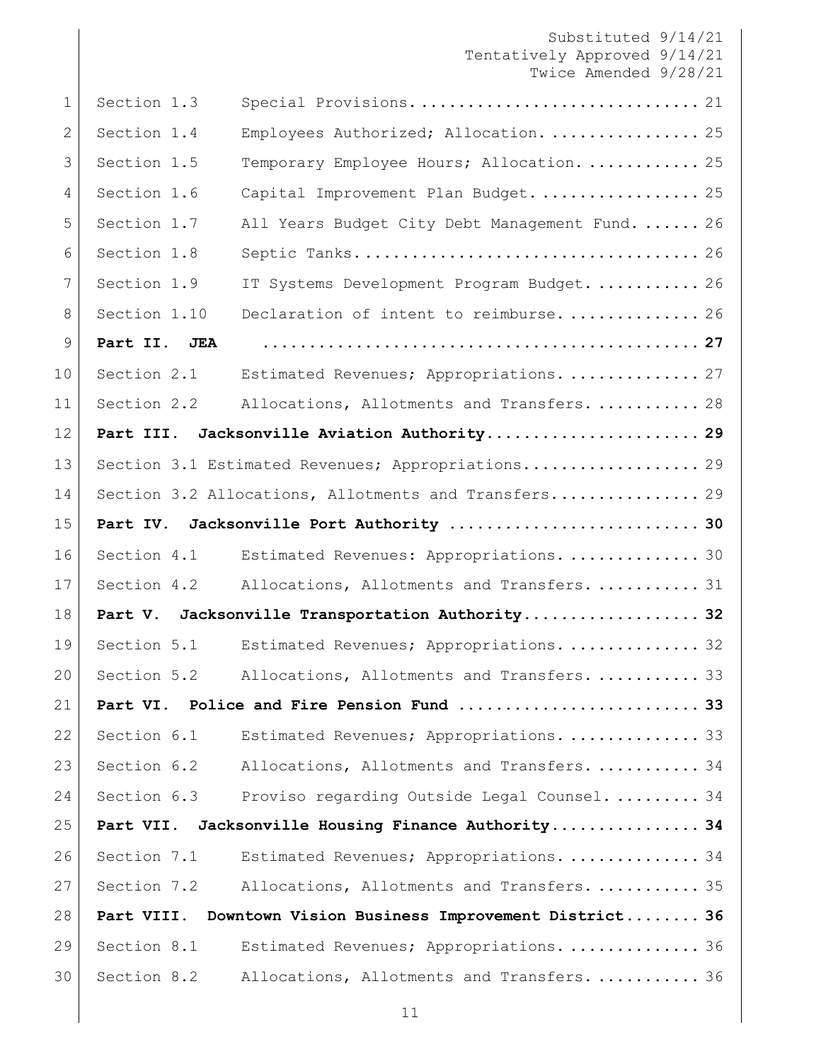Section 1.3 Special Provisions............................. 21

Section 1.4 Employees Authorized; Allocation................ 25

Section 1.5 Temporary Employee Hours; Allocation............ 25

Section 1.6 Capital Improvement Plan Budget................. 25

Section 1.7 All Years Budget City Debt Management Fund....... 26

Section 1.8 Septic Tanks.................................... 26

Section 1.9 IT Systems Development Program Budget........... 26

Section 1.10 Declaration of intent to reimburse.............. 26

**Part II. JEA ............................................... 27**

Section 2.1 Estimated Revenues; Appropriations.............. 27

Section 2.2 Allocations, Allotments and Transfers........... 28

**Part III. Jacksonville Aviation Authority...................... 29**

Section 3.1 Estimated Revenues; Appropriations.................. 29

Section 3.2 Allocations, Allotments and Transfers............... 29

**Part IV. Jacksonville Port Authority .......................... 30**

Section 4.1 Estimated Revenues: Appropriations.............. 30

Section 4.2 Allocations, Allotments and Transfers........... 31

**Part V. Jacksonville Transportation Authority.................. 32**

Section 5.1 Estimated Revenues; Appropriations.............. 32

Section 5.2 Allocations, Allotments and Transfers........... 33

**Part VI. Police and Fire Pension Fund ......................... 33**

Section 6.1 Estimated Revenues; Appropriations.............. 33

Section 6.2 Allocations, Allotments and Transfers........... 34

Section 6.3 Proviso regarding Outside Legal Counsel......... 34

**Part VII. Jacksonville Housing Finance Authority............... 34**

Section 7.1 Estimated Revenues; Appropriations.............. 34

Section 7.2 Allocations, Allotments and Transfers........... 35

**Part VIII. Downtown Vision Business Improvement District........ 36**

Section 8.1 Estimated Revenues; Appropriations.............. 36

Section 8.2 Allocations, Allotments and Transfers........... 36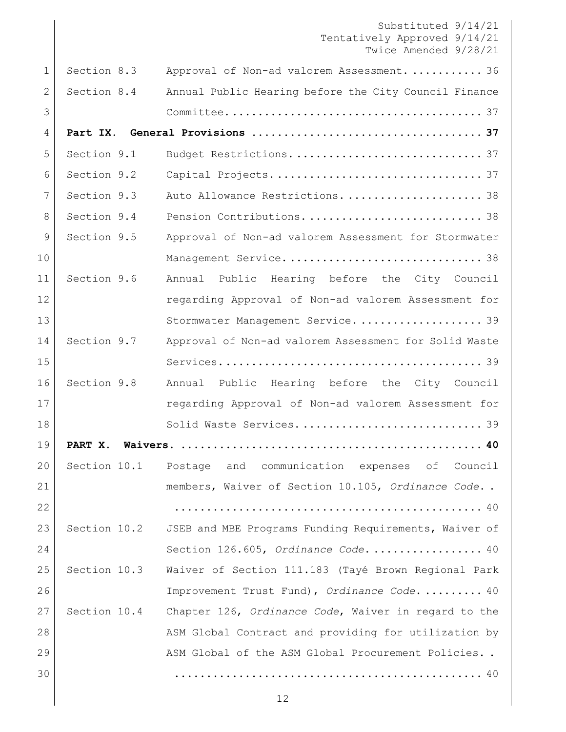Substituted 9/14/21
Tentatively Approved 9/14/21
Twice Amended 9/28/21

| | | |
|---|---|---|
| Section 8.3 | Approval of Non-ad valorem Assessment | 36 |
| Section 8.4 | Annual Public Hearing before the City Council Finance Committee | 37 |
| **Part IX.** | **General Provisions** | **37** |
| Section 9.1 | Budget Restrictions | 37 |
| Section 9.2 | Capital Projects | 37 |
| Section 9.3 | Auto Allowance Restrictions | 38 |
| Section 9.4 | Pension Contributions | 38 |
| Section 9.5 | Approval of Non-ad valorem Assessment for Stormwater Management Service | 38 |
| Section 9.6 | Annual Public Hearing before the City Council regarding Approval of Non-ad valorem Assessment for Stormwater Management Service | 39 |
| Section 9.7 | Approval of Non-ad valorem Assessment for Solid Waste Services | 39 |
| Section 9.8 | Annual Public Hearing before the City Council regarding Approval of Non-ad valorem Assessment for Solid Waste Services | 39 |
| **PART X.** | **Waivers.** | **40** |
| Section 10.1 | Postage and communication expenses of Council members, Waiver of Section 10.105, *Ordinance Code*. | 40 |
| Section 10.2 | JSEB and MBE Programs Funding Requirements, Waiver of Section 126.605, *Ordinance Code*. | 40 |
| Section 10.3 | Waiver of Section 111.183 (Tayé Brown Regional Park Improvement Trust Fund), *Ordinance Code*. | 40 |
| Section 10.4 | Chapter 126, *Ordinance Code*, Waiver in regard to the ASM Global Contract and providing for utilization by ASM Global of the ASM Global Procurement Policies. | 40 |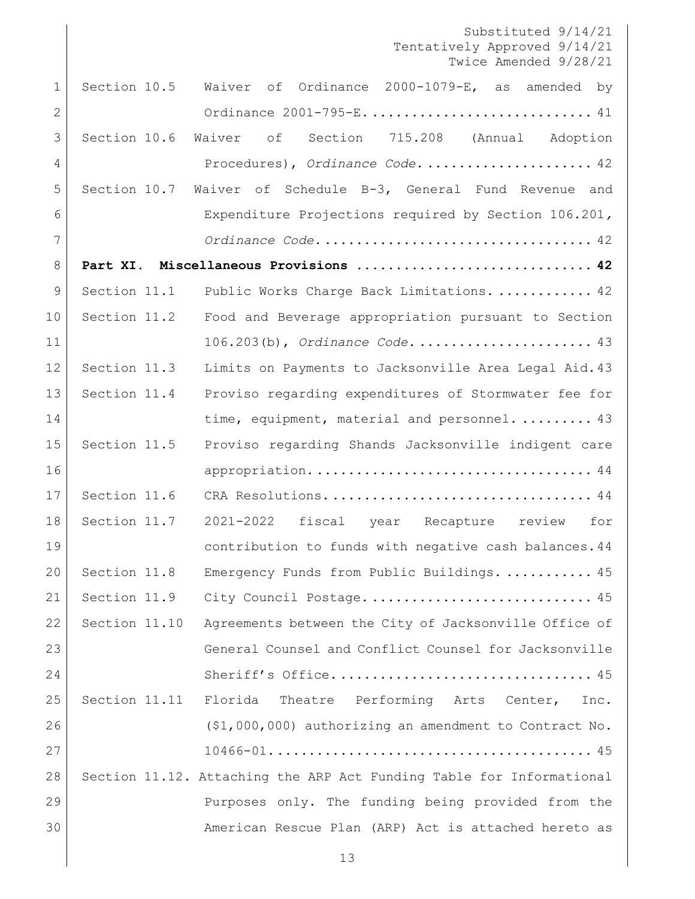Section 10.5 Waiver of Ordinance 2000-1079-E, as amended by Ordinance 2001-795-E............................ 41

Section 10.6 Waiver of Section 715.208 (Annual Adoption Procedures), *Ordinance Code*..................... 42

Section 10.7 Waiver of Schedule B-3, General Fund Revenue and Expenditure Projections required by Section 106.201, *Ordinance Code*.................................. 42

**Part XI. Miscellaneous Provisions .............................. 42**

Section 11.1 Public Works Charge Back Limitations............. 42

Section 11.2 Food and Beverage appropriation pursuant to Section 106.203(b), *Ordinance Code*...................... 43

Section 11.3 Limits on Payments to Jacksonville Area Legal Aid. 43

Section 11.4 Proviso regarding expenditures of Stormwater fee for time, equipment, material and personnel.......... 43

Section 11.5 Proviso regarding Shands Jacksonville indigent care appropriation.................................... 44

Section 11.6 CRA Resolutions.................................. 44

Section 11.7 2021-2022 fiscal year Recapture review for contribution to funds with negative cash balances. 44

Section 11.8 Emergency Funds from Public Buildings............ 45

Section 11.9 City Council Postage............................ 45

Section 11.10 Agreements between the City of Jacksonville Office of General Counsel and Conflict Counsel for Jacksonville Sheriff's Office............................... 45

Section 11.11 Florida Theatre Performing Arts Center, Inc. ($1,000,000) authorizing an amendment to Contract No. 10466-01....................................... 45

Section 11.12. Attaching the ARP Act Funding Table for Informational Purposes only. The funding being provided from the American Rescue Plan (ARP) Act is attached hereto as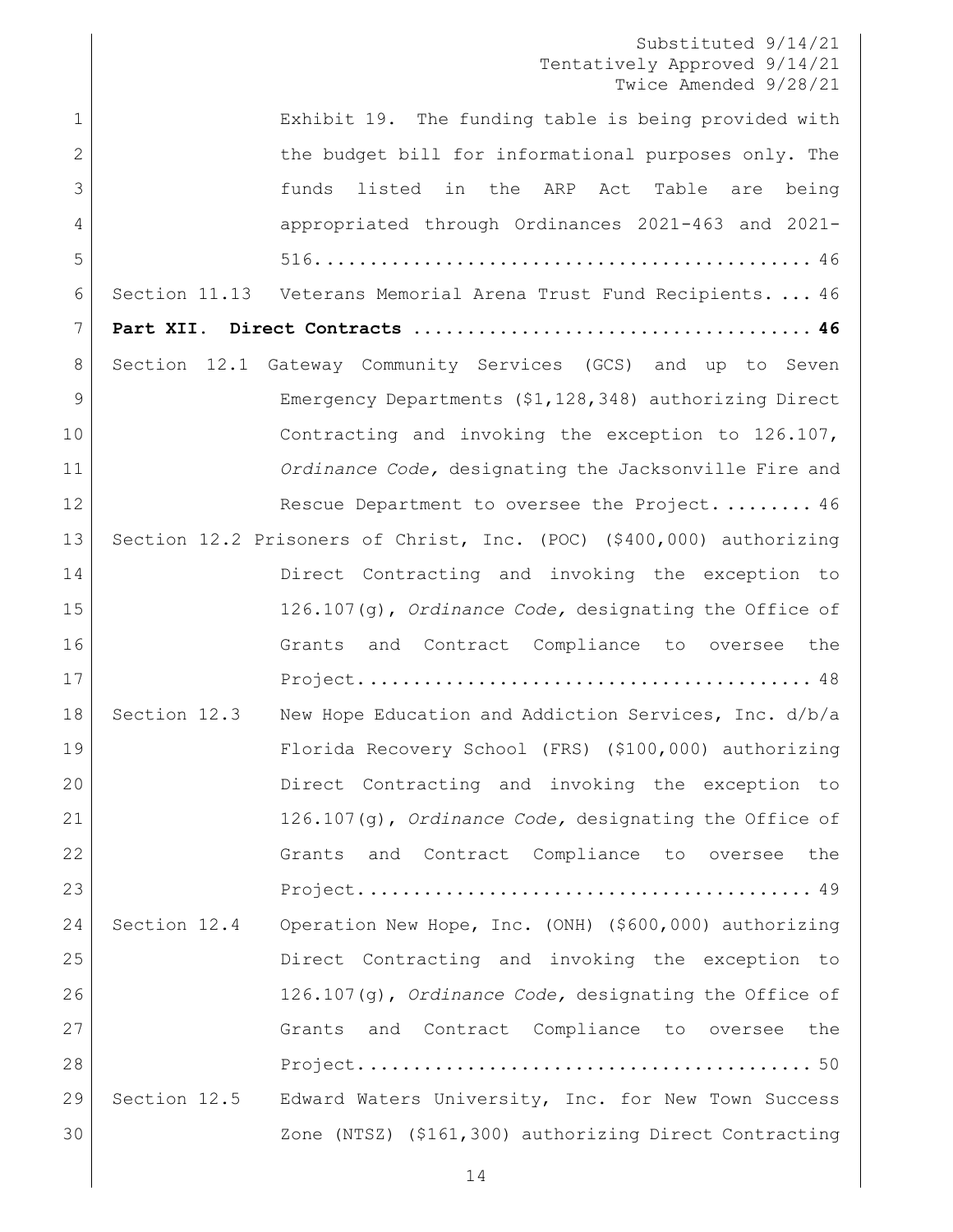Exhibit 19. The funding table is being provided with the budget bill for informational purposes only. The funds listed in the ARP Act Table are being appropriated through Ordinances 2021-463 and 2021-516............................................ 46

Section 11.13 Veterans Memorial Arena Trust Fund Recipients. ... 46

**Part XII. Direct Contracts .................................... 46**

Section 12.1 Gateway Community Services (GCS) and up to Seven Emergency Departments ($1,128,348) authorizing Direct Contracting and invoking the exception to 126.107, *Ordinance Code*, designating the Jacksonville Fire and Rescue Department to oversee the Project. ........ 46

Section 12.2 Prisoners of Christ, Inc. (POC) ($400,000) authorizing Direct Contracting and invoking the exception to 126.107(g), *Ordinance Code*, designating the Office of Grants and Contract Compliance to oversee the Project......................................... 48

Section 12.3 New Hope Education and Addiction Services, Inc. d/b/a Florida Recovery School (FRS) ($100,000) authorizing Direct Contracting and invoking the exception to 126.107(g), *Ordinance Code*, designating the Office of Grants and Contract Compliance to oversee the Project......................................... 49

Section 12.4 Operation New Hope, Inc. (ONH) ($600,000) authorizing Direct Contracting and invoking the exception to 126.107(g), *Ordinance Code*, designating the Office of Grants and Contract Compliance to oversee the Project......................................... 50

Section 12.5 Edward Waters University, Inc. for New Town Success Zone (NTSZ) ($161,300) authorizing Direct Contracting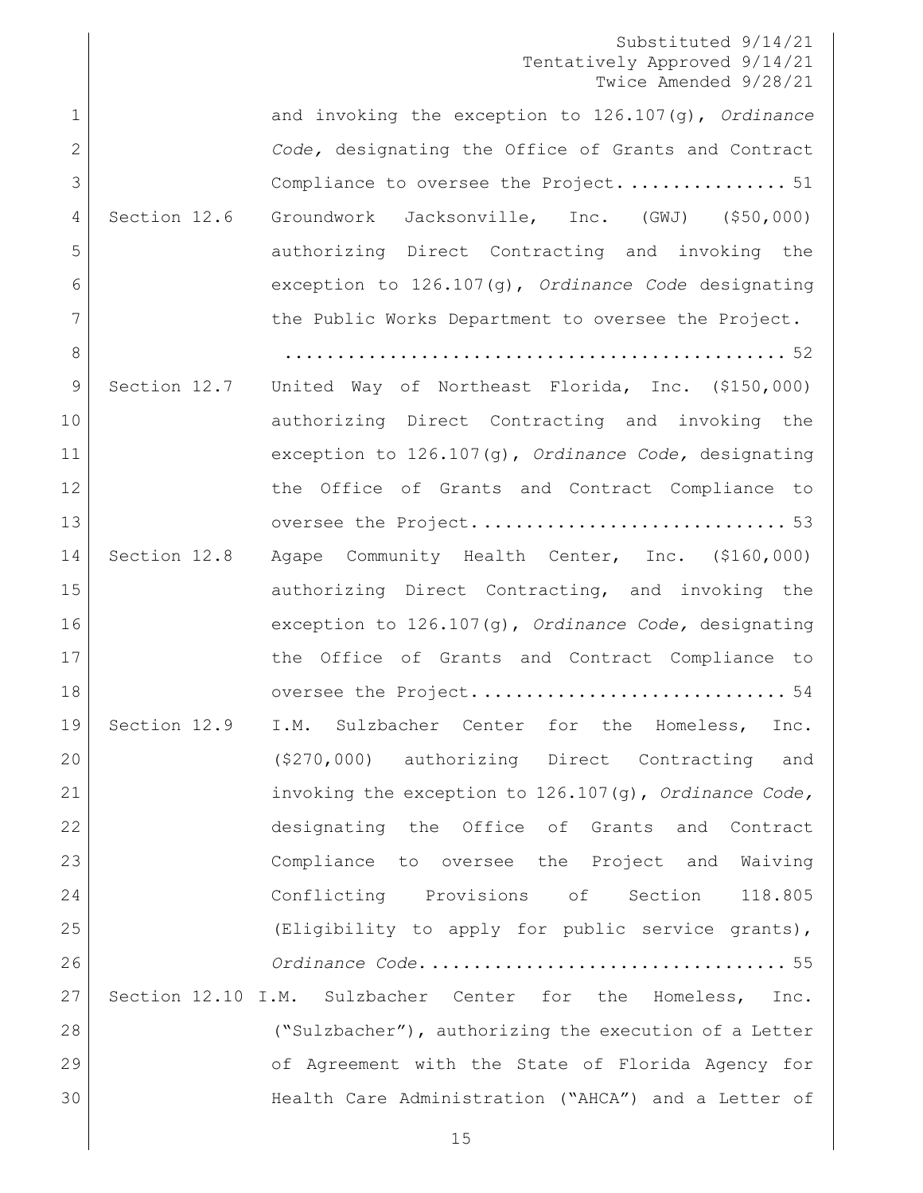Substituted 9/14/21
Tentatively Approved 9/14/21
Twice Amended 9/28/21

and invoking the exception to 126.107(g), *Ordinance Code,* designating the Office of Grants and Contract Compliance to oversee the Project. ............... 51

Section 12.6 Groundwork Jacksonville, Inc. (GWJ) ($50,000) authorizing Direct Contracting and invoking the exception to 126.107(g), *Ordinance Code* designating the Public Works Department to oversee the Project. ............................................... 52

Section 12.7 United Way of Northeast Florida, Inc. ($150,000) authorizing Direct Contracting and invoking the exception to 126.107(g), *Ordinance Code,* designating the Office of Grants and Contract Compliance to oversee the Project. ............................ 53

Section 12.8 Agape Community Health Center, Inc. ($160,000) authorizing Direct Contracting, and invoking the exception to 126.107(g), *Ordinance Code,* designating the Office of Grants and Contract Compliance to oversee the Project. ............................ 54

Section 12.9 I.M. Sulzbacher Center for the Homeless, Inc. ($270,000) authorizing Direct Contracting and invoking the exception to 126.107(g), *Ordinance Code,* designating the Office of Grants and Contract Compliance to oversee the Project and Waiving Conflicting Provisions of Section 118.805 (Eligibility to apply for public service grants), *Ordinance Code.* ................................ 55

Section 12.10 I.M. Sulzbacher Center for the Homeless, Inc. ("Sulzbacher"), authorizing the execution of a Letter of Agreement with the State of Florida Agency for Health Care Administration ("AHCA") and a Letter of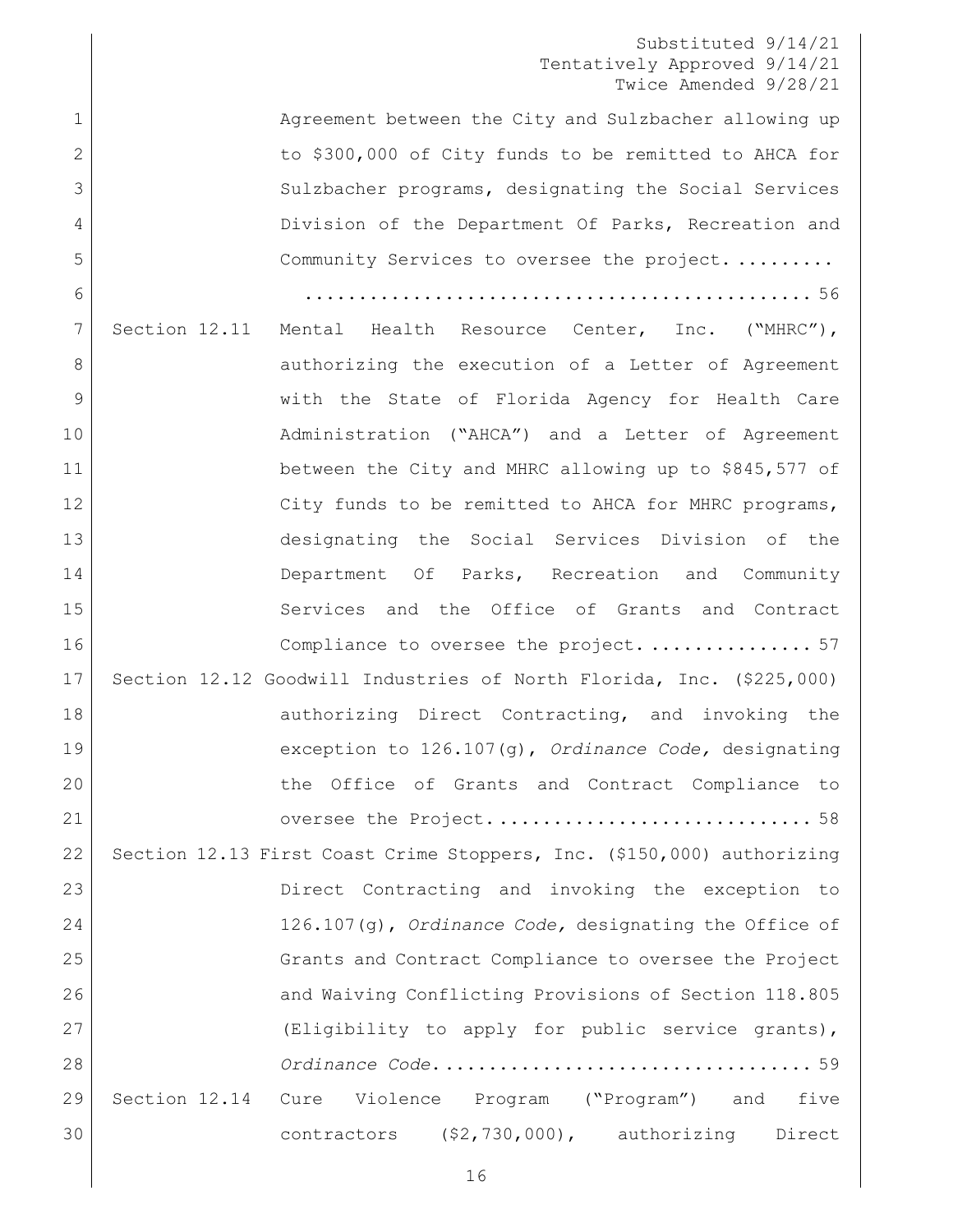Substituted 9/14/21
Tentatively Approved 9/14/21
Twice Amended 9/28/21

Agreement between the City and Sulzbacher allowing up to $300,000 of City funds to be remitted to AHCA for Sulzbacher programs, designating the Social Services Division of the Department Of Parks, Recreation and Community Services to oversee the project. ......... ............................................. 56

Section 12.11 Mental Health Resource Center, Inc. ("MHRC"), authorizing the execution of a Letter of Agreement with the State of Florida Agency for Health Care Administration ("AHCA") and a Letter of Agreement between the City and MHRC allowing up to $845,577 of City funds to be remitted to AHCA for MHRC programs, designating the Social Services Division of the Department Of Parks, Recreation and Community Services and the Office of Grants and Contract Compliance to oversee the project. ............... 57

Section 12.12 Goodwill Industries of North Florida, Inc. ($225,000) authorizing Direct Contracting, and invoking the exception to 126.107(g), *Ordinance Code,* designating the Office of Grants and Contract Compliance to oversee the Project. ............................ 58

Section 12.13 First Coast Crime Stoppers, Inc. ($150,000) authorizing Direct Contracting and invoking the exception to 126.107(g), *Ordinance Code,* designating the Office of Grants and Contract Compliance to oversee the Project and Waiving Conflicting Provisions of Section 118.805 (Eligibility to apply for public service grants), *Ordinance Code*. ................................ 59

Section 12.14 Cure Violence Program ("Program") and five contractors ($2,730,000), authorizing Direct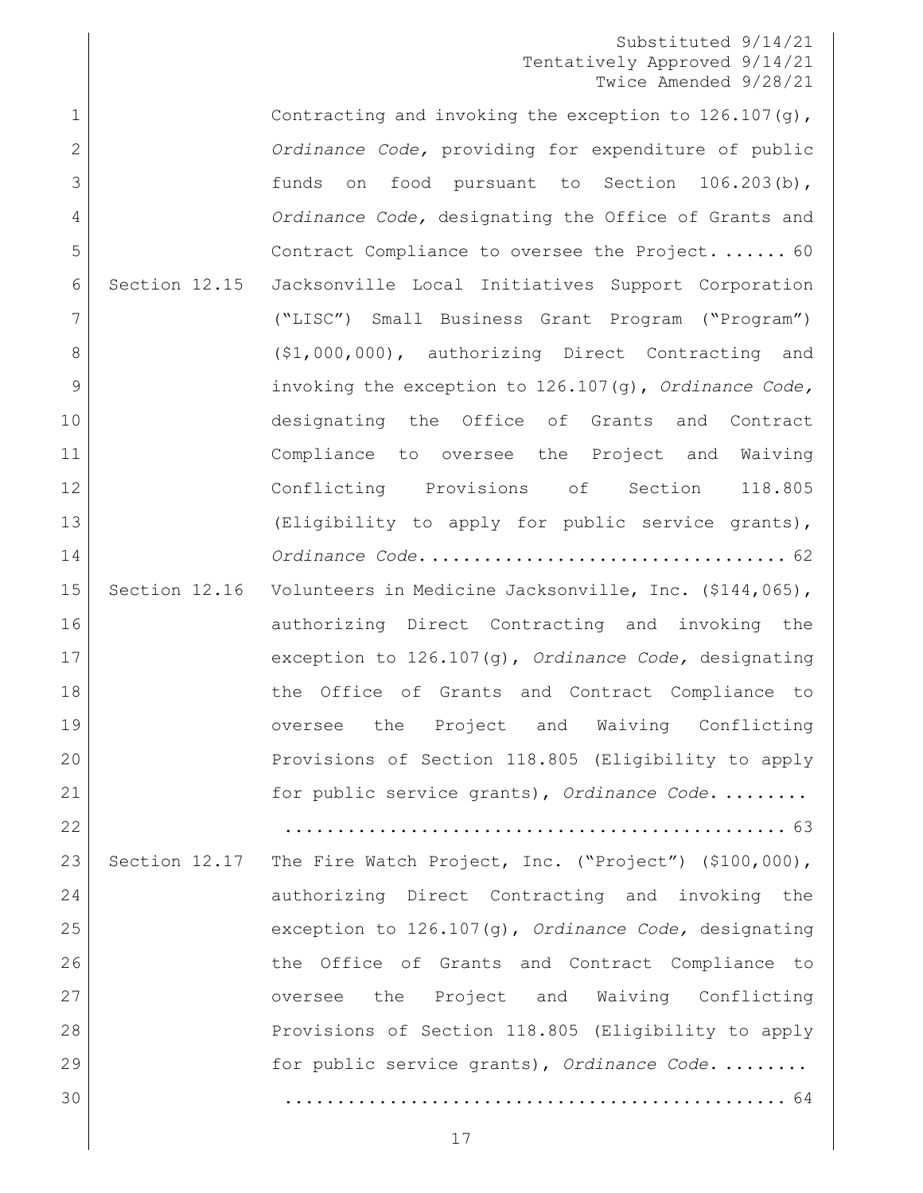Substituted 9/14/21
Tentatively Approved 9/14/21
Twice Amended 9/28/21

| | | |
|---|---|---|
| | Contracting and invoking the exception to 126.107(g), *Ordinance Code,* providing for expenditure of public funds on food pursuant to Section 106.203(b), *Ordinance Code,* designating the Office of Grants and Contract Compliance to oversee the Project. | 60 |
| Section 12.15 | Jacksonville Local Initiatives Support Corporation ("LISC") Small Business Grant Program ("Program") ($1,000,000), authorizing Direct Contracting and invoking the exception to 126.107(g), *Ordinance Code,* designating the Office of Grants and Contract Compliance to oversee the Project and Waiving Conflicting Provisions of Section 118.805 (Eligibility to apply for public service grants), *Ordinance Code*. | 62 |
| Section 12.16 | Volunteers in Medicine Jacksonville, Inc. ($144,065), authorizing Direct Contracting and invoking the exception to 126.107(g), *Ordinance Code,* designating the Office of Grants and Contract Compliance to oversee the Project and Waiving Conflicting Provisions of Section 118.805 (Eligibility to apply for public service grants), *Ordinance Code*. | 63 |
| Section 12.17 | The Fire Watch Project, Inc. ("Project") ($100,000), authorizing Direct Contracting and invoking the exception to 126.107(g), *Ordinance Code,* designating the Office of Grants and Contract Compliance to oversee the Project and Waiving Conflicting Provisions of Section 118.805 (Eligibility to apply for public service grants), *Ordinance Code*. | 64 |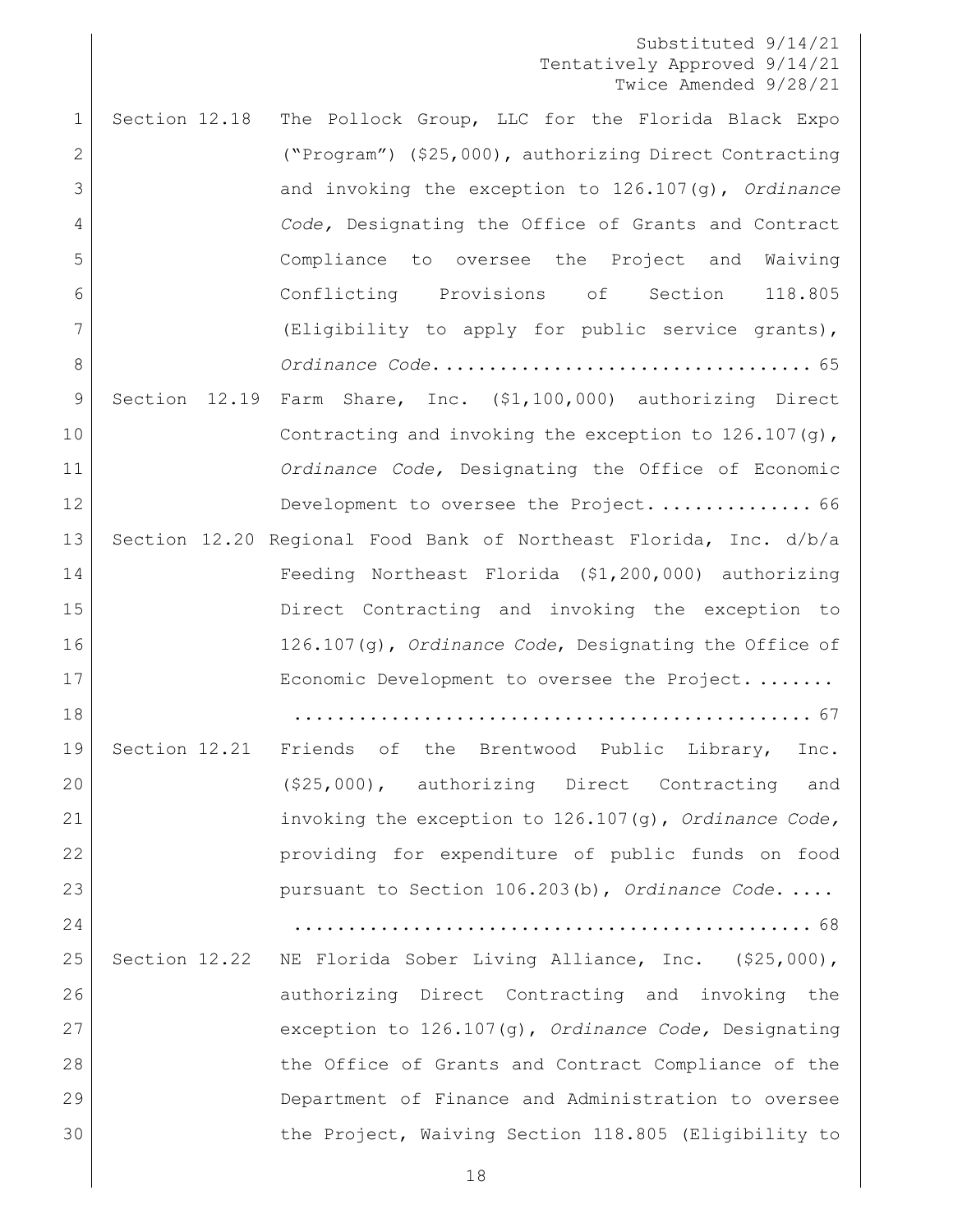Substituted 9/14/21
Tentatively Approved 9/14/21
Twice Amended 9/28/21

Section 12.18 The Pollock Group, LLC for the Florida Black Expo ("Program") ($25,000), authorizing Direct Contracting and invoking the exception to 126.107(g), *Ordinance Code,* Designating the Office of Grants and Contract Compliance to oversee the Project and Waiving Conflicting Provisions of Section 118.805 (Eligibility to apply for public service grants), *Ordinance Code*.................................. 65

Section 12.19 Farm Share, Inc. ($1,100,000) authorizing Direct Contracting and invoking the exception to 126.107(g), *Ordinance Code,* Designating the Office of Economic Development to oversee the Project.............. 66

Section 12.20 Regional Food Bank of Northeast Florida, Inc. d/b/a Feeding Northeast Florida ($1,200,000) authorizing Direct Contracting and invoking the exception to 126.107(g), *Ordinance Code*, Designating the Office of Economic Development to oversee the Project. ....... ............................................... 67

Section 12.21 Friends of the Brentwood Public Library, Inc. ($25,000), authorizing Direct Contracting and invoking the exception to 126.107(g), *Ordinance Code,* providing for expenditure of public funds on food pursuant to Section 106.203(b), *Ordinance Code*. .... ............................................... 68

Section 12.22 NE Florida Sober Living Alliance, Inc. ($25,000), authorizing Direct Contracting and invoking the exception to 126.107(g), *Ordinance Code,* Designating the Office of Grants and Contract Compliance of the Department of Finance and Administration to oversee the Project, Waiving Section 118.805 (Eligibility to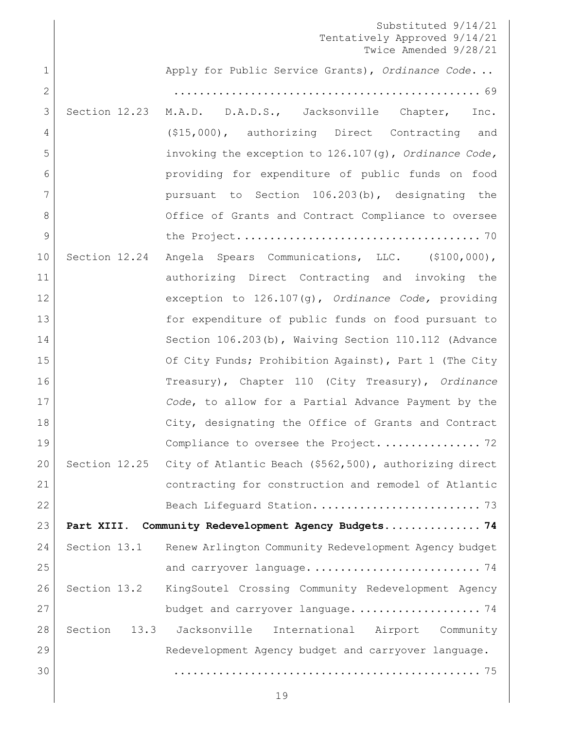Apply for Public Service Grants), *Ordinance Code*. .. ............................................... 69

Section 12.23 M.A.D. D.A.D.S., Jacksonville Chapter, Inc. ($15,000), authorizing Direct Contracting and invoking the exception to 126.107(g), *Ordinance Code,* providing for expenditure of public funds on food pursuant to Section 106.203(b), designating the Office of Grants and Contract Compliance to oversee the Project..................................... 70

Section 12.24 Angela Spears Communications, LLC. ($100,000), authorizing Direct Contracting and invoking the exception to 126.107(g), *Ordinance Code,* providing for expenditure of public funds on food pursuant to Section 106.203(b), Waiving Section 110.112 (Advance Of City Funds; Prohibition Against), Part 1 (The City Treasury), Chapter 110 (City Treasury), *Ordinance Code*, to allow for a Partial Advance Payment by the City, designating the Office of Grants and Contract Compliance to oversee the Project. ............... 72

Section 12.25 City of Atlantic Beach ($562,500), authorizing direct contracting for construction and remodel of Atlantic Beach Lifeguard Station. ........................ 73

**Part XIII. Community Redevelopment Agency Budgets............... 74**

Section 13.1 Renew Arlington Community Redevelopment Agency budget and carryover language. ......................... 74

Section 13.2 KingSoutel Crossing Community Redevelopment Agency budget and carryover language. .................. 74

Section 13.3 Jacksonville International Airport Community Redevelopment Agency budget and carryover language. ............................................... 75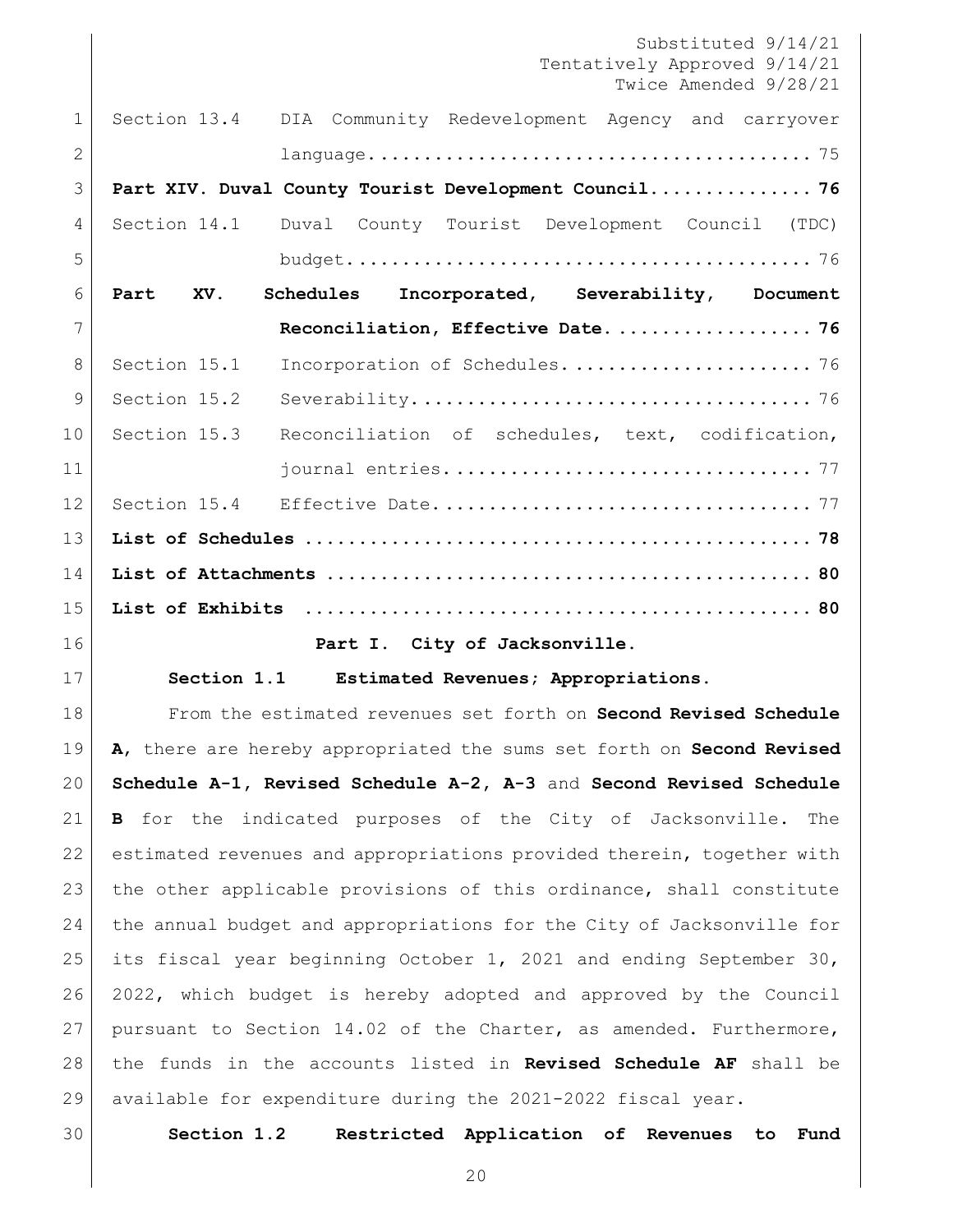Section 13.4 DIA Community Redevelopment Agency and carryover language........................................ 75

**Part XIV. Duval County Tourist Development Council............... 76**

Section 14.1 Duval County Tourist Development Council (TDC) budget.......................................... 76

**Part XV. Schedules Incorporated, Severability, Document Reconciliation, Effective Date................... 76**

Section 15.1 Incorporation of Schedules....................... 76

Section 15.2 Severability..................................... 76

Section 15.3 Reconciliation of schedules, text, codification, journal entries................................. 77

Section 15.4 Effective Date................................... 77

**List of Schedules ............................................... 78**

**List of Attachments ............................................. 80**

**List of Exhibits ................................................ 80**

## Part I. City of Jacksonville.

### Section 1.1 Estimated Revenues; Appropriations.

From the estimated revenues set forth on **Second Revised Schedule A**, there are hereby appropriated the sums set forth on **Second Revised Schedule A-1, Revised Schedule A-2, A-3** and **Second Revised Schedule B** for the indicated purposes of the City of Jacksonville. The estimated revenues and appropriations provided therein, together with the other applicable provisions of this ordinance, shall constitute the annual budget and appropriations for the City of Jacksonville for its fiscal year beginning October 1, 2021 and ending September 30, 2022, which budget is hereby adopted and approved by the Council pursuant to Section 14.02 of the Charter, as amended. Furthermore, the funds in the accounts listed in **Revised Schedule AF** shall be available for expenditure during the 2021-2022 fiscal year.

### Section 1.2 Restricted Application of Revenues to Fund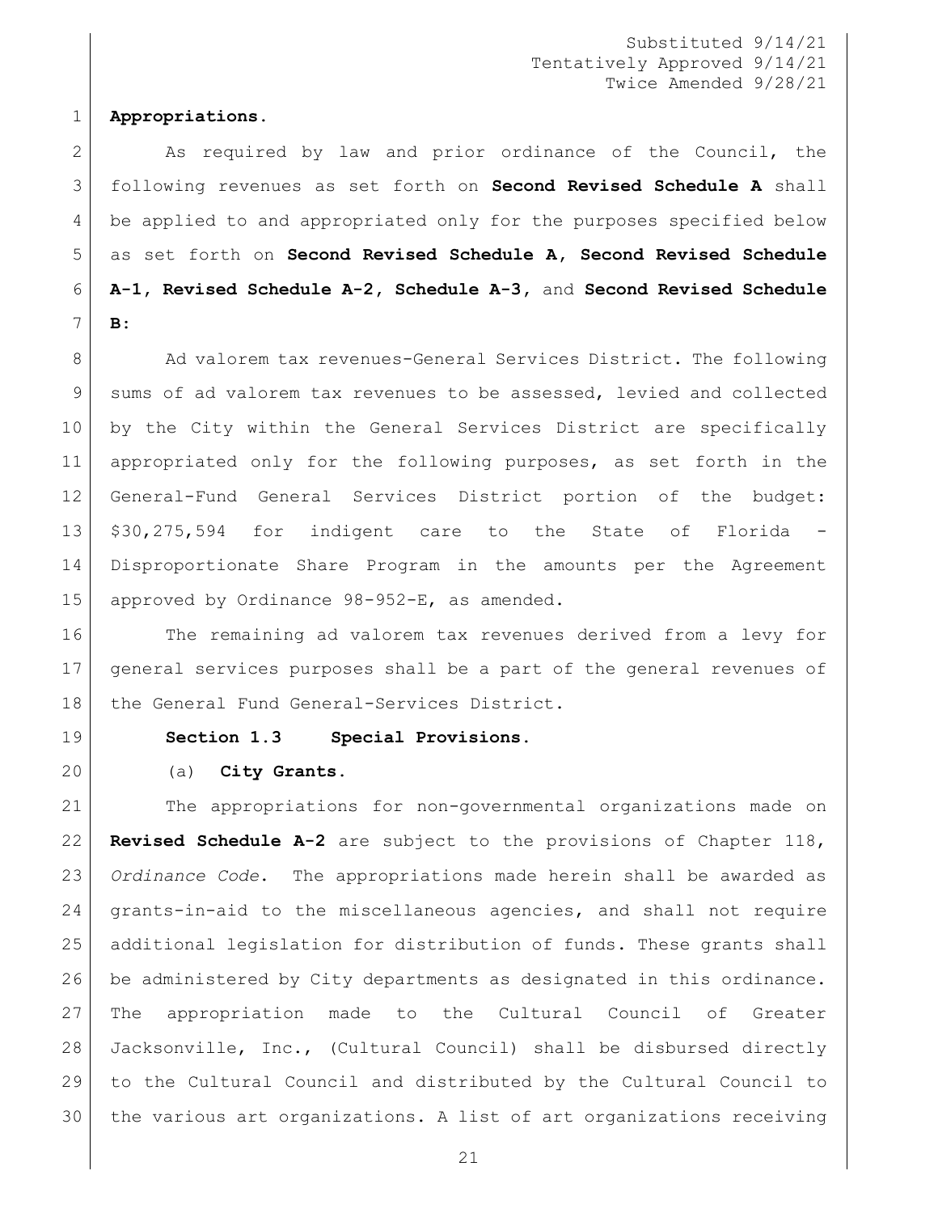Substituted 9/14/21
Tentatively Approved 9/14/21
Twice Amended 9/28/21

**Appropriations.**

As required by law and prior ordinance of the Council, the following revenues as set forth on **Second Revised Schedule A** shall be applied to and appropriated only for the purposes specified below as set forth on **Second Revised Schedule A, Second Revised Schedule A-1, Revised Schedule A-2, Schedule A-3,** and **Second Revised Schedule B:**

Ad valorem tax revenues-General Services District. The following sums of ad valorem tax revenues to be assessed, levied and collected by the City within the General Services District are specifically appropriated only for the following purposes, as set forth in the General-Fund General Services District portion of the budget: $30,275,594 for indigent care to the State of Florida - Disproportionate Share Program in the amounts per the Agreement approved by Ordinance 98-952-E, as amended.

The remaining ad valorem tax revenues derived from a levy for general services purposes shall be a part of the general revenues of the General Fund General-Services District.

**Section 1.3 Special Provisions.**

(a) **City Grants.**

The appropriations for non-governmental organizations made on **Revised Schedule A-2** are subject to the provisions of Chapter 118, *Ordinance Code*. The appropriations made herein shall be awarded as grants-in-aid to the miscellaneous agencies, and shall not require additional legislation for distribution of funds. These grants shall be administered by City departments as designated in this ordinance. The appropriation made to the Cultural Council of Greater Jacksonville, Inc., (Cultural Council) shall be disbursed directly to the Cultural Council and distributed by the Cultural Council to the various art organizations. A list of art organizations receiving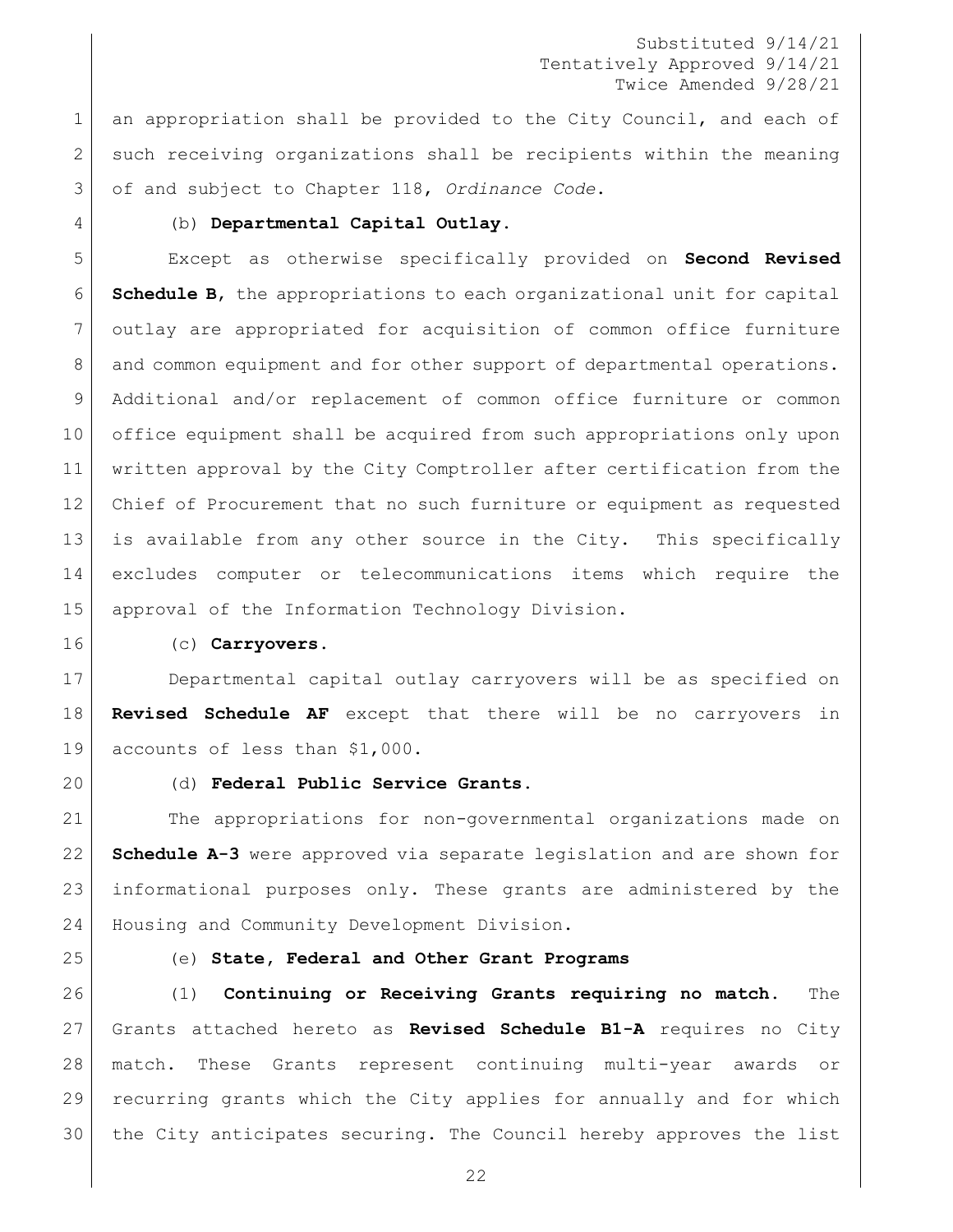Substituted 9/14/21
Tentatively Approved 9/14/21
Twice Amended 9/28/21

an appropriation shall be provided to the City Council, and each of such receiving organizations shall be recipients within the meaning of and subject to Chapter 118, *Ordinance Code*.

(b) **Departmental Capital Outlay.**

Except as otherwise specifically provided on **Second Revised Schedule B**, the appropriations to each organizational unit for capital outlay are appropriated for acquisition of common office furniture and common equipment and for other support of departmental operations. Additional and/or replacement of common office furniture or common office equipment shall be acquired from such appropriations only upon written approval by the City Comptroller after certification from the Chief of Procurement that no such furniture or equipment as requested is available from any other source in the City. This specifically excludes computer or telecommunications items which require the approval of the Information Technology Division.

(c) **Carryovers.**

Departmental capital outlay carryovers will be as specified on **Revised Schedule AF** except that there will be no carryovers in accounts of less than $1,000.

(d) **Federal Public Service Grants.**

The appropriations for non-governmental organizations made on **Schedule A-3** were approved via separate legislation and are shown for informational purposes only. These grants are administered by the Housing and Community Development Division.

(e) **State, Federal and Other Grant Programs**

(1) **Continuing or Receiving Grants requiring no match.** The Grants attached hereto as **Revised Schedule B1-A** requires no City match. These Grants represent continuing multi-year awards or recurring grants which the City applies for annually and for which the City anticipates securing. The Council hereby approves the list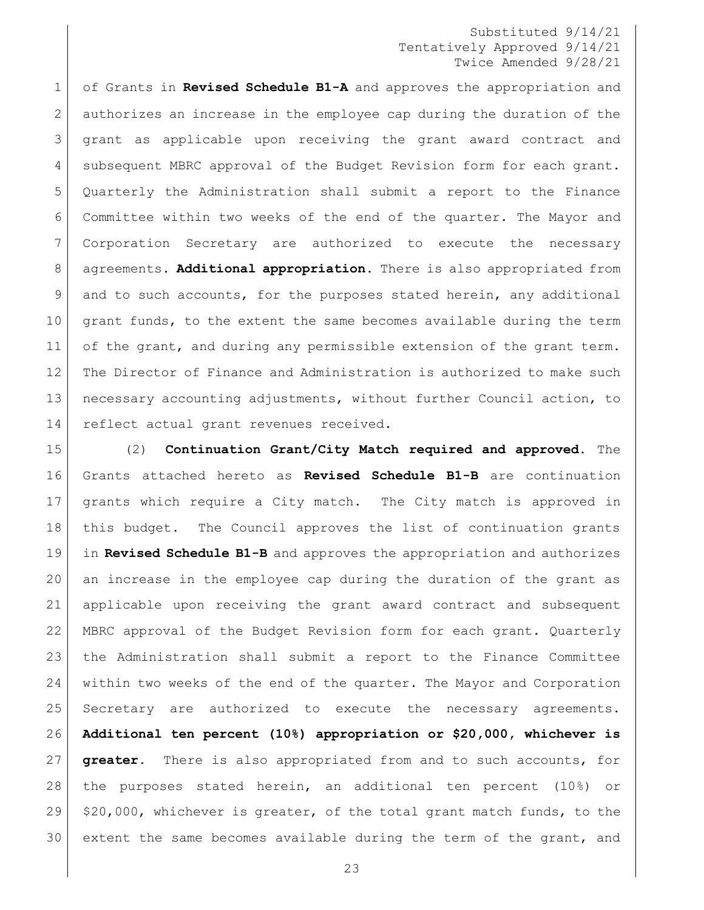Substituted 9/14/21
Tentatively Approved 9/14/21
Twice Amended 9/28/21

of Grants in **Revised Schedule B1-A** and approves the appropriation and authorizes an increase in the employee cap during the duration of the grant as applicable upon receiving the grant award contract and subsequent MBRC approval of the Budget Revision form for each grant. Quarterly the Administration shall submit a report to the Finance Committee within two weeks of the end of the quarter. The Mayor and Corporation Secretary are authorized to execute the necessary agreements. **Additional appropriation.** There is also appropriated from and to such accounts, for the purposes stated herein, any additional grant funds, to the extent the same becomes available during the term of the grant, and during any permissible extension of the grant term. The Director of Finance and Administration is authorized to make such necessary accounting adjustments, without further Council action, to reflect actual grant revenues received.

(2) **Continuation Grant/City Match required and approved.** The Grants attached hereto as **Revised Schedule B1-B** are continuation grants which require a City match. The City match is approved in this budget. The Council approves the list of continuation grants in **Revised Schedule B1-B** and approves the appropriation and authorizes an increase in the employee cap during the duration of the grant as applicable upon receiving the grant award contract and subsequent MBRC approval of the Budget Revision form for each grant. Quarterly the Administration shall submit a report to the Finance Committee within two weeks of the end of the quarter. The Mayor and Corporation Secretary are authorized to execute the necessary agreements. **Additional ten percent (10%) appropriation or $20,000, whichever is greater.** There is also appropriated from and to such accounts, for the purposes stated herein, an additional ten percent (10%) or $20,000, whichever is greater, of the total grant match funds, to the extent the same becomes available during the term of the grant, and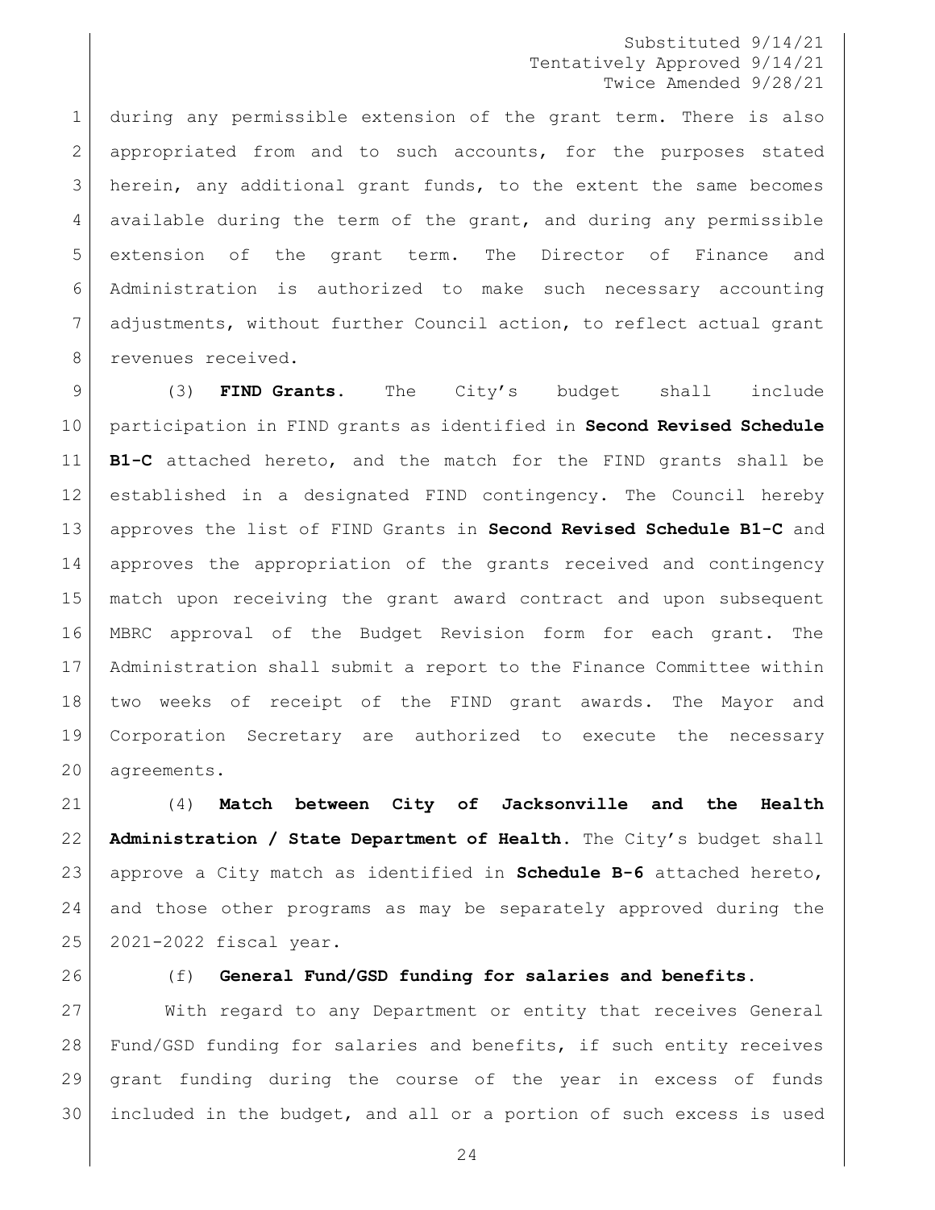during any permissible extension of the grant term. There is also appropriated from and to such accounts, for the purposes stated herein, any additional grant funds, to the extent the same becomes available during the term of the grant, and during any permissible extension of the grant term. The Director of Finance and Administration is authorized to make such necessary accounting adjustments, without further Council action, to reflect actual grant revenues received.

(3) **FIND Grants.** The City's budget shall include participation in FIND grants as identified in **Second Revised Schedule B1-C** attached hereto, and the match for the FIND grants shall be established in a designated FIND contingency. The Council hereby approves the list of FIND Grants in **Second Revised Schedule B1-C** and approves the appropriation of the grants received and contingency match upon receiving the grant award contract and upon subsequent MBRC approval of the Budget Revision form for each grant. The Administration shall submit a report to the Finance Committee within two weeks of receipt of the FIND grant awards. The Mayor and Corporation Secretary are authorized to execute the necessary agreements.

(4) **Match between City of Jacksonville and the Health Administration / State Department of Health.** The City's budget shall approve a City match as identified in **Schedule B-6** attached hereto, and those other programs as may be separately approved during the 2021-2022 fiscal year.

(f) **General Fund/GSD funding for salaries and benefits.**

With regard to any Department or entity that receives General Fund/GSD funding for salaries and benefits, if such entity receives grant funding during the course of the year in excess of funds included in the budget, and all or a portion of such excess is used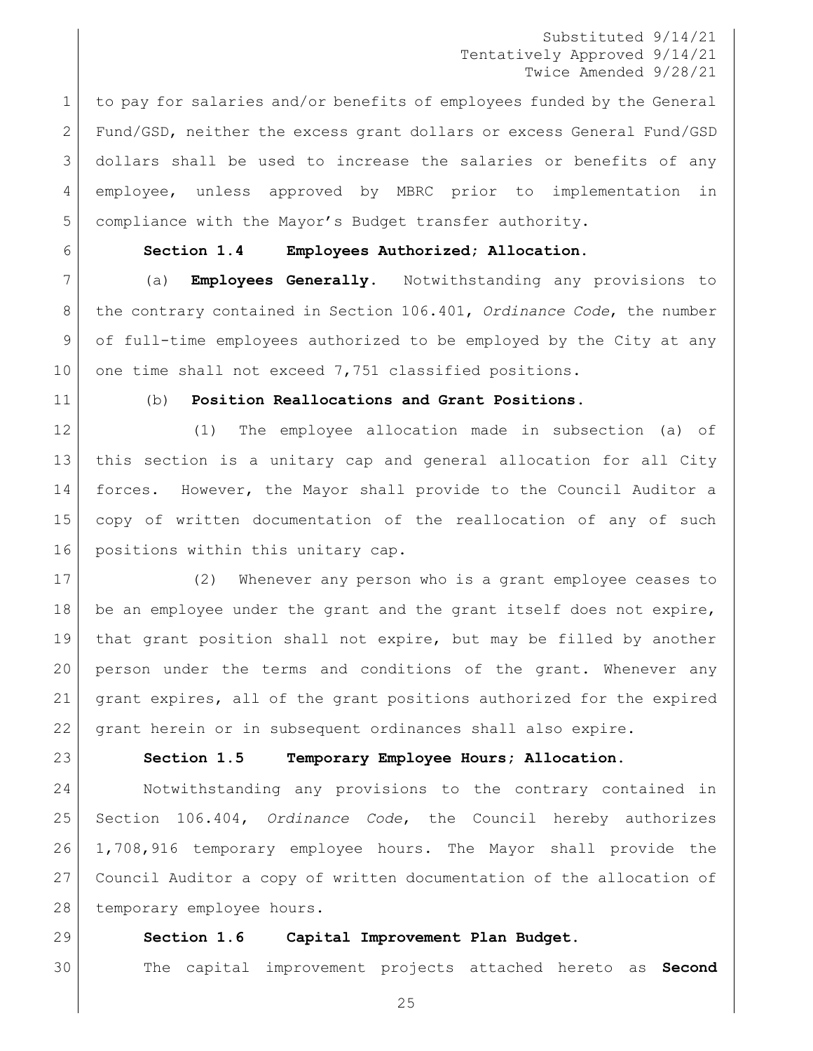to pay for salaries and/or benefits of employees funded by the General Fund/GSD, neither the excess grant dollars or excess General Fund/GSD dollars shall be used to increase the salaries or benefits of any employee, unless approved by MBRC prior to implementation in compliance with the Mayor's Budget transfer authority.

**Section 1.4 Employees Authorized; Allocation.**

(a) **Employees Generally.** Notwithstanding any provisions to the contrary contained in Section 106.401, *Ordinance Code*, the number of full-time employees authorized to be employed by the City at any one time shall not exceed 7,751 classified positions.

(b) **Position Reallocations and Grant Positions.**

(1) The employee allocation made in subsection (a) of this section is a unitary cap and general allocation for all City forces. However, the Mayor shall provide to the Council Auditor a copy of written documentation of the reallocation of any of such positions within this unitary cap.

(2) Whenever any person who is a grant employee ceases to be an employee under the grant and the grant itself does not expire, that grant position shall not expire, but may be filled by another person under the terms and conditions of the grant. Whenever any grant expires, all of the grant positions authorized for the expired grant herein or in subsequent ordinances shall also expire.

**Section 1.5 Temporary Employee Hours; Allocation.**

Notwithstanding any provisions to the contrary contained in Section 106.404, *Ordinance Code*, the Council hereby authorizes 1,708,916 temporary employee hours. The Mayor shall provide the Council Auditor a copy of written documentation of the allocation of temporary employee hours.

**Section 1.6 Capital Improvement Plan Budget.**

The capital improvement projects attached hereto as **Second**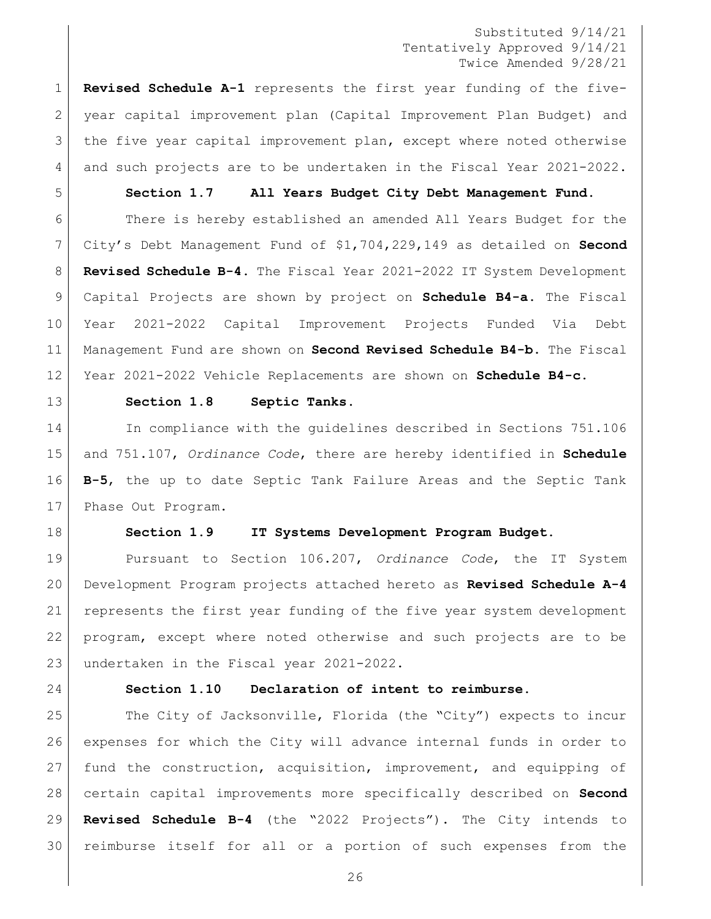**Revised Schedule A-1** represents the first year funding of the five-year capital improvement plan (Capital Improvement Plan Budget) and the five year capital improvement plan, except where noted otherwise and such projects are to be undertaken in the Fiscal Year 2021-2022.

**Section 1.7 All Years Budget City Debt Management Fund.**

There is hereby established an amended All Years Budget for the City's Debt Management Fund of $1,704,229,149 as detailed on **Second Revised Schedule B-4**. The Fiscal Year 2021-2022 IT System Development Capital Projects are shown by project on **Schedule B4-a**. The Fiscal Year 2021-2022 Capital Improvement Projects Funded Via Debt Management Fund are shown on **Second Revised Schedule B4-b**. The Fiscal Year 2021-2022 Vehicle Replacements are shown on **Schedule B4-c**.

**Section 1.8 Septic Tanks.**

In compliance with the guidelines described in Sections 751.106 and 751.107, *Ordinance Code*, there are hereby identified in **Schedule B-5**, the up to date Septic Tank Failure Areas and the Septic Tank Phase Out Program.

**Section 1.9 IT Systems Development Program Budget.**

Pursuant to Section 106.207, *Ordinance Code*, the IT System Development Program projects attached hereto as **Revised Schedule A-4** represents the first year funding of the five year system development program, except where noted otherwise and such projects are to be undertaken in the Fiscal year 2021-2022.

**Section 1.10 Declaration of intent to reimburse.**

The City of Jacksonville, Florida (the "City") expects to incur expenses for which the City will advance internal funds in order to fund the construction, acquisition, improvement, and equipping of certain capital improvements more specifically described on **Second Revised Schedule B-4** (the "2022 Projects"). The City intends to reimburse itself for all or a portion of such expenses from the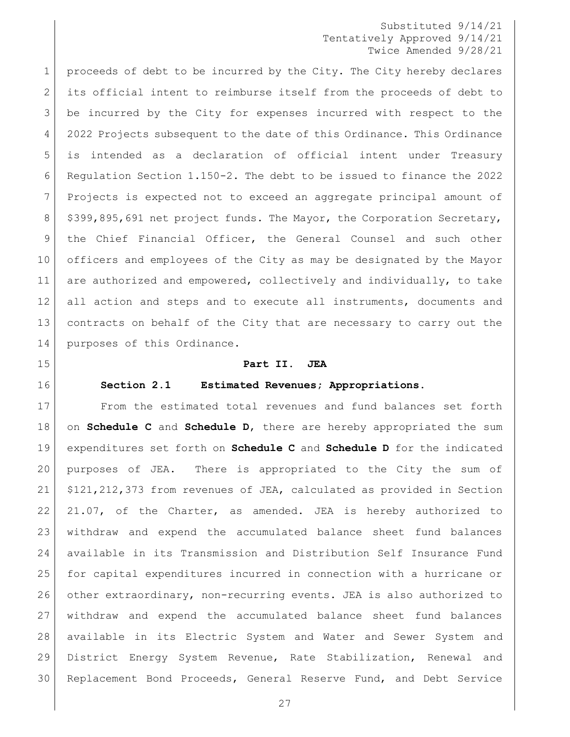proceeds of debt to be incurred by the City. The City hereby declares its official intent to reimburse itself from the proceeds of debt to be incurred by the City for expenses incurred with respect to the 2022 Projects subsequent to the date of this Ordinance. This Ordinance is intended as a declaration of official intent under Treasury Regulation Section 1.150-2. The debt to be issued to finance the 2022 Projects is expected not to exceed an aggregate principal amount of $399,895,691 net project funds. The Mayor, the Corporation Secretary, the Chief Financial Officer, the General Counsel and such other officers and employees of the City as may be designated by the Mayor are authorized and empowered, collectively and individually, to take all action and steps and to execute all instruments, documents and contracts on behalf of the City that are necessary to carry out the purposes of this Ordinance.

## Part II. JEA

### Section 2.1 Estimated Revenues; Appropriations.

From the estimated total revenues and fund balances set forth on **Schedule C** and **Schedule D**, there are hereby appropriated the sum expenditures set forth on **Schedule C** and **Schedule D** for the indicated purposes of JEA. There is appropriated to the City the sum of $121,212,373 from revenues of JEA, calculated as provided in Section 21.07, of the Charter, as amended. JEA is hereby authorized to withdraw and expend the accumulated balance sheet fund balances available in its Transmission and Distribution Self Insurance Fund for capital expenditures incurred in connection with a hurricane or other extraordinary, non-recurring events. JEA is also authorized to withdraw and expend the accumulated balance sheet fund balances available in its Electric System and Water and Sewer System and District Energy System Revenue, Rate Stabilization, Renewal and Replacement Bond Proceeds, General Reserve Fund, and Debt Service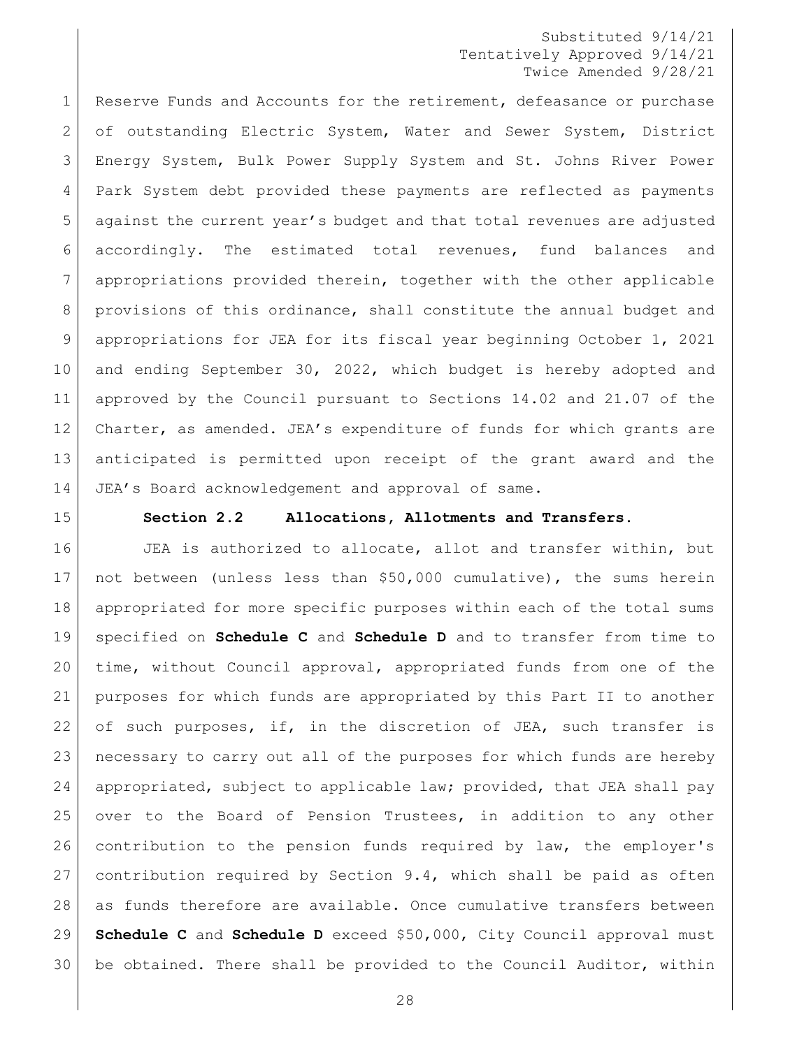Substituted 9/14/21
Tentatively Approved 9/14/21
Twice Amended 9/28/21

Reserve Funds and Accounts for the retirement, defeasance or purchase of outstanding Electric System, Water and Sewer System, District Energy System, Bulk Power Supply System and St. Johns River Power Park System debt provided these payments are reflected as payments against the current year's budget and that total revenues are adjusted accordingly. The estimated total revenues, fund balances and appropriations provided therein, together with the other applicable provisions of this ordinance, shall constitute the annual budget and appropriations for JEA for its fiscal year beginning October 1, 2021 and ending September 30, 2022, which budget is hereby adopted and approved by the Council pursuant to Sections 14.02 and 21.07 of the Charter, as amended. JEA's expenditure of funds for which grants are anticipated is permitted upon receipt of the grant award and the JEA's Board acknowledgement and approval of same.

**Section 2.2 Allocations, Allotments and Transfers.**

JEA is authorized to allocate, allot and transfer within, but not between (unless less than $50,000 cumulative), the sums herein appropriated for more specific purposes within each of the total sums specified on **Schedule C** and **Schedule D** and to transfer from time to time, without Council approval, appropriated funds from one of the purposes for which funds are appropriated by this Part II to another of such purposes, if, in the discretion of JEA, such transfer is necessary to carry out all of the purposes for which funds are hereby appropriated, subject to applicable law; provided, that JEA shall pay over to the Board of Pension Trustees, in addition to any other contribution to the pension funds required by law, the employer's contribution required by Section 9.4, which shall be paid as often as funds therefore are available. Once cumulative transfers between **Schedule C** and **Schedule D** exceed $50,000, City Council approval must be obtained. There shall be provided to the Council Auditor, within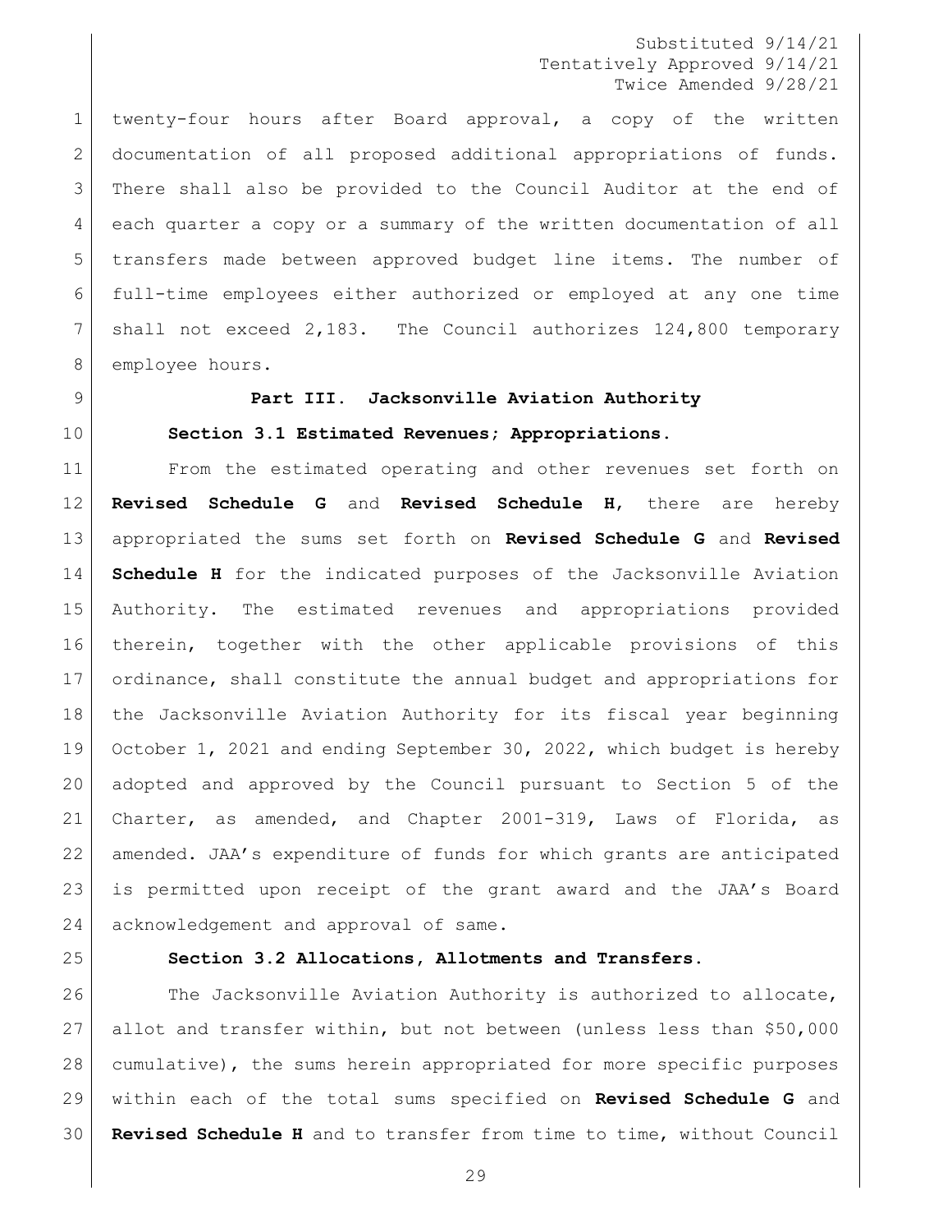twenty-four hours after Board approval, a copy of the written documentation of all proposed additional appropriations of funds. There shall also be provided to the Council Auditor at the end of each quarter a copy or a summary of the written documentation of all transfers made between approved budget line items. The number of full-time employees either authorized or employed at any one time shall not exceed 2,183. The Council authorizes 124,800 temporary employee hours.

## Part III. Jacksonville Aviation Authority

### Section 3.1 Estimated Revenues; Appropriations.

From the estimated operating and other revenues set forth on **Revised Schedule G** and **Revised Schedule H**, there are hereby appropriated the sums set forth on **Revised Schedule G** and **Revised Schedule H** for the indicated purposes of the Jacksonville Aviation Authority. The estimated revenues and appropriations provided therein, together with the other applicable provisions of this ordinance, shall constitute the annual budget and appropriations for the Jacksonville Aviation Authority for its fiscal year beginning October 1, 2021 and ending September 30, 2022, which budget is hereby adopted and approved by the Council pursuant to Section 5 of the Charter, as amended, and Chapter 2001-319, Laws of Florida, as amended. JAA's expenditure of funds for which grants are anticipated is permitted upon receipt of the grant award and the JAA's Board acknowledgement and approval of same.

### Section 3.2 Allocations, Allotments and Transfers.

The Jacksonville Aviation Authority is authorized to allocate, allot and transfer within, but not between (unless less than $50,000 cumulative), the sums herein appropriated for more specific purposes within each of the total sums specified on **Revised Schedule G** and **Revised Schedule H** and to transfer from time to time, without Council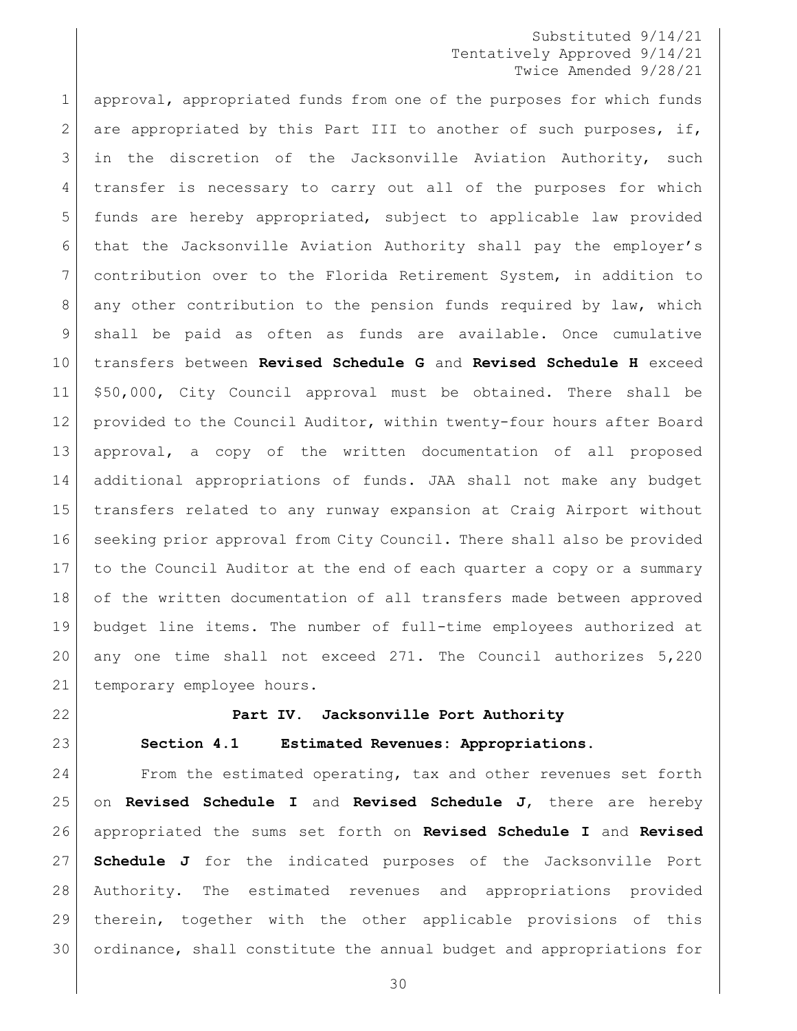approval, appropriated funds from one of the purposes for which funds are appropriated by this Part III to another of such purposes, if, in the discretion of the Jacksonville Aviation Authority, such transfer is necessary to carry out all of the purposes for which funds are hereby appropriated, subject to applicable law provided that the Jacksonville Aviation Authority shall pay the employer's contribution over to the Florida Retirement System, in addition to any other contribution to the pension funds required by law, which shall be paid as often as funds are available. Once cumulative transfers between **Revised Schedule G** and **Revised Schedule H** exceed $50,000, City Council approval must be obtained. There shall be provided to the Council Auditor, within twenty-four hours after Board approval, a copy of the written documentation of all proposed additional appropriations of funds. JAA shall not make any budget transfers related to any runway expansion at Craig Airport without seeking prior approval from City Council. There shall also be provided to the Council Auditor at the end of each quarter a copy or a summary of the written documentation of all transfers made between approved budget line items. The number of full-time employees authorized at any one time shall not exceed 271. The Council authorizes 5,220 temporary employee hours.

## Part IV. Jacksonville Port Authority

### Section 4.1 Estimated Revenues: Appropriations.

From the estimated operating, tax and other revenues set forth on **Revised Schedule I** and **Revised Schedule J**, there are hereby appropriated the sums set forth on **Revised Schedule I** and **Revised Schedule J** for the indicated purposes of the Jacksonville Port Authority. The estimated revenues and appropriations provided therein, together with the other applicable provisions of this ordinance, shall constitute the annual budget and appropriations for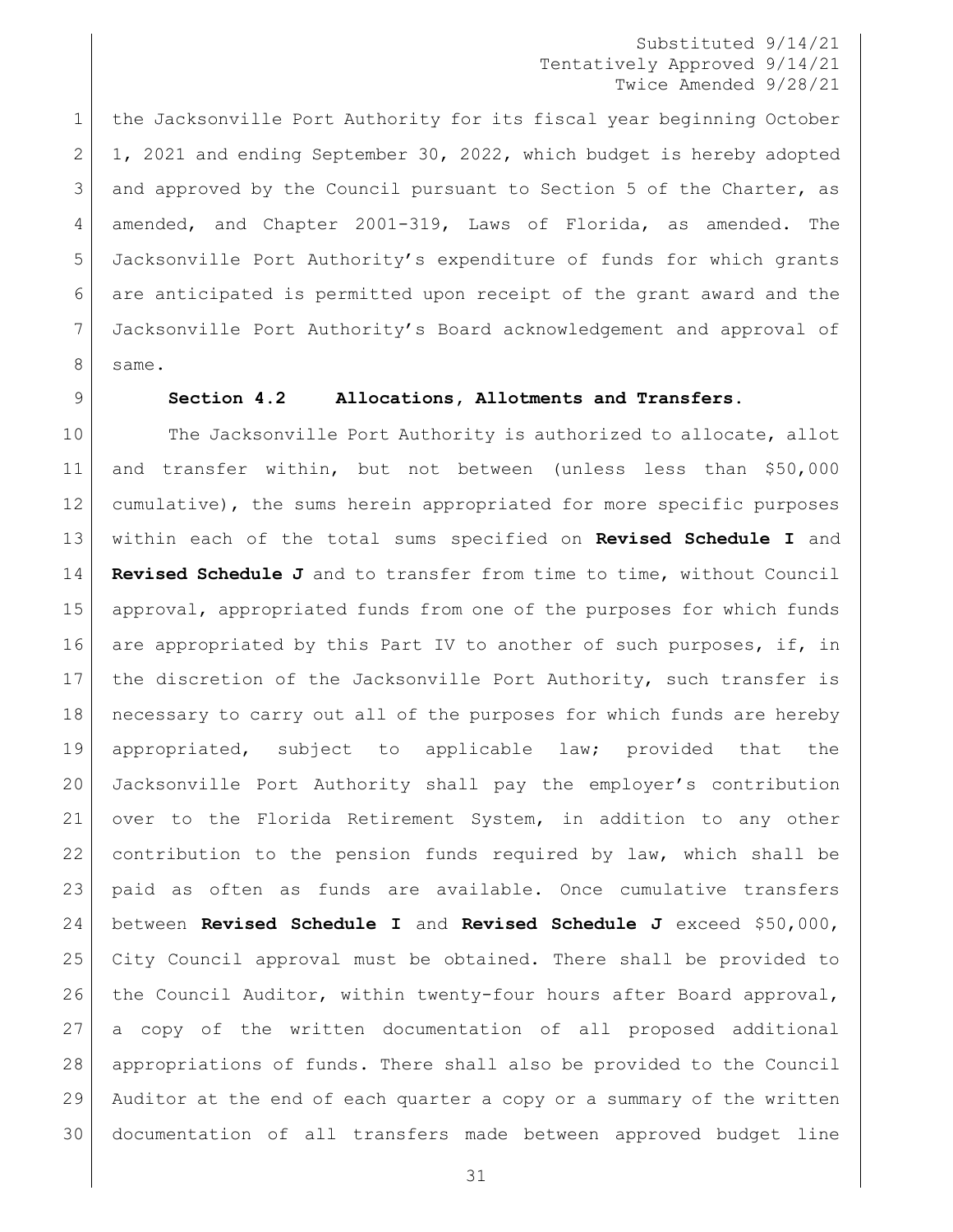the Jacksonville Port Authority for its fiscal year beginning October 1, 2021 and ending September 30, 2022, which budget is hereby adopted and approved by the Council pursuant to Section 5 of the Charter, as amended, and Chapter 2001-319, Laws of Florida, as amended. The Jacksonville Port Authority's expenditure of funds for which grants are anticipated is permitted upon receipt of the grant award and the Jacksonville Port Authority's Board acknowledgement and approval of same.

**Section 4.2 Allocations, Allotments and Transfers.**

The Jacksonville Port Authority is authorized to allocate, allot and transfer within, but not between (unless less than $50,000 cumulative), the sums herein appropriated for more specific purposes within each of the total sums specified on **Revised Schedule I** and **Revised Schedule J** and to transfer from time to time, without Council approval, appropriated funds from one of the purposes for which funds are appropriated by this Part IV to another of such purposes, if, in the discretion of the Jacksonville Port Authority, such transfer is necessary to carry out all of the purposes for which funds are hereby appropriated, subject to applicable law; provided that the Jacksonville Port Authority shall pay the employer's contribution over to the Florida Retirement System, in addition to any other contribution to the pension funds required by law, which shall be paid as often as funds are available. Once cumulative transfers between **Revised Schedule I** and **Revised Schedule J** exceed $50,000, City Council approval must be obtained. There shall be provided to the Council Auditor, within twenty-four hours after Board approval, a copy of the written documentation of all proposed additional appropriations of funds. There shall also be provided to the Council Auditor at the end of each quarter a copy or a summary of the written documentation of all transfers made between approved budget line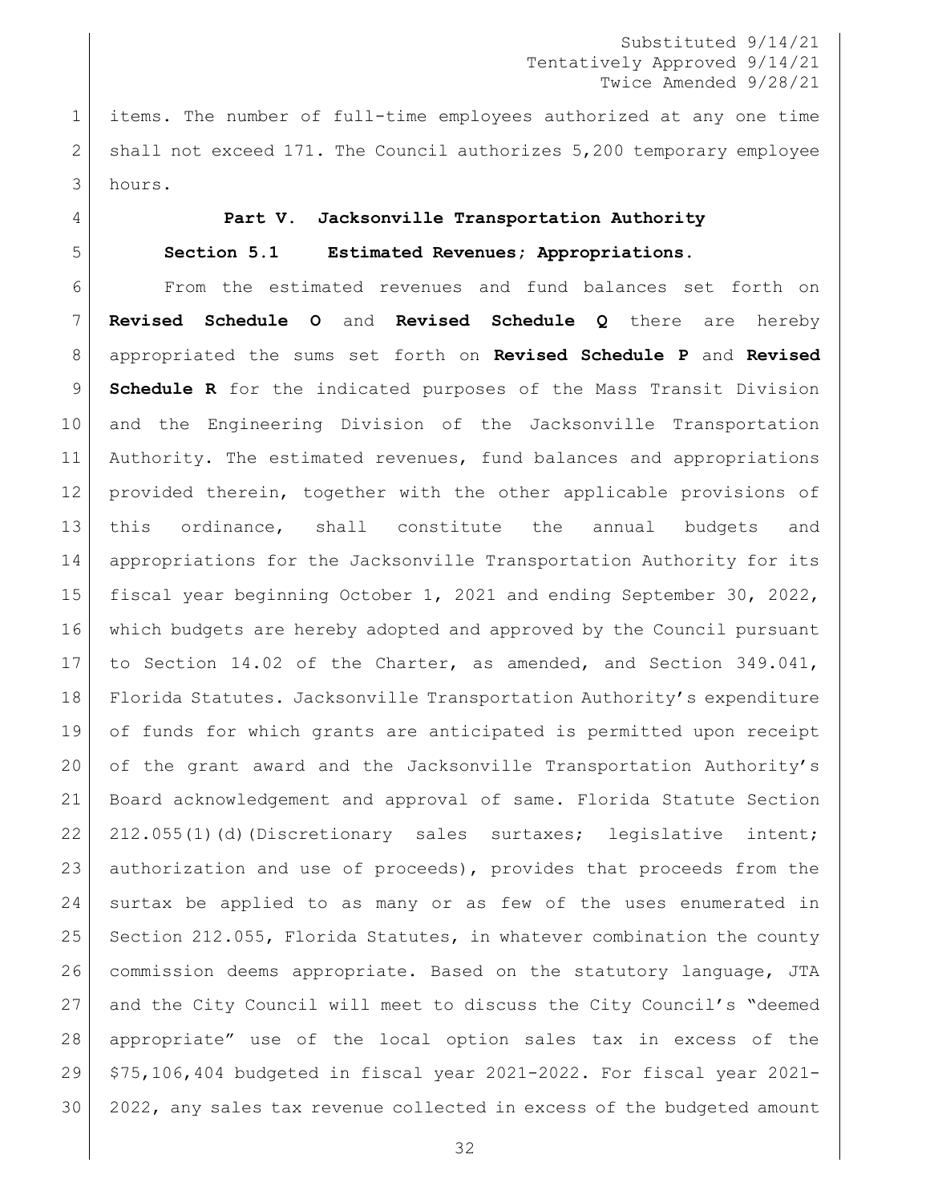items. The number of full-time employees authorized at any one time shall not exceed 171. The Council authorizes 5,200 temporary employee hours.

## Part V. Jacksonville Transportation Authority

### Section 5.1 Estimated Revenues; Appropriations.

From the estimated revenues and fund balances set forth on **Revised Schedule O** and **Revised Schedule Q** there are hereby appropriated the sums set forth on **Revised Schedule P** and **Revised Schedule R** for the indicated purposes of the Mass Transit Division and the Engineering Division of the Jacksonville Transportation Authority. The estimated revenues, fund balances and appropriations provided therein, together with the other applicable provisions of this ordinance, shall constitute the annual budgets and appropriations for the Jacksonville Transportation Authority for its fiscal year beginning October 1, 2021 and ending September 30, 2022, which budgets are hereby adopted and approved by the Council pursuant to Section 14.02 of the Charter, as amended, and Section 349.041, Florida Statutes. Jacksonville Transportation Authority's expenditure of funds for which grants are anticipated is permitted upon receipt of the grant award and the Jacksonville Transportation Authority's Board acknowledgement and approval of same. Florida Statute Section 212.055(1)(d)(Discretionary sales surtaxes; legislative intent; authorization and use of proceeds), provides that proceeds from the surtax be applied to as many or as few of the uses enumerated in Section 212.055, Florida Statutes, in whatever combination the county commission deems appropriate. Based on the statutory language, JTA and the City Council will meet to discuss the City Council's "deemed appropriate" use of the local option sales tax in excess of the $75,106,404 budgeted in fiscal year 2021-2022. For fiscal year 2021-2022, any sales tax revenue collected in excess of the budgeted amount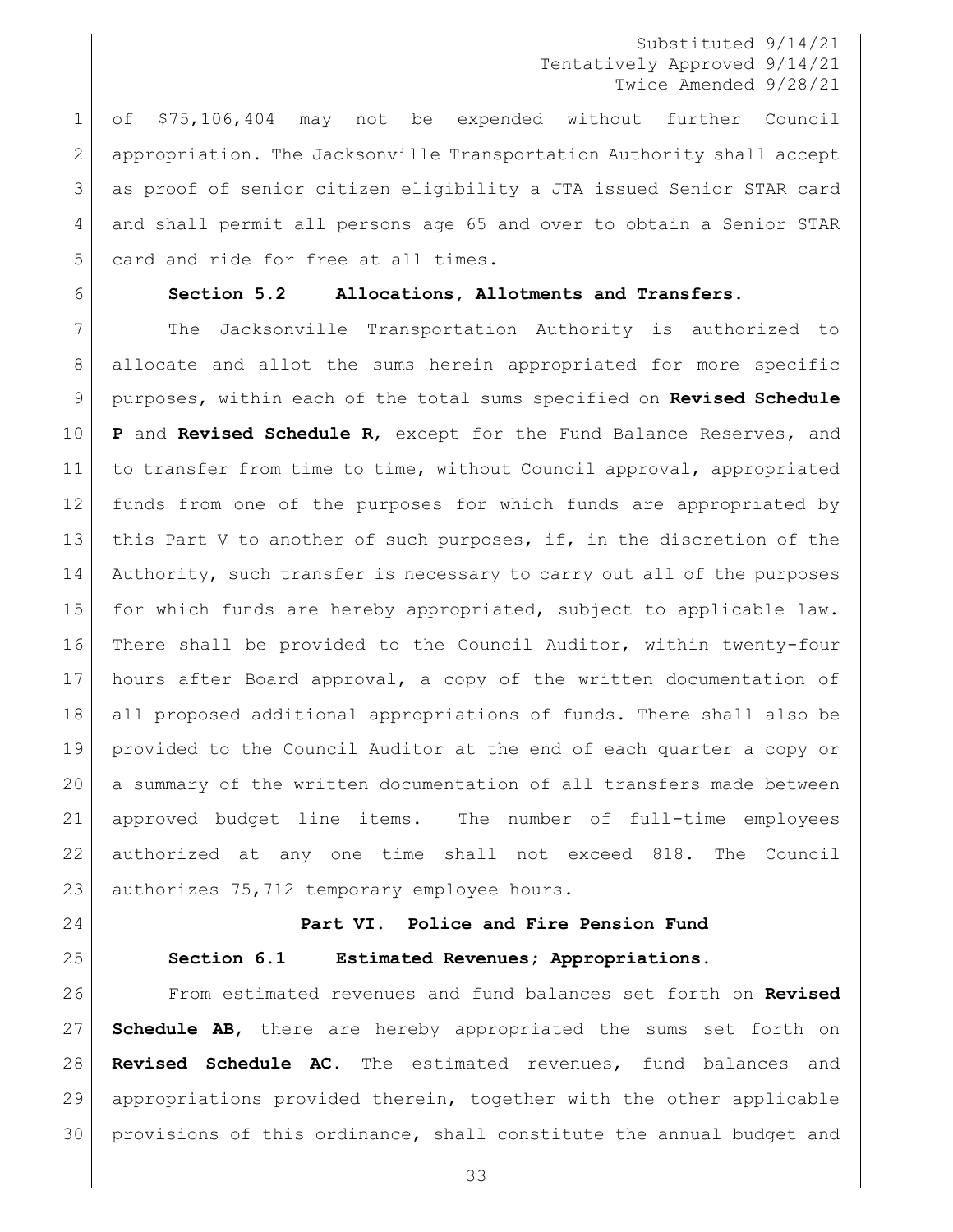of $75,106,404 may not be expended without further Council appropriation. The Jacksonville Transportation Authority shall accept as proof of senior citizen eligibility a JTA issued Senior STAR card and shall permit all persons age 65 and over to obtain a Senior STAR card and ride for free at all times.

**Section 5.2 Allocations, Allotments and Transfers.**

The Jacksonville Transportation Authority is authorized to allocate and allot the sums herein appropriated for more specific purposes, within each of the total sums specified on **Revised Schedule P** and **Revised Schedule R**, except for the Fund Balance Reserves, and to transfer from time to time, without Council approval, appropriated funds from one of the purposes for which funds are appropriated by this Part V to another of such purposes, if, in the discretion of the Authority, such transfer is necessary to carry out all of the purposes for which funds are hereby appropriated, subject to applicable law. There shall be provided to the Council Auditor, within twenty-four hours after Board approval, a copy of the written documentation of all proposed additional appropriations of funds. There shall also be provided to the Council Auditor at the end of each quarter a copy or a summary of the written documentation of all transfers made between approved budget line items. The number of full-time employees authorized at any one time shall not exceed 818. The Council authorizes 75,712 temporary employee hours.

## Part VI. Police and Fire Pension Fund

**Section 6.1 Estimated Revenues; Appropriations.**

From estimated revenues and fund balances set forth on **Revised Schedule AB**, there are hereby appropriated the sums set forth on **Revised Schedule AC**. The estimated revenues, fund balances and appropriations provided therein, together with the other applicable provisions of this ordinance, shall constitute the annual budget and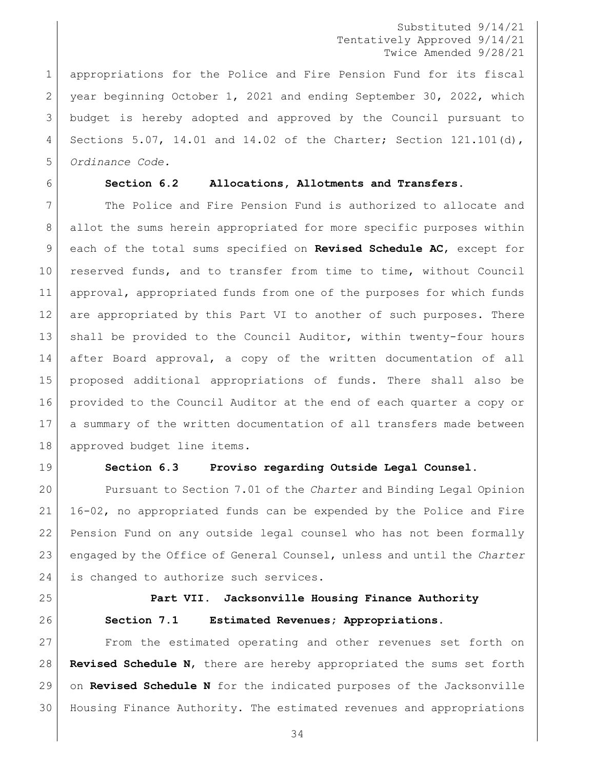appropriations for the Police and Fire Pension Fund for its fiscal year beginning October 1, 2021 and ending September 30, 2022, which budget is hereby adopted and approved by the Council pursuant to Sections 5.07, 14.01 and 14.02 of the Charter; Section 121.101(d), *Ordinance Code.*

**Section 6.2 Allocations, Allotments and Transfers.**

The Police and Fire Pension Fund is authorized to allocate and allot the sums herein appropriated for more specific purposes within each of the total sums specified on **Revised Schedule AC**, except for reserved funds, and to transfer from time to time, without Council approval, appropriated funds from one of the purposes for which funds are appropriated by this Part VI to another of such purposes. There shall be provided to the Council Auditor, within twenty-four hours after Board approval, a copy of the written documentation of all proposed additional appropriations of funds. There shall also be provided to the Council Auditor at the end of each quarter a copy or a summary of the written documentation of all transfers made between approved budget line items.

**Section 6.3 Proviso regarding Outside Legal Counsel.**

Pursuant to Section 7.01 of the *Charter* and Binding Legal Opinion 16-02, no appropriated funds can be expended by the Police and Fire Pension Fund on any outside legal counsel who has not been formally engaged by the Office of General Counsel, unless and until the *Charter* is changed to authorize such services.

## Part VII. Jacksonville Housing Finance Authority

**Section 7.1 Estimated Revenues; Appropriations.**

From the estimated operating and other revenues set forth on **Revised Schedule N**, there are hereby appropriated the sums set forth on **Revised Schedule N** for the indicated purposes of the Jacksonville Housing Finance Authority. The estimated revenues and appropriations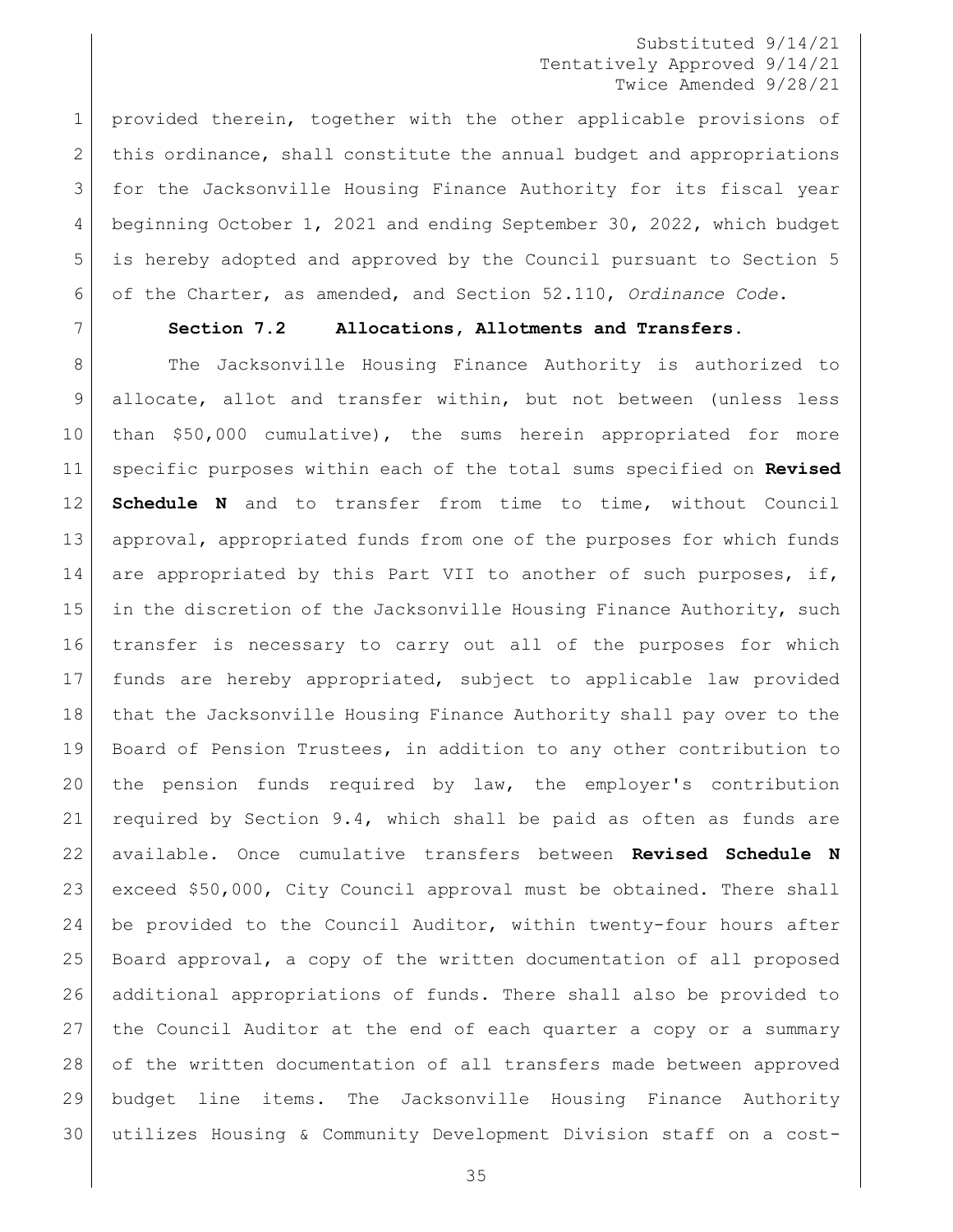provided therein, together with the other applicable provisions of this ordinance, shall constitute the annual budget and appropriations for the Jacksonville Housing Finance Authority for its fiscal year beginning October 1, 2021 and ending September 30, 2022, which budget is hereby adopted and approved by the Council pursuant to Section 5 of the Charter, as amended, and Section 52.110, *Ordinance Code*.

**Section 7.2 Allocations, Allotments and Transfers.**

The Jacksonville Housing Finance Authority is authorized to allocate, allot and transfer within, but not between (unless less than $50,000 cumulative), the sums herein appropriated for more specific purposes within each of the total sums specified on **Revised Schedule N** and to transfer from time to time, without Council approval, appropriated funds from one of the purposes for which funds are appropriated by this Part VII to another of such purposes, if, in the discretion of the Jacksonville Housing Finance Authority, such transfer is necessary to carry out all of the purposes for which funds are hereby appropriated, subject to applicable law provided that the Jacksonville Housing Finance Authority shall pay over to the Board of Pension Trustees, in addition to any other contribution to the pension funds required by law, the employer's contribution required by Section 9.4, which shall be paid as often as funds are available. Once cumulative transfers between **Revised Schedule N** exceed $50,000, City Council approval must be obtained. There shall be provided to the Council Auditor, within twenty-four hours after Board approval, a copy of the written documentation of all proposed additional appropriations of funds. There shall also be provided to the Council Auditor at the end of each quarter a copy or a summary of the written documentation of all transfers made between approved budget line items. The Jacksonville Housing Finance Authority utilizes Housing & Community Development Division staff on a cost-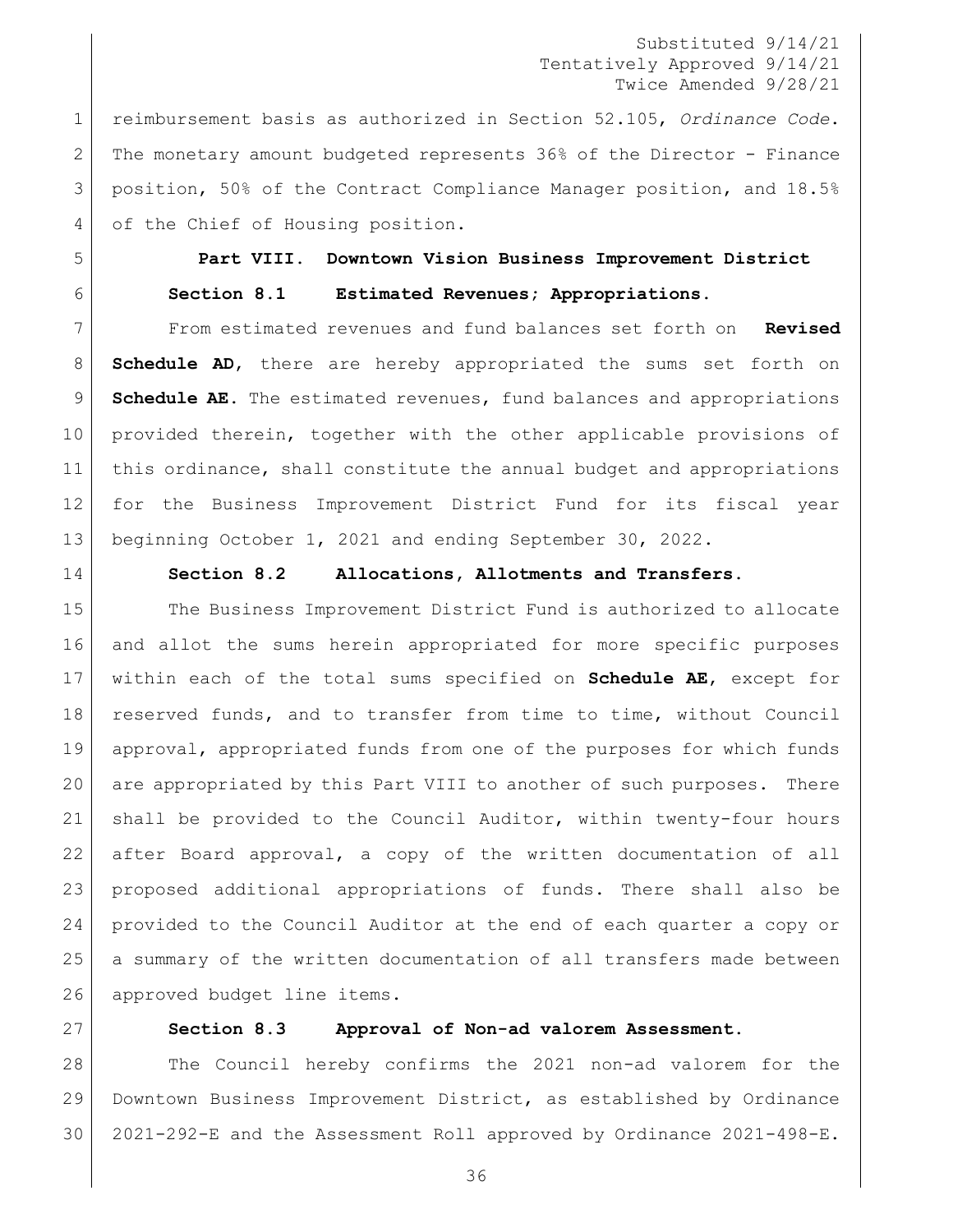reimbursement basis as authorized in Section 52.105, *Ordinance Code*. The monetary amount budgeted represents 36% of the Director - Finance position, 50% of the Contract Compliance Manager position, and 18.5% of the Chief of Housing position.

## Part VIII. Downtown Vision Business Improvement District

### Section 8.1 Estimated Revenues; Appropriations.

From estimated revenues and fund balances set forth on **Revised Schedule AD**, there are hereby appropriated the sums set forth on **Schedule AE**. The estimated revenues, fund balances and appropriations provided therein, together with the other applicable provisions of this ordinance, shall constitute the annual budget and appropriations for the Business Improvement District Fund for its fiscal year beginning October 1, 2021 and ending September 30, 2022.

### Section 8.2 Allocations, Allotments and Transfers.

The Business Improvement District Fund is authorized to allocate and allot the sums herein appropriated for more specific purposes within each of the total sums specified on **Schedule AE**, except for reserved funds, and to transfer from time to time, without Council approval, appropriated funds from one of the purposes for which funds are appropriated by this Part VIII to another of such purposes. There shall be provided to the Council Auditor, within twenty-four hours after Board approval, a copy of the written documentation of all proposed additional appropriations of funds. There shall also be provided to the Council Auditor at the end of each quarter a copy or a summary of the written documentation of all transfers made between approved budget line items.

### Section 8.3 Approval of Non-ad valorem Assessment.

The Council hereby confirms the 2021 non-ad valorem for the Downtown Business Improvement District, as established by Ordinance 2021-292-E and the Assessment Roll approved by Ordinance 2021-498-E.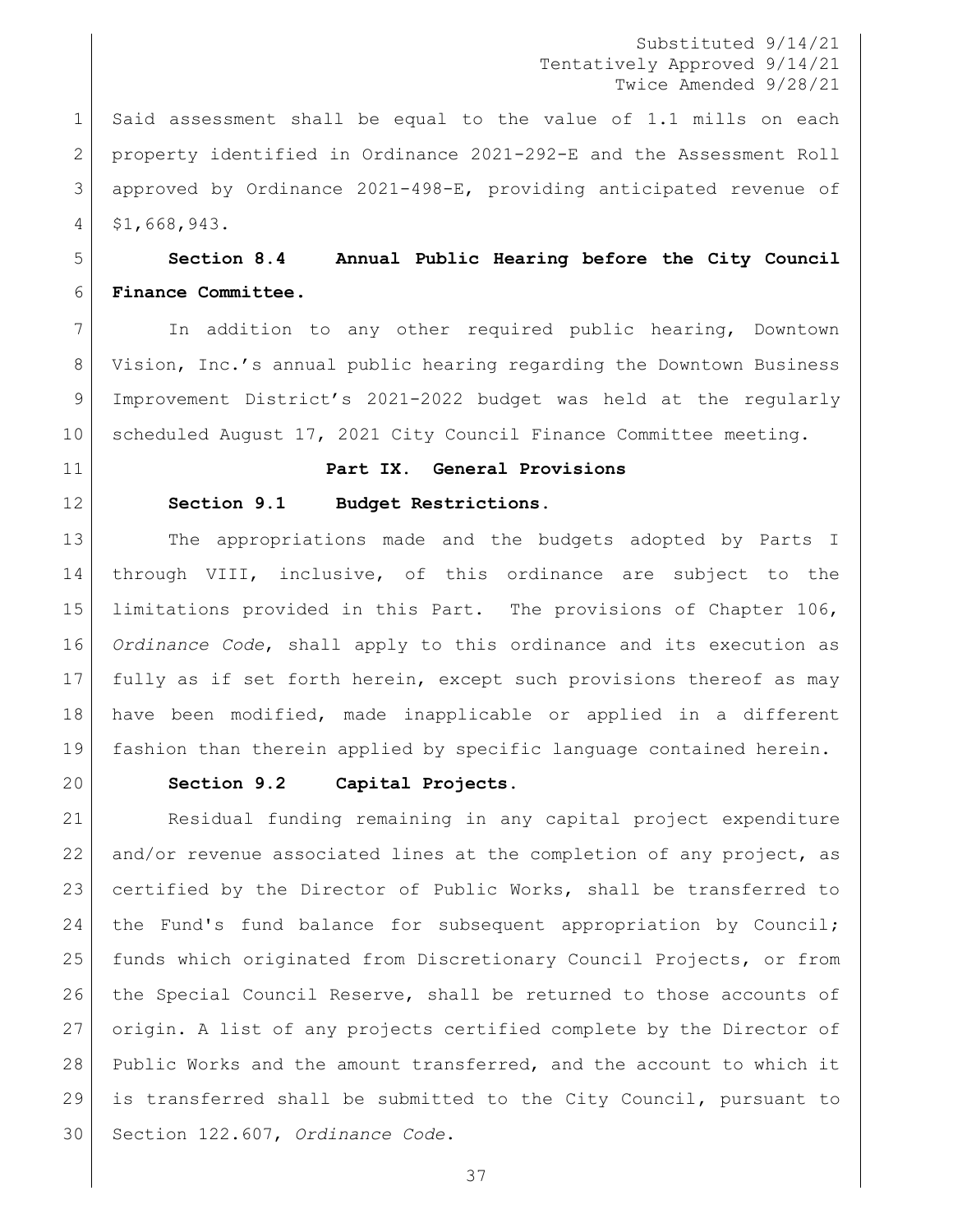Said assessment shall be equal to the value of 1.1 mills on each property identified in Ordinance 2021-292-E and the Assessment Roll approved by Ordinance 2021-498-E, providing anticipated revenue of $1,668,943.

**Section 8.4 Annual Public Hearing before the City Council Finance Committee.**

In addition to any other required public hearing, Downtown Vision, Inc.'s annual public hearing regarding the Downtown Business Improvement District's 2021-2022 budget was held at the regularly scheduled August 17, 2021 City Council Finance Committee meeting.

## Part IX. General Provisions

**Section 9.1 Budget Restrictions.**

The appropriations made and the budgets adopted by Parts I through VIII, inclusive, of this ordinance are subject to the limitations provided in this Part. The provisions of Chapter 106, *Ordinance Code*, shall apply to this ordinance and its execution as fully as if set forth herein, except such provisions thereof as may have been modified, made inapplicable or applied in a different fashion than therein applied by specific language contained herein.

**Section 9.2 Capital Projects.**

Residual funding remaining in any capital project expenditure and/or revenue associated lines at the completion of any project, as certified by the Director of Public Works, shall be transferred to the Fund's fund balance for subsequent appropriation by Council; funds which originated from Discretionary Council Projects, or from the Special Council Reserve, shall be returned to those accounts of origin. A list of any projects certified complete by the Director of Public Works and the amount transferred, and the account to which it is transferred shall be submitted to the City Council, pursuant to Section 122.607, *Ordinance Code*.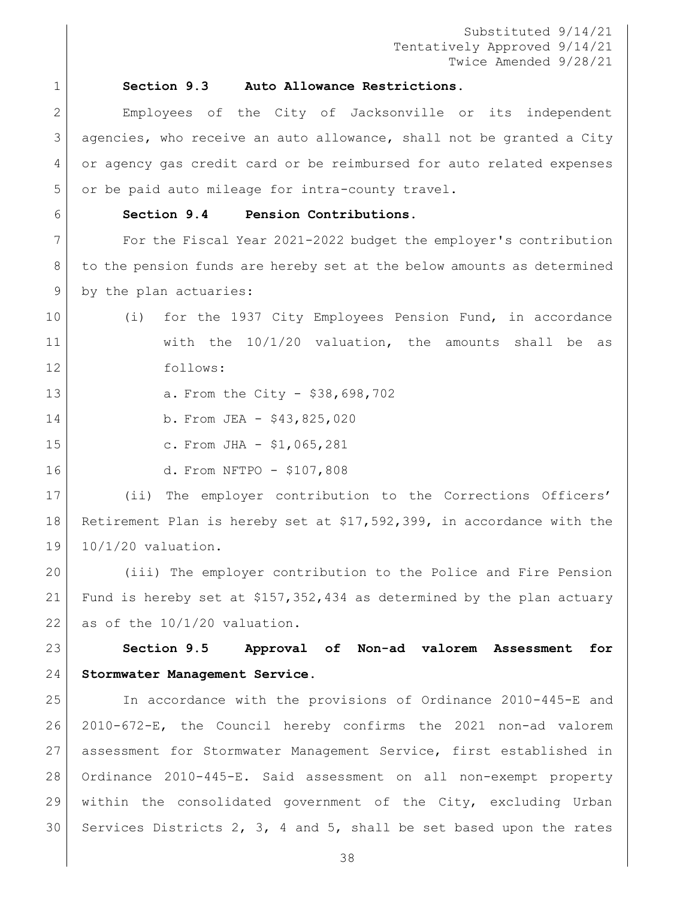Substituted 9/14/21
Tentatively Approved 9/14/21
Twice Amended 9/28/21

**Section 9.3 Auto Allowance Restrictions.**

Employees of the City of Jacksonville or its independent agencies, who receive an auto allowance, shall not be granted a City or agency gas credit card or be reimbursed for auto related expenses or be paid auto mileage for intra-county travel.

**Section 9.4 Pension Contributions.**

For the Fiscal Year 2021-2022 budget the employer's contribution to the pension funds are hereby set at the below amounts as determined by the plan actuaries:

(i) for the 1937 City Employees Pension Fund, in accordance with the 10/1/20 valuation, the amounts shall be as follows:

a. From the City - $38,698,702

b. From JEA - $43,825,020

c. From JHA - $1,065,281

d. From NFTPO - $107,808

(ii) The employer contribution to the Corrections Officers' Retirement Plan is hereby set at $17,592,399, in accordance with the 10/1/20 valuation.

(iii) The employer contribution to the Police and Fire Pension Fund is hereby set at $157,352,434 as determined by the plan actuary as of the 10/1/20 valuation.

**Section 9.5 Approval of Non-ad valorem Assessment for Stormwater Management Service.**

In accordance with the provisions of Ordinance 2010-445-E and 2010-672-E, the Council hereby confirms the 2021 non-ad valorem assessment for Stormwater Management Service, first established in Ordinance 2010-445-E. Said assessment on all non-exempt property within the consolidated government of the City, excluding Urban Services Districts 2, 3, 4 and 5, shall be set based upon the rates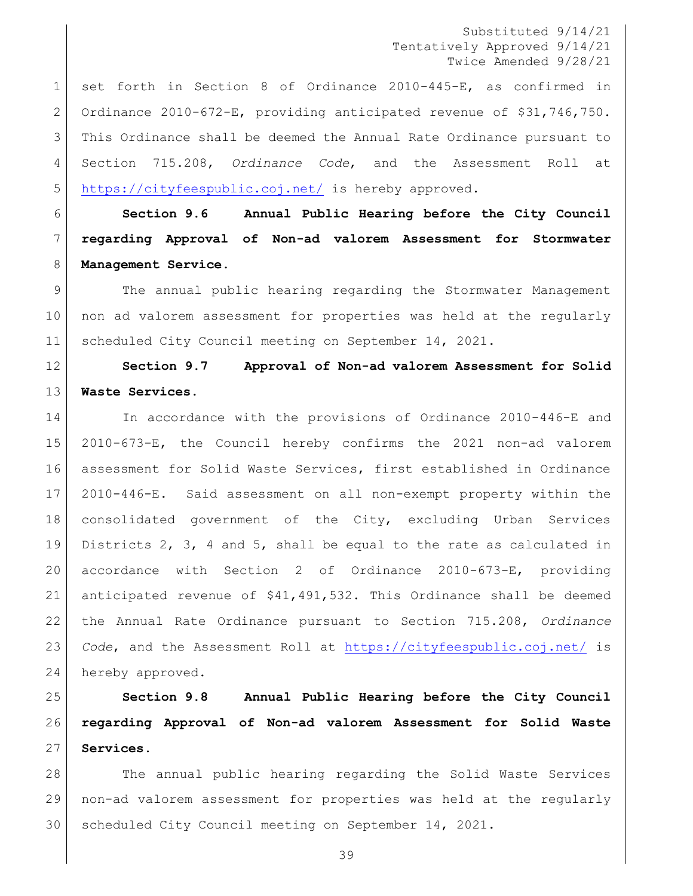set forth in Section 8 of Ordinance 2010-445-E, as confirmed in Ordinance 2010-672-E, providing anticipated revenue of $31,746,750. This Ordinance shall be deemed the Annual Rate Ordinance pursuant to Section 715.208, *Ordinance Code*, and the Assessment Roll at https://cityfeespublic.coj.net/ is hereby approved.

**Section 9.6 Annual Public Hearing before the City Council regarding Approval of Non-ad valorem Assessment for Stormwater Management Service.**

The annual public hearing regarding the Stormwater Management non ad valorem assessment for properties was held at the regularly scheduled City Council meeting on September 14, 2021.

**Section 9.7 Approval of Non-ad valorem Assessment for Solid Waste Services.**

In accordance with the provisions of Ordinance 2010-446-E and 2010-673-E, the Council hereby confirms the 2021 non-ad valorem assessment for Solid Waste Services, first established in Ordinance 2010-446-E. Said assessment on all non-exempt property within the consolidated government of the City, excluding Urban Services Districts 2, 3, 4 and 5, shall be equal to the rate as calculated in accordance with Section 2 of Ordinance 2010-673-E, providing anticipated revenue of $41,491,532. This Ordinance shall be deemed the Annual Rate Ordinance pursuant to Section 715.208, *Ordinance Code*, and the Assessment Roll at https://cityfeespublic.coj.net/ is hereby approved.

**Section 9.8 Annual Public Hearing before the City Council regarding Approval of Non-ad valorem Assessment for Solid Waste Services.**

The annual public hearing regarding the Solid Waste Services non-ad valorem assessment for properties was held at the regularly scheduled City Council meeting on September 14, 2021.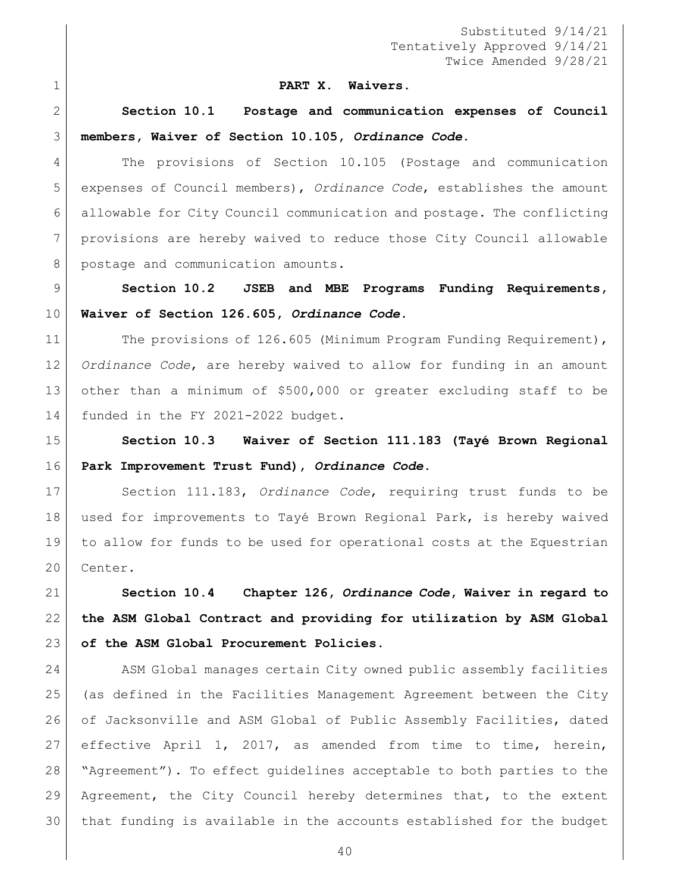Substituted 9/14/21
Tentatively Approved 9/14/21
Twice Amended 9/28/21

**PART X. Waivers.**

**Section 10.1 Postage and communication expenses of Council members, Waiver of Section 10.105, *Ordinance Code*.**

The provisions of Section 10.105 (Postage and communication expenses of Council members), *Ordinance Code*, establishes the amount allowable for City Council communication and postage. The conflicting provisions are hereby waived to reduce those City Council allowable postage and communication amounts.

**Section 10.2 JSEB and MBE Programs Funding Requirements, Waiver of Section 126.605, *Ordinance Code*.**

The provisions of 126.605 (Minimum Program Funding Requirement), *Ordinance Code*, are hereby waived to allow for funding in an amount other than a minimum of $500,000 or greater excluding staff to be funded in the FY 2021-2022 budget.

**Section 10.3 Waiver of Section 111.183 (Tayé Brown Regional Park Improvement Trust Fund), *Ordinance Code*.**

Section 111.183, *Ordinance Code*, requiring trust funds to be used for improvements to Tayé Brown Regional Park, is hereby waived to allow for funds to be used for operational costs at the Equestrian Center.

**Section 10.4 Chapter 126, *Ordinance Code*, Waiver in regard to the ASM Global Contract and providing for utilization by ASM Global of the ASM Global Procurement Policies.**

ASM Global manages certain City owned public assembly facilities (as defined in the Facilities Management Agreement between the City of Jacksonville and ASM Global of Public Assembly Facilities, dated effective April 1, 2017, as amended from time to time, herein, "Agreement"). To effect guidelines acceptable to both parties to the Agreement, the City Council hereby determines that, to the extent that funding is available in the accounts established for the budget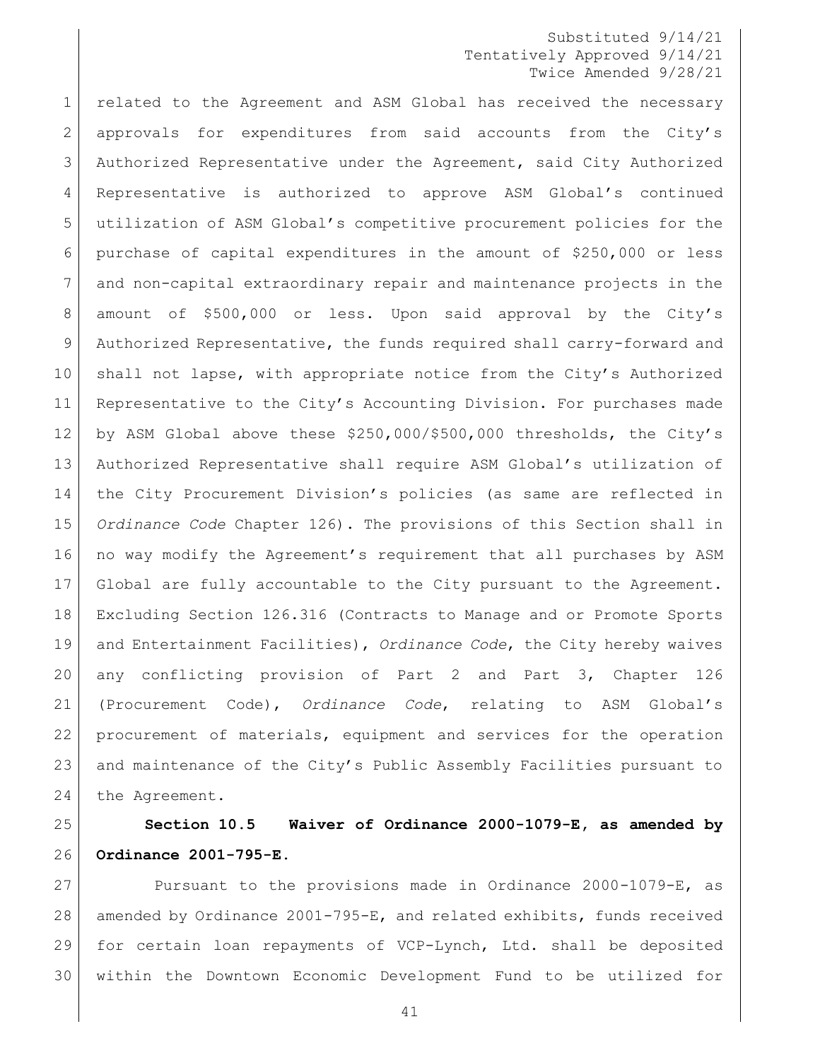related to the Agreement and ASM Global has received the necessary approvals for expenditures from said accounts from the City's Authorized Representative under the Agreement, said City Authorized Representative is authorized to approve ASM Global's continued utilization of ASM Global's competitive procurement policies for the purchase of capital expenditures in the amount of $250,000 or less and non-capital extraordinary repair and maintenance projects in the amount of $500,000 or less. Upon said approval by the City's Authorized Representative, the funds required shall carry-forward and shall not lapse, with appropriate notice from the City's Authorized Representative to the City's Accounting Division. For purchases made by ASM Global above these $250,000/$500,000 thresholds, the City's Authorized Representative shall require ASM Global's utilization of the City Procurement Division's policies (as same are reflected in *Ordinance Code* Chapter 126). The provisions of this Section shall in no way modify the Agreement's requirement that all purchases by ASM Global are fully accountable to the City pursuant to the Agreement. Excluding Section 126.316 (Contracts to Manage and or Promote Sports and Entertainment Facilities), *Ordinance Code*, the City hereby waives any conflicting provision of Part 2 and Part 3, Chapter 126 (Procurement Code), *Ordinance Code*, relating to ASM Global's procurement of materials, equipment and services for the operation and maintenance of the City's Public Assembly Facilities pursuant to the Agreement.

**Section 10.5 Waiver of Ordinance 2000-1079-E, as amended by Ordinance 2001-795-E.**

Pursuant to the provisions made in Ordinance 2000-1079-E, as amended by Ordinance 2001-795-E, and related exhibits, funds received for certain loan repayments of VCP-Lynch, Ltd. shall be deposited within the Downtown Economic Development Fund to be utilized for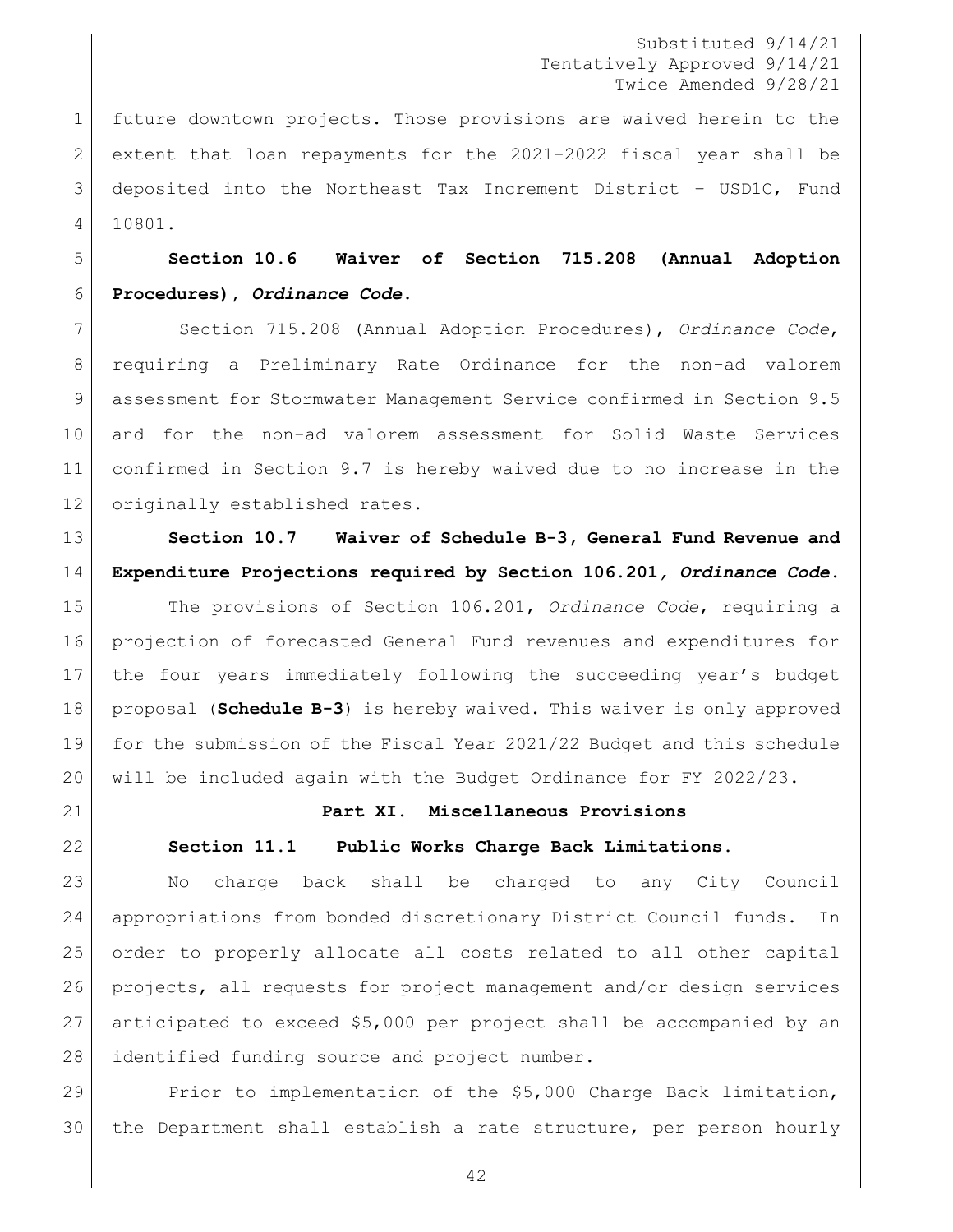future downtown projects. Those provisions are waived herein to the extent that loan repayments for the 2021-2022 fiscal year shall be deposited into the Northeast Tax Increment District – USD1C, Fund 10801.

**Section 10.6 Waiver of Section 715.208 (Annual Adoption Procedures),** ***Ordinance Code*****.**

Section 715.208 (Annual Adoption Procedures), *Ordinance Code*, requiring a Preliminary Rate Ordinance for the non-ad valorem assessment for Stormwater Management Service confirmed in Section 9.5 and for the non-ad valorem assessment for Solid Waste Services confirmed in Section 9.7 is hereby waived due to no increase in the originally established rates.

**Section 10.7 Waiver of Schedule B-3, General Fund Revenue and Expenditure Projections required by Section 106.201,** ***Ordinance Code*****.**

The provisions of Section 106.201, *Ordinance Code*, requiring a projection of forecasted General Fund revenues and expenditures for the four years immediately following the succeeding year's budget proposal (**Schedule B-3**) is hereby waived. This waiver is only approved for the submission of the Fiscal Year 2021/22 Budget and this schedule will be included again with the Budget Ordinance for FY 2022/23.

## Part XI. Miscellaneous Provisions

**Section 11.1 Public Works Charge Back Limitations.**

No charge back shall be charged to any City Council appropriations from bonded discretionary District Council funds. In order to properly allocate all costs related to all other capital projects, all requests for project management and/or design services anticipated to exceed $5,000 per project shall be accompanied by an identified funding source and project number.

Prior to implementation of the $5,000 Charge Back limitation, the Department shall establish a rate structure, per person hourly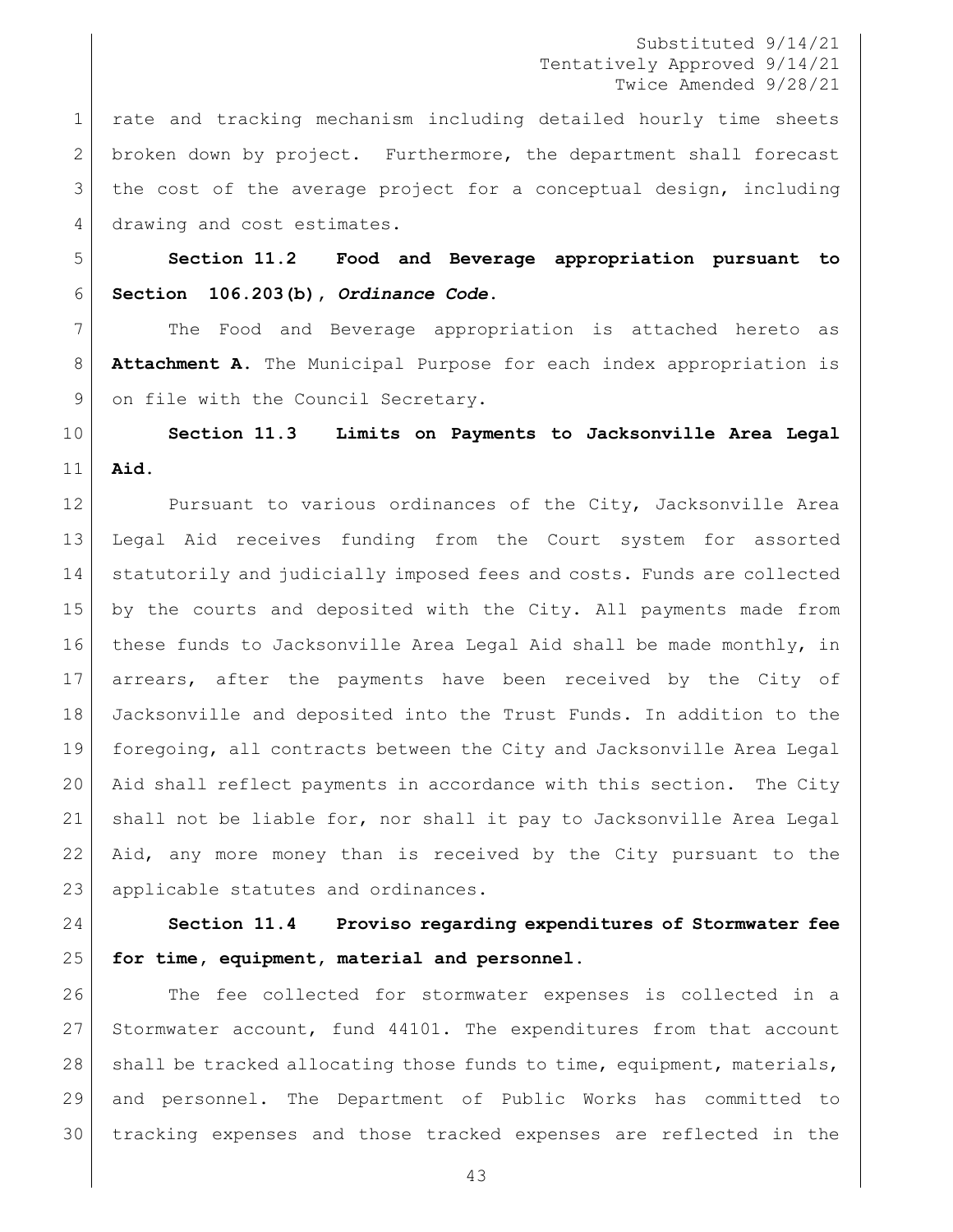rate and tracking mechanism including detailed hourly time sheets broken down by project. Furthermore, the department shall forecast the cost of the average project for a conceptual design, including drawing and cost estimates.

**Section 11.2 Food and Beverage appropriation pursuant to Section 106.203(b), *Ordinance Code*.**

The Food and Beverage appropriation is attached hereto as **Attachment A.** The Municipal Purpose for each index appropriation is on file with the Council Secretary.

**Section 11.3 Limits on Payments to Jacksonville Area Legal Aid.**

Pursuant to various ordinances of the City, Jacksonville Area Legal Aid receives funding from the Court system for assorted statutorily and judicially imposed fees and costs. Funds are collected by the courts and deposited with the City. All payments made from these funds to Jacksonville Area Legal Aid shall be made monthly, in arrears, after the payments have been received by the City of Jacksonville and deposited into the Trust Funds. In addition to the foregoing, all contracts between the City and Jacksonville Area Legal Aid shall reflect payments in accordance with this section. The City shall not be liable for, nor shall it pay to Jacksonville Area Legal Aid, any more money than is received by the City pursuant to the applicable statutes and ordinances.

**Section 11.4 Proviso regarding expenditures of Stormwater fee for time, equipment, material and personnel.**

The fee collected for stormwater expenses is collected in a Stormwater account, fund 44101. The expenditures from that account shall be tracked allocating those funds to time, equipment, materials, and personnel. The Department of Public Works has committed to tracking expenses and those tracked expenses are reflected in the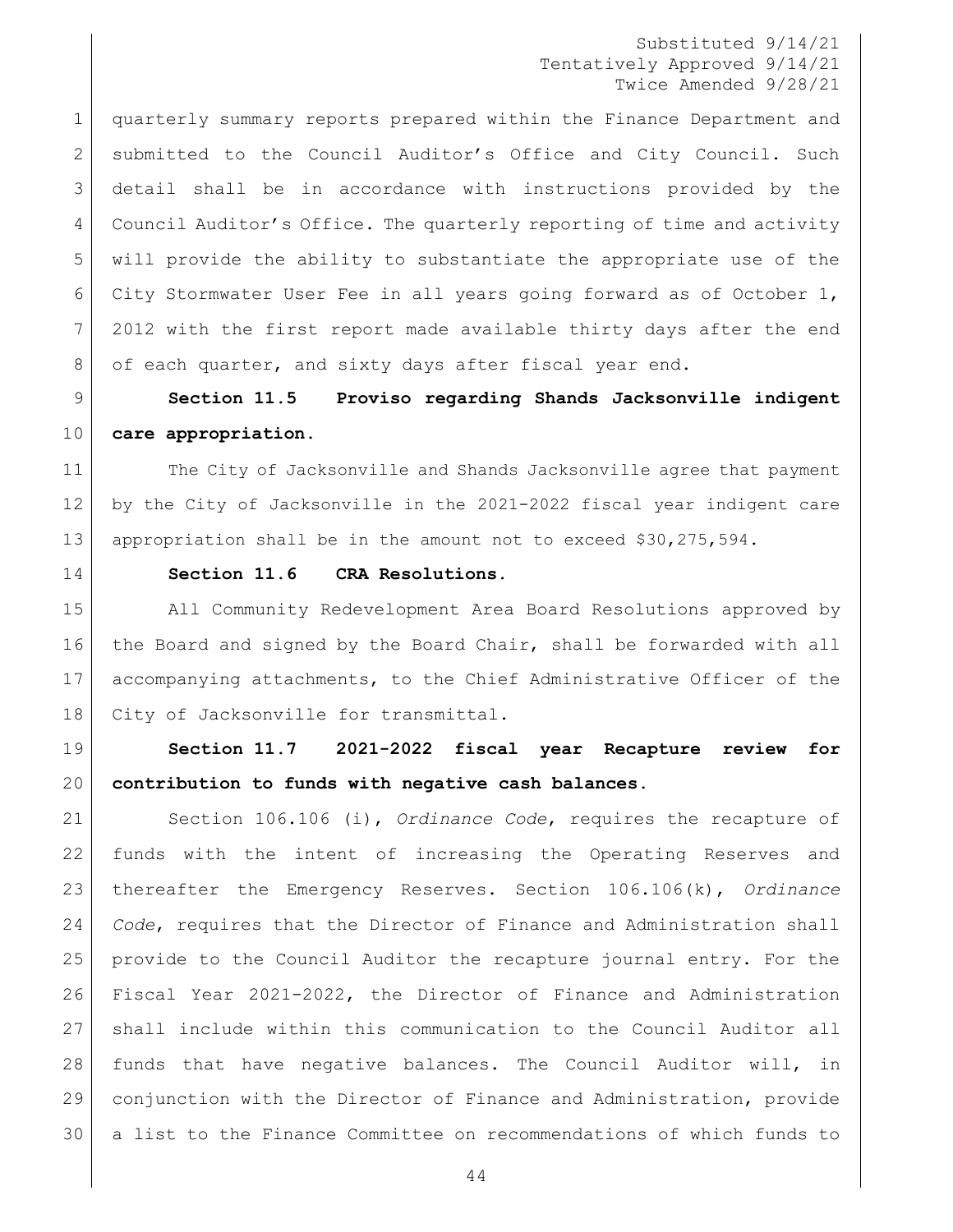quarterly summary reports prepared within the Finance Department and submitted to the Council Auditor's Office and City Council. Such detail shall be in accordance with instructions provided by the Council Auditor's Office. The quarterly reporting of time and activity will provide the ability to substantiate the appropriate use of the City Stormwater User Fee in all years going forward as of October 1, 2012 with the first report made available thirty days after the end of each quarter, and sixty days after fiscal year end.

**Section 11.5 Proviso regarding Shands Jacksonville indigent care appropriation.**

The City of Jacksonville and Shands Jacksonville agree that payment by the City of Jacksonville in the 2021-2022 fiscal year indigent care appropriation shall be in the amount not to exceed $30,275,594.

**Section 11.6 CRA Resolutions.**

All Community Redevelopment Area Board Resolutions approved by the Board and signed by the Board Chair, shall be forwarded with all accompanying attachments, to the Chief Administrative Officer of the City of Jacksonville for transmittal.

**Section 11.7 2021-2022 fiscal year Recapture review for contribution to funds with negative cash balances.**

Section 106.106 (i), *Ordinance Code*, requires the recapture of funds with the intent of increasing the Operating Reserves and thereafter the Emergency Reserves. Section 106.106(k), *Ordinance Code*, requires that the Director of Finance and Administration shall provide to the Council Auditor the recapture journal entry. For the Fiscal Year 2021-2022, the Director of Finance and Administration shall include within this communication to the Council Auditor all funds that have negative balances. The Council Auditor will, in conjunction with the Director of Finance and Administration, provide a list to the Finance Committee on recommendations of which funds to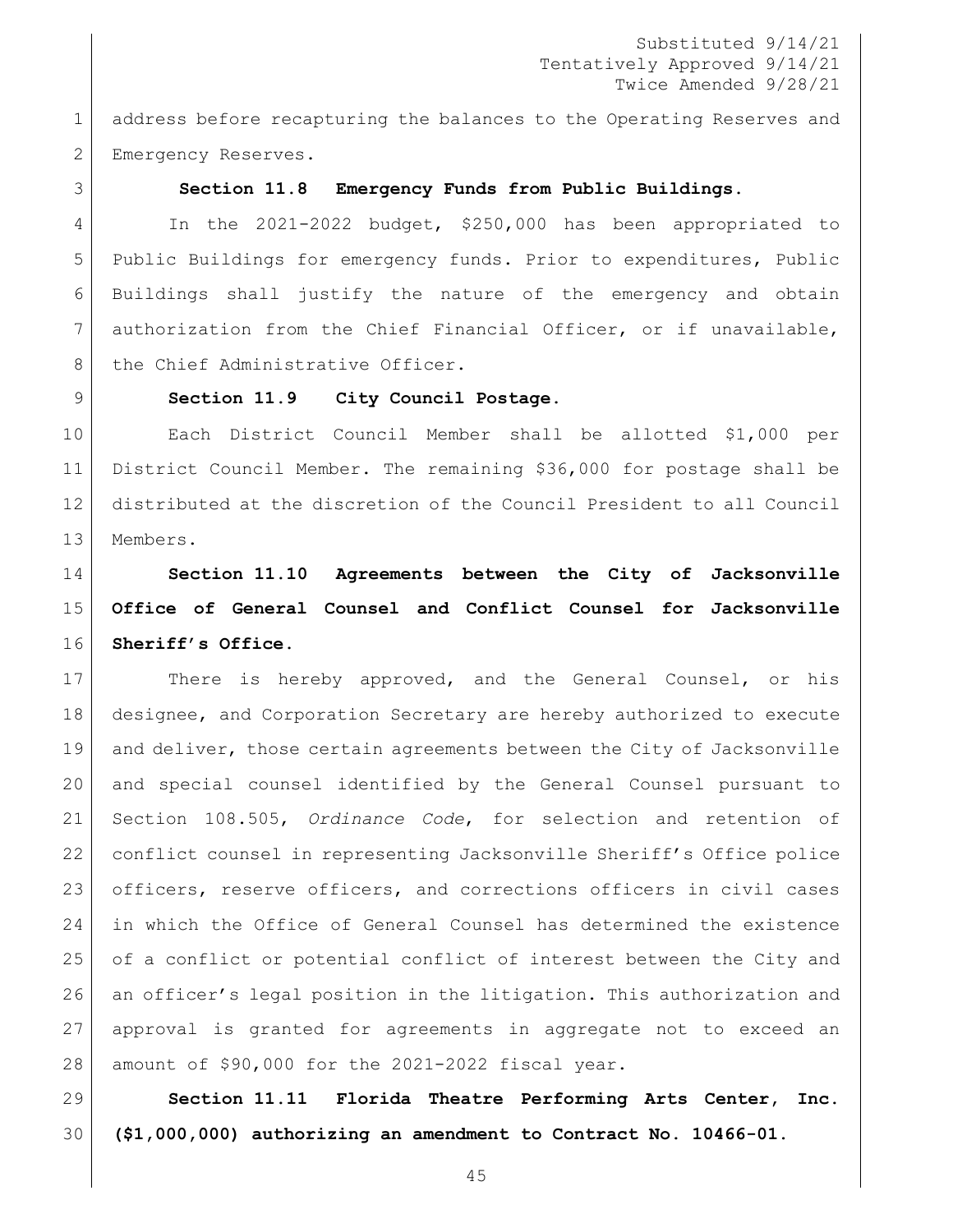address before recapturing the balances to the Operating Reserves and Emergency Reserves.

**Section 11.8 Emergency Funds from Public Buildings.**

In the 2021-2022 budget, $250,000 has been appropriated to Public Buildings for emergency funds. Prior to expenditures, Public Buildings shall justify the nature of the emergency and obtain authorization from the Chief Financial Officer, or if unavailable, the Chief Administrative Officer.

**Section 11.9 City Council Postage.**

Each District Council Member shall be allotted $1,000 per District Council Member. The remaining $36,000 for postage shall be distributed at the discretion of the Council President to all Council Members.

**Section 11.10 Agreements between the City of Jacksonville Office of General Counsel and Conflict Counsel for Jacksonville Sheriff's Office.**

There is hereby approved, and the General Counsel, or his designee, and Corporation Secretary are hereby authorized to execute and deliver, those certain agreements between the City of Jacksonville and special counsel identified by the General Counsel pursuant to Section 108.505, *Ordinance Code*, for selection and retention of conflict counsel in representing Jacksonville Sheriff's Office police officers, reserve officers, and corrections officers in civil cases in which the Office of General Counsel has determined the existence of a conflict or potential conflict of interest between the City and an officer's legal position in the litigation. This authorization and approval is granted for agreements in aggregate not to exceed an amount of $90,000 for the 2021-2022 fiscal year.

**Section 11.11 Florida Theatre Performing Arts Center, Inc. ($1,000,000) authorizing an amendment to Contract No. 10466-01.**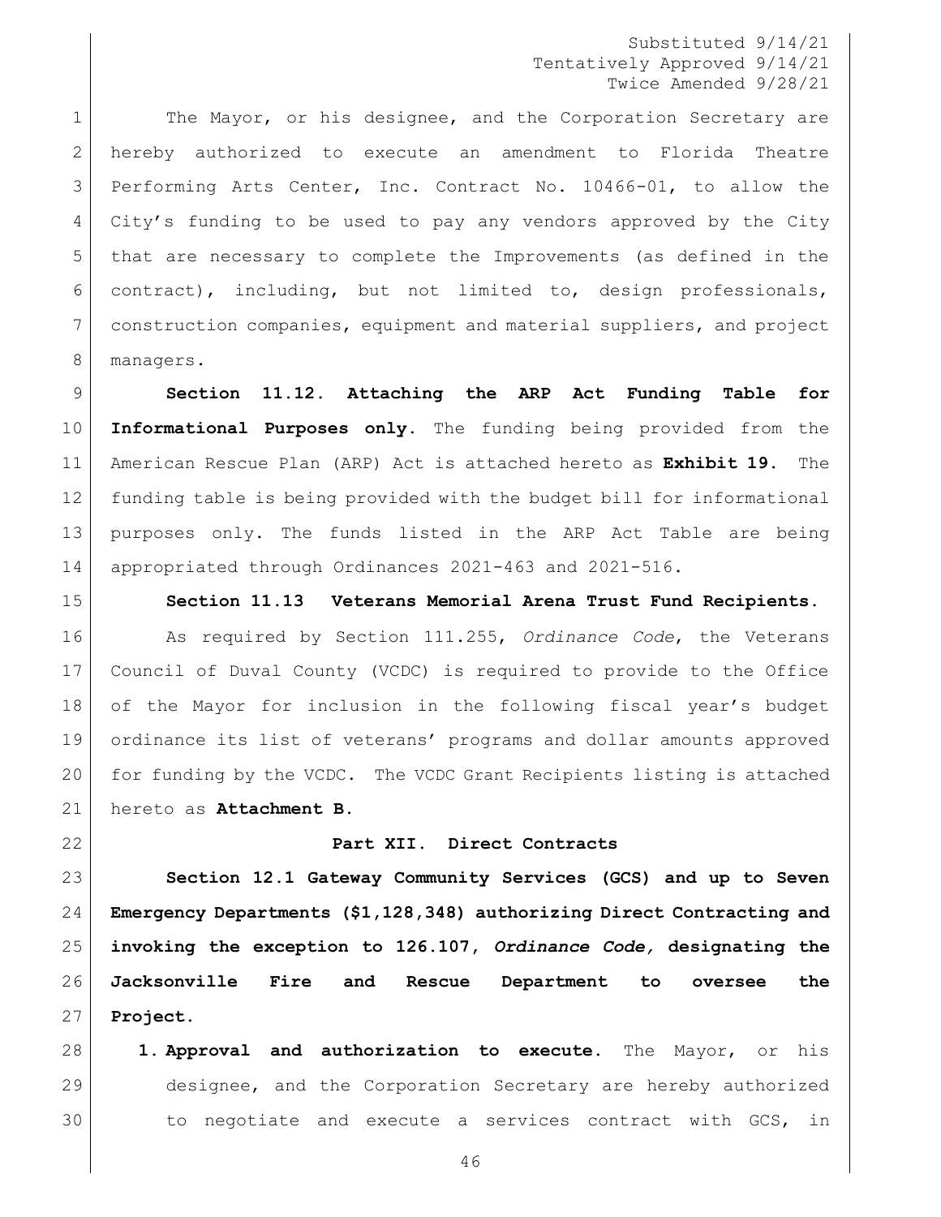The Mayor, or his designee, and the Corporation Secretary are hereby authorized to execute an amendment to Florida Theatre Performing Arts Center, Inc. Contract No. 10466-01, to allow the City's funding to be used to pay any vendors approved by the City that are necessary to complete the Improvements (as defined in the contract), including, but not limited to, design professionals, construction companies, equipment and material suppliers, and project managers.

**Section 11.12. Attaching the ARP Act Funding Table for Informational Purposes only.** The funding being provided from the American Rescue Plan (ARP) Act is attached hereto as **Exhibit 19.** The funding table is being provided with the budget bill for informational purposes only. The funds listed in the ARP Act Table are being appropriated through Ordinances 2021-463 and 2021-516.

**Section 11.13 Veterans Memorial Arena Trust Fund Recipients.**

As required by Section 111.255, *Ordinance Code*, the Veterans Council of Duval County (VCDC) is required to provide to the Office of the Mayor for inclusion in the following fiscal year's budget ordinance its list of veterans' programs and dollar amounts approved for funding by the VCDC. The VCDC Grant Recipients listing is attached hereto as **Attachment B.**

## Part XII. Direct Contracts

**Section 12.1 Gateway Community Services (GCS) and up to Seven Emergency Departments ($1,128,348) authorizing Direct Contracting and invoking the exception to 126.107, *Ordinance Code,* designating the Jacksonville Fire and Rescue Department to oversee the Project.**

1. **Approval and authorization to execute.** The Mayor, or his designee, and the Corporation Secretary are hereby authorized to negotiate and execute a services contract with GCS, in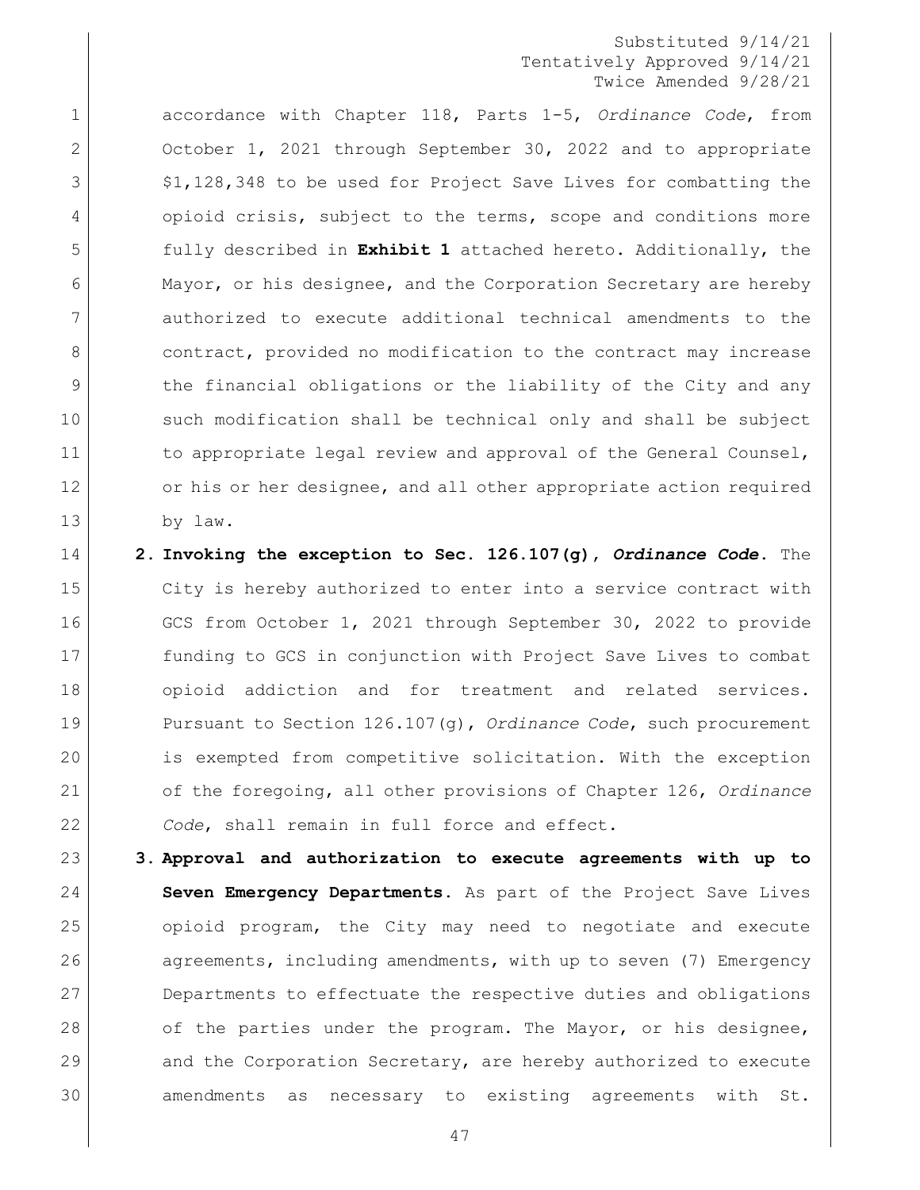Substituted 9/14/21
Tentatively Approved 9/14/21
Twice Amended 9/28/21

accordance with Chapter 118, Parts 1-5, *Ordinance Code*, from October 1, 2021 through September 30, 2022 and to appropriate $1,128,348 to be used for Project Save Lives for combatting the opioid crisis, subject to the terms, scope and conditions more fully described in **Exhibit 1** attached hereto. Additionally, the Mayor, or his designee, and the Corporation Secretary are hereby authorized to execute additional technical amendments to the contract, provided no modification to the contract may increase the financial obligations or the liability of the City and any such modification shall be technical only and shall be subject to appropriate legal review and approval of the General Counsel, or his or her designee, and all other appropriate action required by law.

2. **Invoking the exception to Sec. 126.107(g), *Ordinance Code*.** The City is hereby authorized to enter into a service contract with GCS from October 1, 2021 through September 30, 2022 to provide funding to GCS in conjunction with Project Save Lives to combat opioid addiction and for treatment and related services. Pursuant to Section 126.107(g), *Ordinance Code*, such procurement is exempted from competitive solicitation. With the exception of the foregoing, all other provisions of Chapter 126, *Ordinance Code*, shall remain in full force and effect.

3. **Approval and authorization to execute agreements with up to Seven Emergency Departments.** As part of the Project Save Lives opioid program, the City may need to negotiate and execute agreements, including amendments, with up to seven (7) Emergency Departments to effectuate the respective duties and obligations of the parties under the program. The Mayor, or his designee, and the Corporation Secretary, are hereby authorized to execute amendments as necessary to existing agreements with St.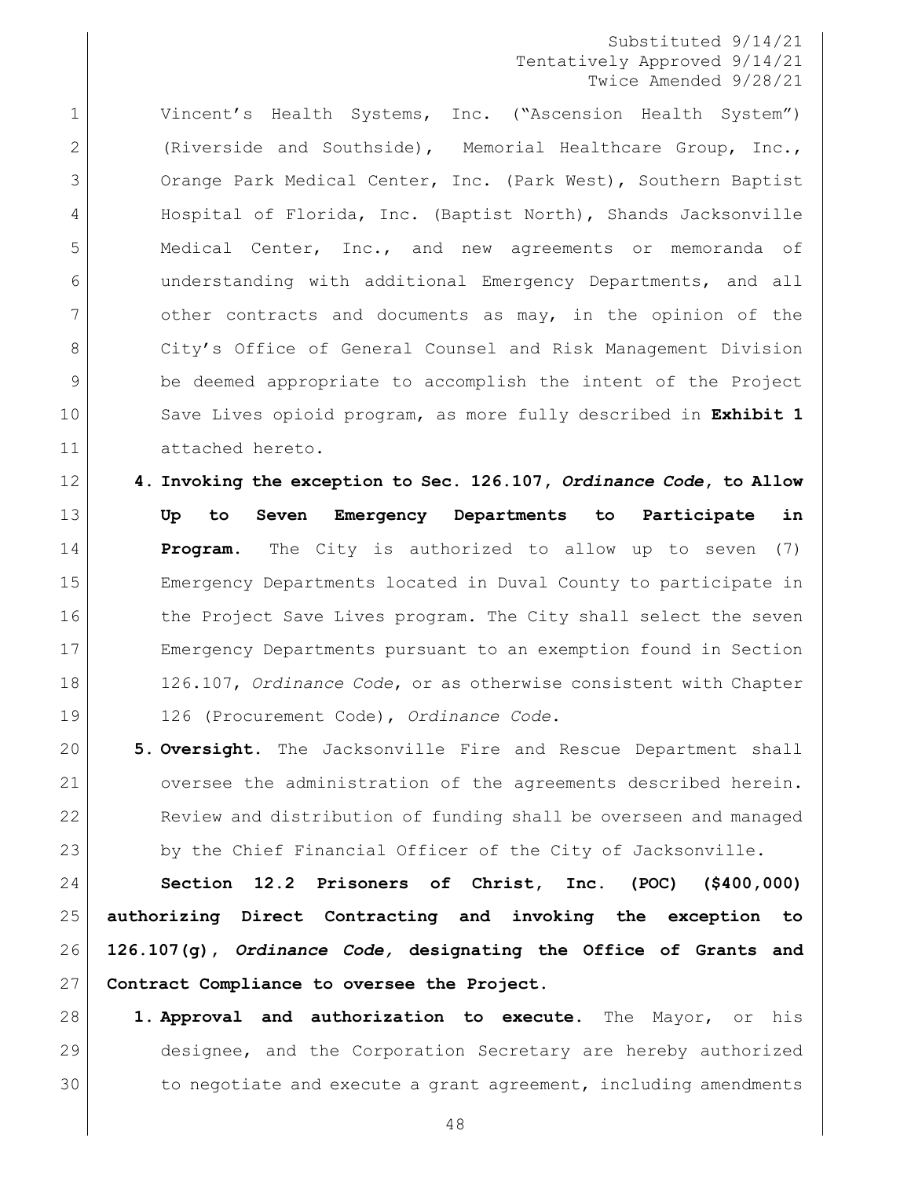Vincent's Health Systems, Inc. ("Ascension Health System") (Riverside and Southside), Memorial Healthcare Group, Inc., Orange Park Medical Center, Inc. (Park West), Southern Baptist Hospital of Florida, Inc. (Baptist North), Shands Jacksonville Medical Center, Inc., and new agreements or memoranda of understanding with additional Emergency Departments, and all other contracts and documents as may, in the opinion of the City's Office of General Counsel and Risk Management Division be deemed appropriate to accomplish the intent of the Project Save Lives opioid program, as more fully described in **Exhibit 1** attached hereto.

4. **Invoking the exception to Sec. 126.107, *Ordinance Code*, to Allow Up to Seven Emergency Departments to Participate in Program.** The City is authorized to allow up to seven (7) Emergency Departments located in Duval County to participate in the Project Save Lives program. The City shall select the seven Emergency Departments pursuant to an exemption found in Section 126.107, *Ordinance Code*, or as otherwise consistent with Chapter 126 (Procurement Code), *Ordinance Code*.

5. **Oversight.** The Jacksonville Fire and Rescue Department shall oversee the administration of the agreements described herein. Review and distribution of funding shall be overseen and managed by the Chief Financial Officer of the City of Jacksonville.

**Section 12.2 Prisoners of Christ, Inc. (POC) ($400,000) authorizing Direct Contracting and invoking the exception to 126.107(g), *Ordinance Code,* designating the Office of Grants and Contract Compliance to oversee the Project.**

1. **Approval and authorization to execute.** The Mayor, or his designee, and the Corporation Secretary are hereby authorized to negotiate and execute a grant agreement, including amendments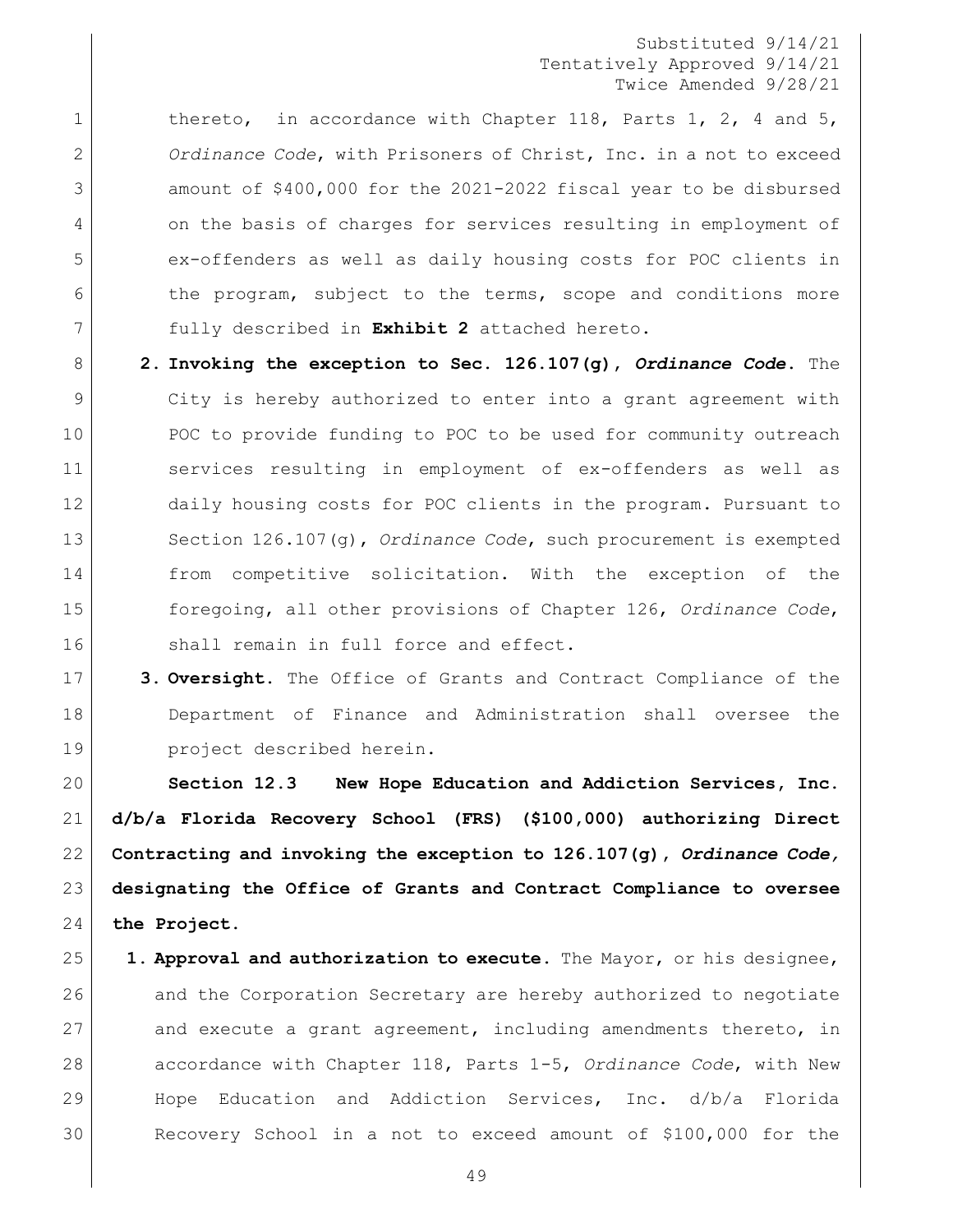Substituted 9/14/21
Tentatively Approved 9/14/21
Twice Amended 9/28/21

thereto, in accordance with Chapter 118, Parts 1, 2, 4 and 5, *Ordinance Code*, with Prisoners of Christ, Inc. in a not to exceed amount of $400,000 for the 2021-2022 fiscal year to be disbursed on the basis of charges for services resulting in employment of ex-offenders as well as daily housing costs for POC clients in the program, subject to the terms, scope and conditions more fully described in **Exhibit 2** attached hereto.

2. **Invoking the exception to Sec. 126.107(g), *Ordinance Code*.** The City is hereby authorized to enter into a grant agreement with POC to provide funding to POC to be used for community outreach services resulting in employment of ex-offenders as well as daily housing costs for POC clients in the program. Pursuant to Section 126.107(g), *Ordinance Code*, such procurement is exempted from competitive solicitation. With the exception of the foregoing, all other provisions of Chapter 126, *Ordinance Code*, shall remain in full force and effect.

3. **Oversight.** The Office of Grants and Contract Compliance of the Department of Finance and Administration shall oversee the project described herein.

**Section 12.3 New Hope Education and Addiction Services, Inc. d/b/a Florida Recovery School (FRS) ($100,000) authorizing Direct Contracting and invoking the exception to 126.107(g), *Ordinance Code*, designating the Office of Grants and Contract Compliance to oversee the Project.**

1. **Approval and authorization to execute.** The Mayor, or his designee, and the Corporation Secretary are hereby authorized to negotiate and execute a grant agreement, including amendments thereto, in accordance with Chapter 118, Parts 1-5, *Ordinance Code*, with New Hope Education and Addiction Services, Inc. d/b/a Florida Recovery School in a not to exceed amount of $100,000 for the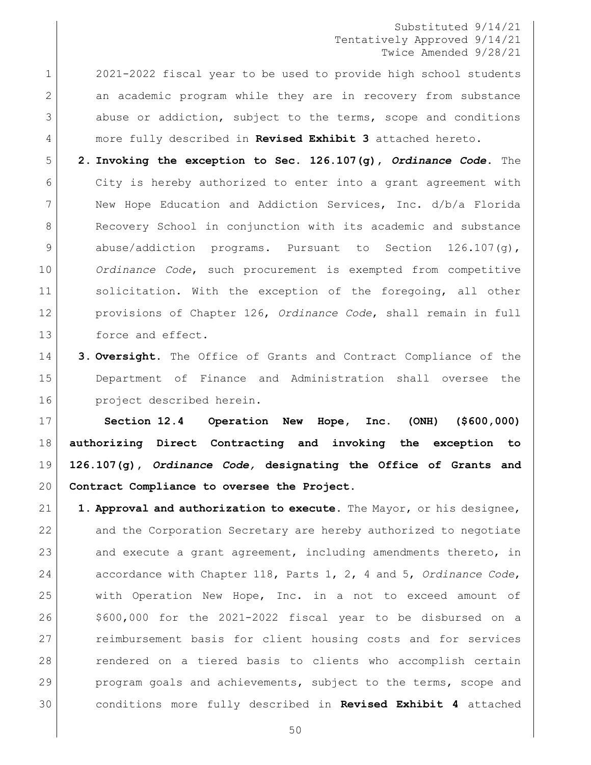2021-2022 fiscal year to be used to provide high school students an academic program while they are in recovery from substance abuse or addiction, subject to the terms, scope and conditions more fully described in **Revised Exhibit 3** attached hereto.

2. **Invoking the exception to Sec. 126.107(g), *Ordinance Code*.** The City is hereby authorized to enter into a grant agreement with New Hope Education and Addiction Services, Inc. d/b/a Florida Recovery School in conjunction with its academic and substance abuse/addiction programs. Pursuant to Section 126.107(g), *Ordinance Code*, such procurement is exempted from competitive solicitation. With the exception of the foregoing, all other provisions of Chapter 126, *Ordinance Code*, shall remain in full force and effect.

3. **Oversight.** The Office of Grants and Contract Compliance of the Department of Finance and Administration shall oversee the project described herein.

**Section 12.4 Operation New Hope, Inc. (ONH) ($600,000) authorizing Direct Contracting and invoking the exception to 126.107(g), *Ordinance Code,* designating the Office of Grants and Contract Compliance to oversee the Project.**

1. **Approval and authorization to execute.** The Mayor, or his designee, and the Corporation Secretary are hereby authorized to negotiate and execute a grant agreement, including amendments thereto, in accordance with Chapter 118, Parts 1, 2, 4 and 5, *Ordinance Code*, with Operation New Hope, Inc. in a not to exceed amount of $600,000 for the 2021-2022 fiscal year to be disbursed on a reimbursement basis for client housing costs and for services rendered on a tiered basis to clients who accomplish certain program goals and achievements, subject to the terms, scope and conditions more fully described in **Revised Exhibit 4** attached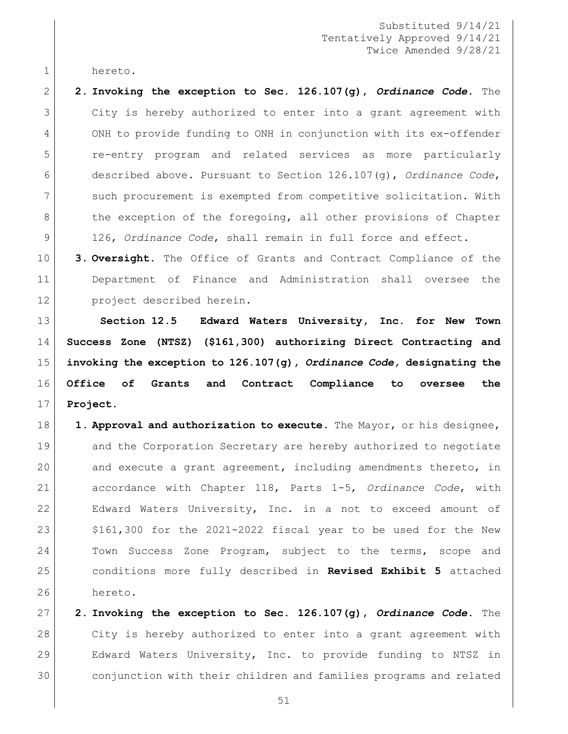hereto.

2. **Invoking the exception to Sec. 126.107(g), *Ordinance Code*.** The City is hereby authorized to enter into a grant agreement with ONH to provide funding to ONH in conjunction with its ex-offender re-entry program and related services as more particularly described above. Pursuant to Section 126.107(g), *Ordinance Code*, such procurement is exempted from competitive solicitation. With the exception of the foregoing, all other provisions of Chapter 126, *Ordinance Code*, shall remain in full force and effect.

3. **Oversight.** The Office of Grants and Contract Compliance of the Department of Finance and Administration shall oversee the project described herein.

**Section 12.5 Edward Waters University, Inc. for New Town Success Zone (NTSZ) ($161,300) authorizing Direct Contracting and invoking the exception to 126.107(g), *Ordinance Code,* designating the Office of Grants and Contract Compliance to oversee the Project.**

1. **Approval and authorization to execute.** The Mayor, or his designee, and the Corporation Secretary are hereby authorized to negotiate and execute a grant agreement, including amendments thereto, in accordance with Chapter 118, Parts 1-5, *Ordinance Code*, with Edward Waters University, Inc. in a not to exceed amount of $161,300 for the 2021-2022 fiscal year to be used for the New Town Success Zone Program, subject to the terms, scope and conditions more fully described in **Revised Exhibit 5** attached hereto.

2. **Invoking the exception to Sec. 126.107(g), *Ordinance Code*.** The City is hereby authorized to enter into a grant agreement with Edward Waters University, Inc. to provide funding to NTSZ in conjunction with their children and families programs and related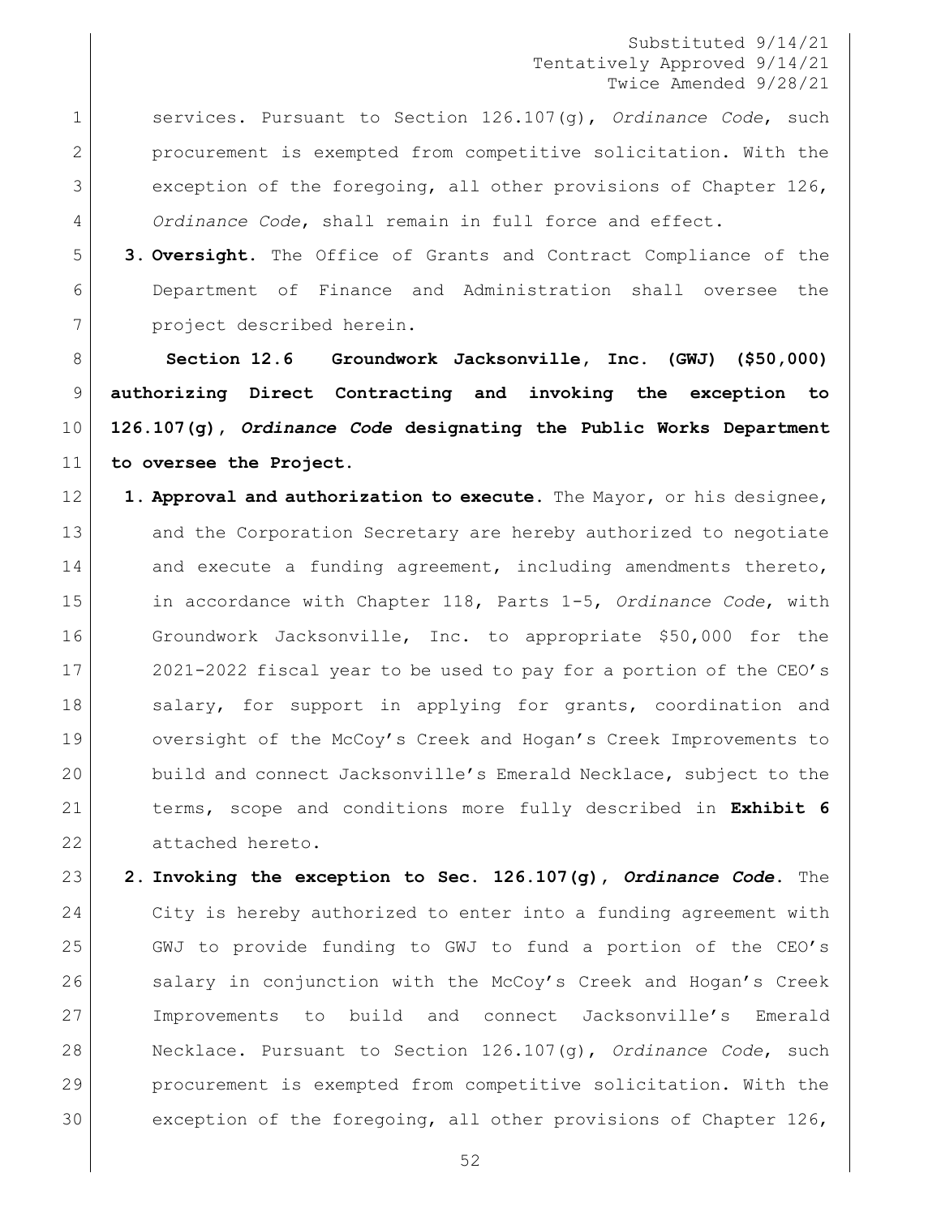services. Pursuant to Section 126.107(g), *Ordinance Code*, such procurement is exempted from competitive solicitation. With the exception of the foregoing, all other provisions of Chapter 126, *Ordinance Code*, shall remain in full force and effect.

3. **Oversight.** The Office of Grants and Contract Compliance of the Department of Finance and Administration shall oversee the project described herein.

**Section 12.6 Groundwork Jacksonville, Inc. (GWJ) ($50,000) authorizing Direct Contracting and invoking the exception to 126.107(g), *Ordinance Code* designating the Public Works Department to oversee the Project.**

1. **Approval and authorization to execute.** The Mayor, or his designee, and the Corporation Secretary are hereby authorized to negotiate and execute a funding agreement, including amendments thereto, in accordance with Chapter 118, Parts 1-5, *Ordinance Code*, with Groundwork Jacksonville, Inc. to appropriate $50,000 for the 2021-2022 fiscal year to be used to pay for a portion of the CEO's salary, for support in applying for grants, coordination and oversight of the McCoy's Creek and Hogan's Creek Improvements to build and connect Jacksonville's Emerald Necklace, subject to the terms, scope and conditions more fully described in **Exhibit 6** attached hereto.
2. **Invoking the exception to Sec. 126.107(g), *Ordinance Code*.** The City is hereby authorized to enter into a funding agreement with GWJ to provide funding to GWJ to fund a portion of the CEO's salary in conjunction with the McCoy's Creek and Hogan's Creek Improvements to build and connect Jacksonville's Emerald Necklace. Pursuant to Section 126.107(g), *Ordinance Code*, such procurement is exempted from competitive solicitation. With the exception of the foregoing, all other provisions of Chapter 126,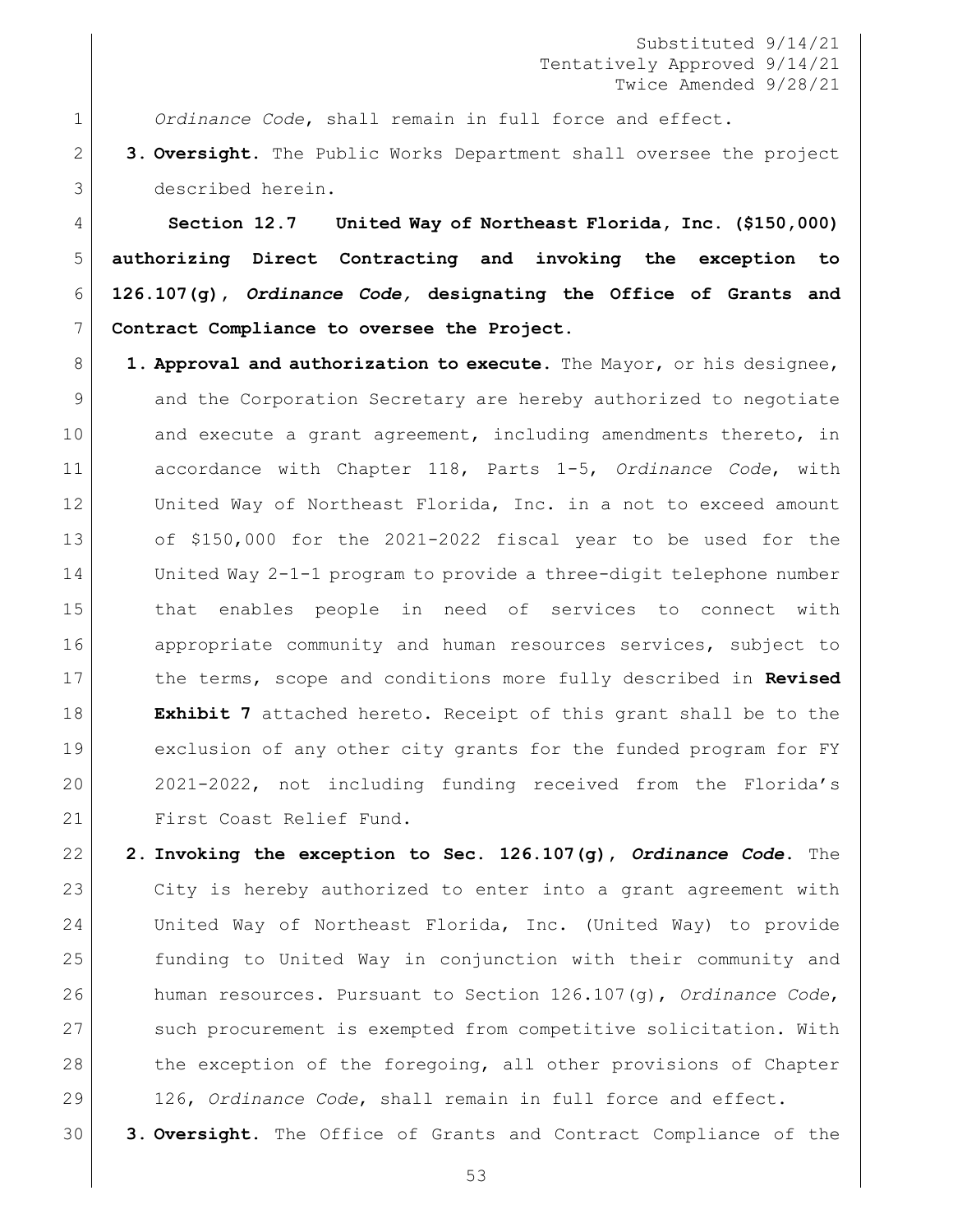*Ordinance Code*, shall remain in full force and effect.

3. **Oversight.** The Public Works Department shall oversee the project described herein.

**Section 12.7 United Way of Northeast Florida, Inc. ($150,000) authorizing Direct Contracting and invoking the exception to 126.107(g), *Ordinance Code,* designating the Office of Grants and Contract Compliance to oversee the Project.**

1. **Approval and authorization to execute.** The Mayor, or his designee, and the Corporation Secretary are hereby authorized to negotiate and execute a grant agreement, including amendments thereto, in accordance with Chapter 118, Parts 1-5, *Ordinance Code*, with United Way of Northeast Florida, Inc. in a not to exceed amount of $150,000 for the 2021-2022 fiscal year to be used for the United Way 2-1-1 program to provide a three-digit telephone number that enables people in need of services to connect with appropriate community and human resources services, subject to the terms, scope and conditions more fully described in **Revised Exhibit 7** attached hereto. Receipt of this grant shall be to the exclusion of any other city grants for the funded program for FY 2021-2022, not including funding received from the Florida's First Coast Relief Fund.
2. **Invoking the exception to Sec. 126.107(g), *Ordinance Code*.** The City is hereby authorized to enter into a grant agreement with United Way of Northeast Florida, Inc. (United Way) to provide funding to United Way in conjunction with their community and human resources. Pursuant to Section 126.107(g), *Ordinance Code*, such procurement is exempted from competitive solicitation. With the exception of the foregoing, all other provisions of Chapter 126, *Ordinance Code*, shall remain in full force and effect.
3. **Oversight.** The Office of Grants and Contract Compliance of the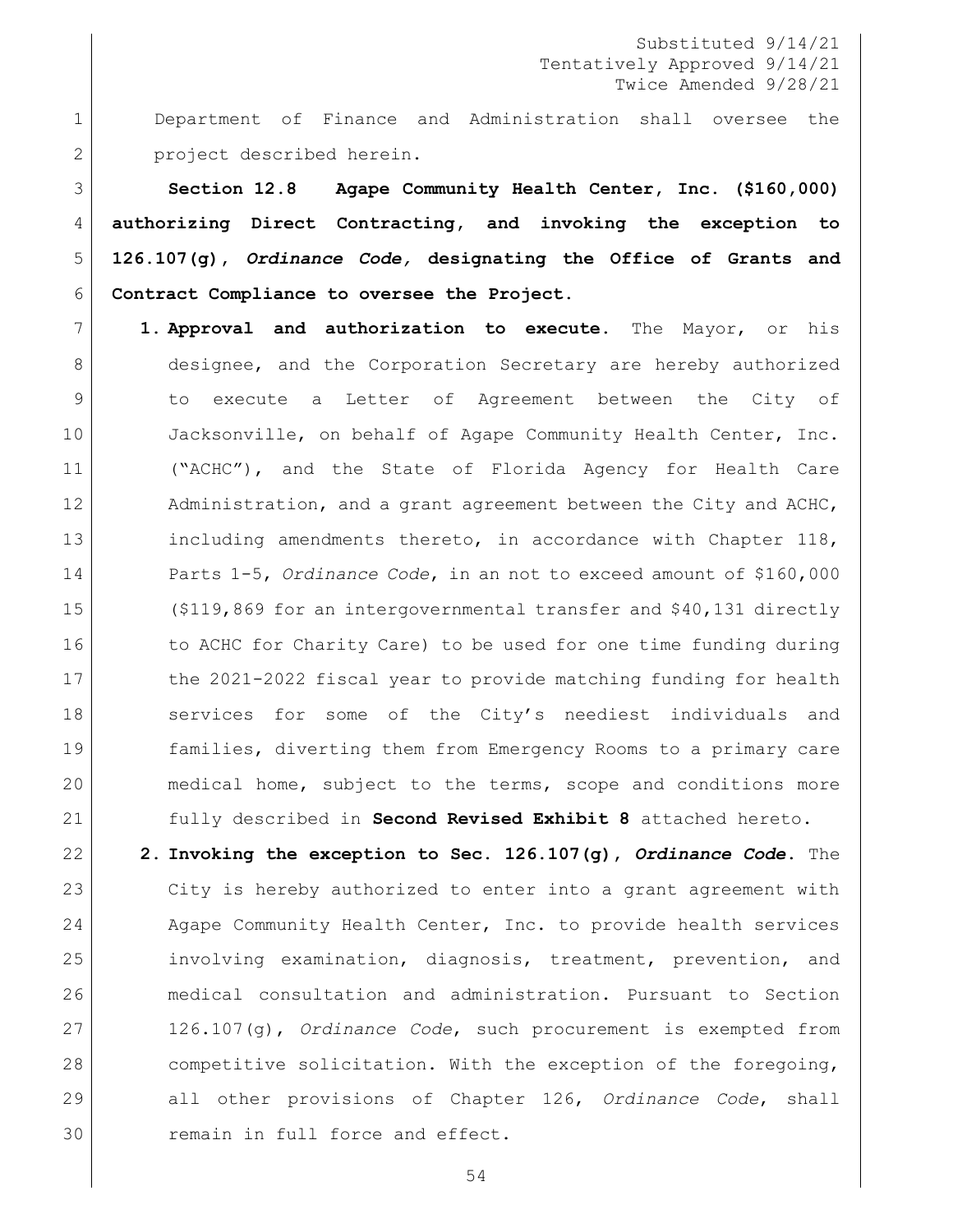Department of Finance and Administration shall oversee the project described herein.

**Section 12.8 Agape Community Health Center, Inc. ($160,000) authorizing Direct Contracting, and invoking the exception to 126.107(g),** ***Ordinance Code,*** **designating the Office of Grants and Contract Compliance to oversee the Project.**

1. **Approval and authorization to execute.** The Mayor, or his designee, and the Corporation Secretary are hereby authorized to execute a Letter of Agreement between the City of Jacksonville, on behalf of Agape Community Health Center, Inc. ("ACHC"), and the State of Florida Agency for Health Care Administration, and a grant agreement between the City and ACHC, including amendments thereto, in accordance with Chapter 118, Parts 1-5, *Ordinance Code*, in an not to exceed amount of $160,000 ($119,869 for an intergovernmental transfer and $40,131 directly to ACHC for Charity Care) to be used for one time funding during the 2021-2022 fiscal year to provide matching funding for health services for some of the City's neediest individuals and families, diverting them from Emergency Rooms to a primary care medical home, subject to the terms, scope and conditions more fully described in **Second Revised Exhibit 8** attached hereto.
2. **Invoking the exception to Sec. 126.107(g),** ***Ordinance Code*****.** The City is hereby authorized to enter into a grant agreement with Agape Community Health Center, Inc. to provide health services involving examination, diagnosis, treatment, prevention, and medical consultation and administration. Pursuant to Section 126.107(g), *Ordinance Code*, such procurement is exempted from competitive solicitation. With the exception of the foregoing, all other provisions of Chapter 126, *Ordinance Code*, shall remain in full force and effect.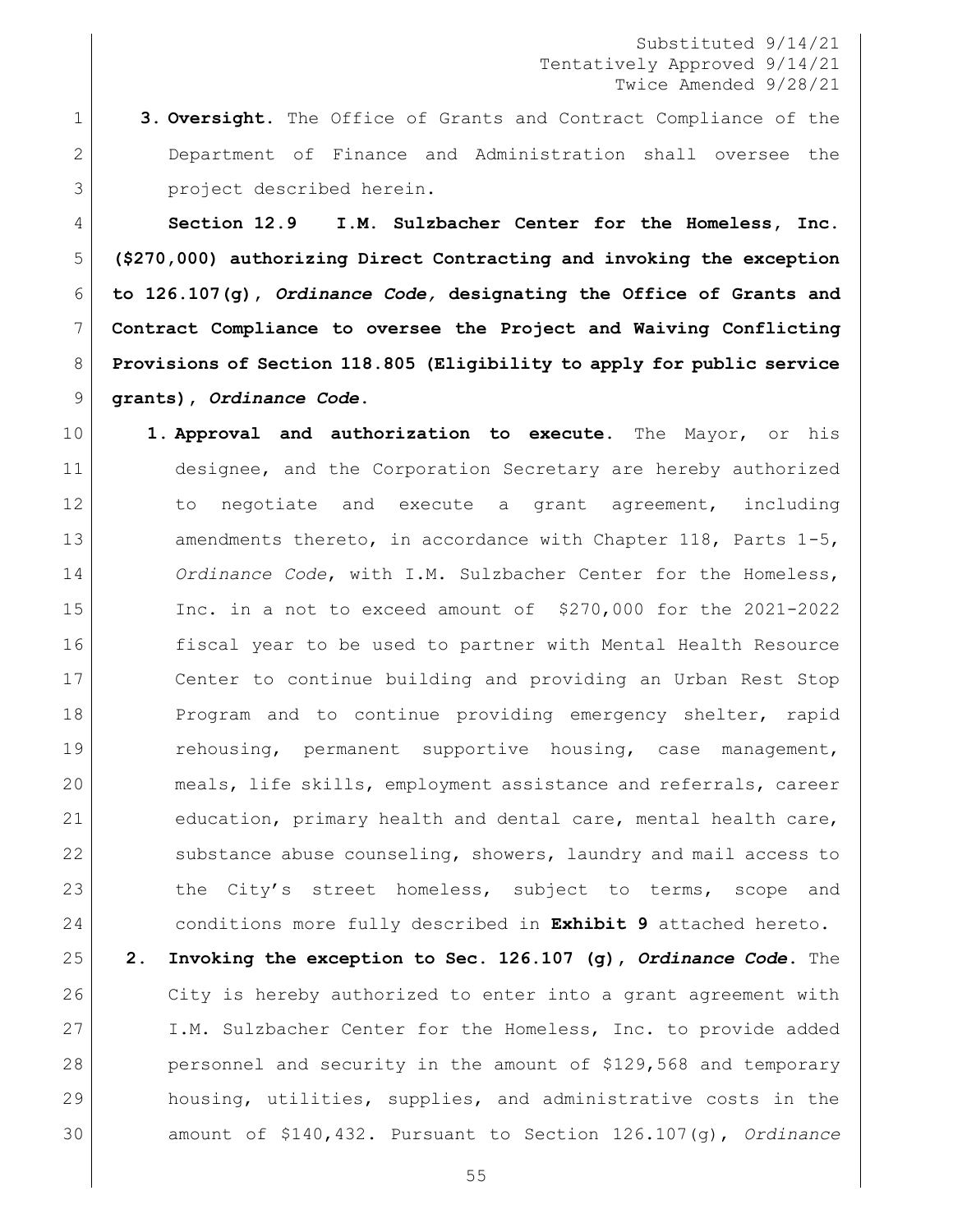Substituted 9/14/21
Tentatively Approved 9/14/21
Twice Amended 9/28/21

3. **Oversight.** The Office of Grants and Contract Compliance of the Department of Finance and Administration shall oversee the project described herein.

**Section 12.9 I.M. Sulzbacher Center for the Homeless, Inc. ($270,000) authorizing Direct Contracting and invoking the exception to 126.107(g), *Ordinance Code,* designating the Office of Grants and Contract Compliance to oversee the Project and Waiving Conflicting Provisions of Section 118.805 (Eligibility to apply for public service grants), *Ordinance Code*.**

1. **Approval and authorization to execute.** The Mayor, or his designee, and the Corporation Secretary are hereby authorized to negotiate and execute a grant agreement, including amendments thereto, in accordance with Chapter 118, Parts 1-5, *Ordinance Code*, with I.M. Sulzbacher Center for the Homeless, Inc. in a not to exceed amount of $270,000 for the 2021-2022 fiscal year to be used to partner with Mental Health Resource Center to continue building and providing an Urban Rest Stop Program and to continue providing emergency shelter, rapid rehousing, permanent supportive housing, case management, meals, life skills, employment assistance and referrals, career education, primary health and dental care, mental health care, substance abuse counseling, showers, laundry and mail access to the City's street homeless, subject to terms, scope and conditions more fully described in **Exhibit 9** attached hereto.

2. **Invoking the exception to Sec. 126.107 (g), *Ordinance Code*.** The City is hereby authorized to enter into a grant agreement with I.M. Sulzbacher Center for the Homeless, Inc. to provide added personnel and security in the amount of $129,568 and temporary housing, utilities, supplies, and administrative costs in the amount of $140,432. Pursuant to Section 126.107(g), *Ordinance*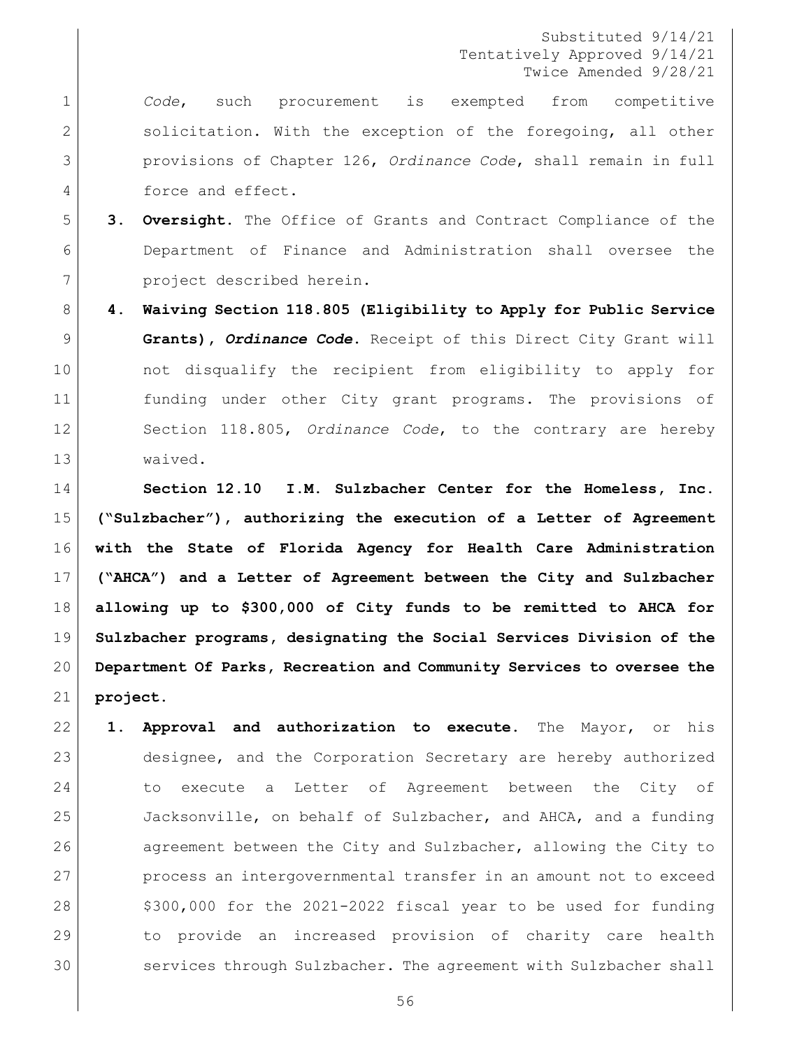*Code*, such procurement is exempted from competitive solicitation. With the exception of the foregoing, all other provisions of Chapter 126, *Ordinance Code*, shall remain in full force and effect.

3. **Oversight.** The Office of Grants and Contract Compliance of the Department of Finance and Administration shall oversee the project described herein.

4. **Waiving Section 118.805 (Eligibility to Apply for Public Service Grants), *Ordinance Code*.** Receipt of this Direct City Grant will not disqualify the recipient from eligibility to apply for funding under other City grant programs. The provisions of Section 118.805, *Ordinance Code*, to the contrary are hereby waived.

**Section 12.10 I.M. Sulzbacher Center for the Homeless, Inc. ("Sulzbacher"), authorizing the execution of a Letter of Agreement with the State of Florida Agency for Health Care Administration ("AHCA") and a Letter of Agreement between the City and Sulzbacher allowing up to $300,000 of City funds to be remitted to AHCA for Sulzbacher programs, designating the Social Services Division of the Department Of Parks, Recreation and Community Services to oversee the project.**

1. **Approval and authorization to execute.** The Mayor, or his designee, and the Corporation Secretary are hereby authorized to execute a Letter of Agreement between the City of Jacksonville, on behalf of Sulzbacher, and AHCA, and a funding agreement between the City and Sulzbacher, allowing the City to process an intergovernmental transfer in an amount not to exceed $300,000 for the 2021-2022 fiscal year to be used for funding to provide an increased provision of charity care health services through Sulzbacher. The agreement with Sulzbacher shall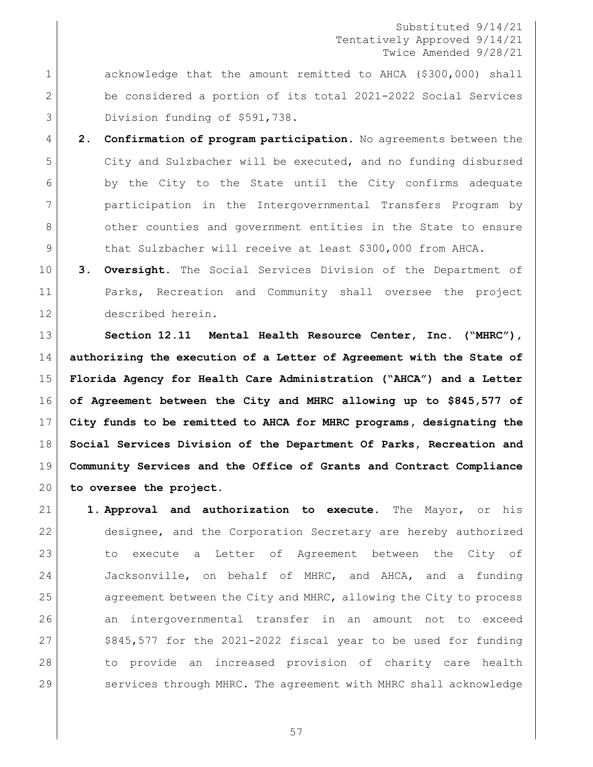Substituted 9/14/21
Tentatively Approved 9/14/21
Twice Amended 9/28/21

acknowledge that the amount remitted to AHCA ($300,000) shall be considered a portion of its total 2021-2022 Social Services Division funding of $591,738.

2. **Confirmation of program participation.** No agreements between the City and Sulzbacher will be executed, and no funding disbursed by the City to the State until the City confirms adequate participation in the Intergovernmental Transfers Program by other counties and government entities in the State to ensure that Sulzbacher will receive at least $300,000 from AHCA.

3. **Oversight.** The Social Services Division of the Department of Parks, Recreation and Community shall oversee the project described herein.

**Section 12.11 Mental Health Resource Center, Inc. ("MHRC"), authorizing the execution of a Letter of Agreement with the State of Florida Agency for Health Care Administration ("AHCA") and a Letter of Agreement between the City and MHRC allowing up to $845,577 of City funds to be remitted to AHCA for MHRC programs, designating the Social Services Division of the Department Of Parks, Recreation and Community Services and the Office of Grants and Contract Compliance to oversee the project.**

1. **Approval and authorization to execute.** The Mayor, or his designee, and the Corporation Secretary are hereby authorized to execute a Letter of Agreement between the City of Jacksonville, on behalf of MHRC, and AHCA, and a funding agreement between the City and MHRC, allowing the City to process an intergovernmental transfer in an amount not to exceed $845,577 for the 2021-2022 fiscal year to be used for funding to provide an increased provision of charity care health services through MHRC. The agreement with MHRC shall acknowledge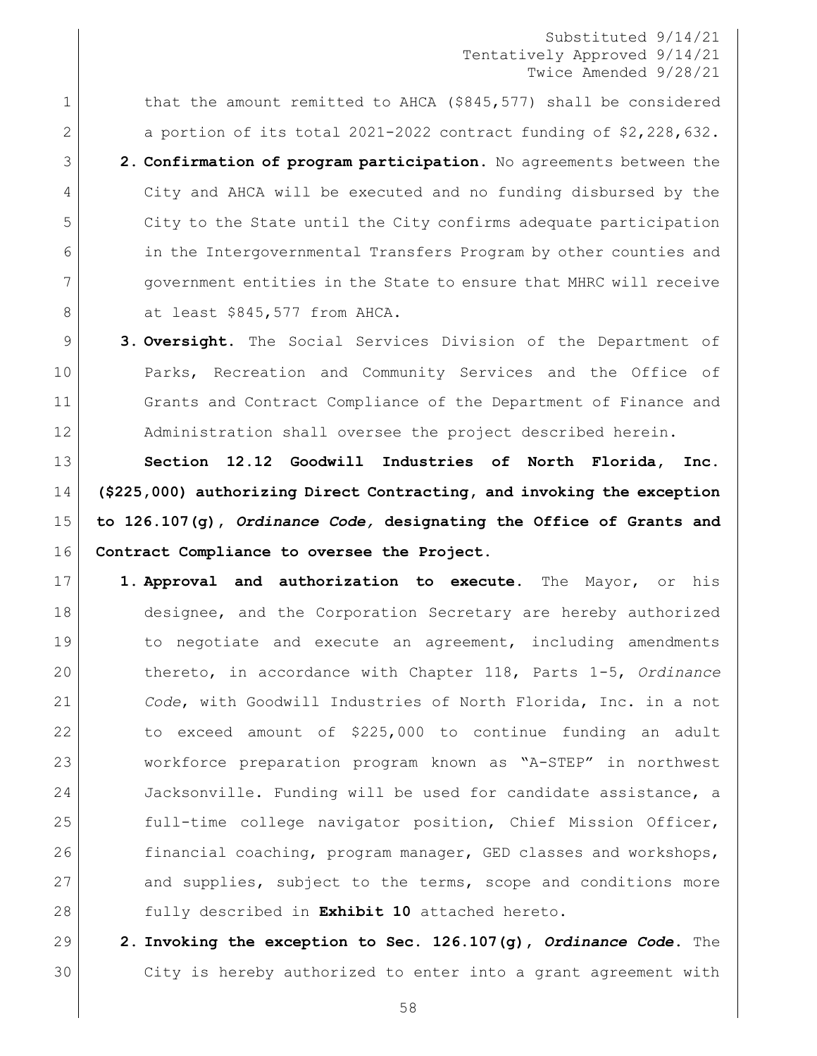that the amount remitted to AHCA ($845,577) shall be considered a portion of its total 2021-2022 contract funding of $2,228,632.

2. **Confirmation of program participation.** No agreements between the City and AHCA will be executed and no funding disbursed by the City to the State until the City confirms adequate participation in the Intergovernmental Transfers Program by other counties and government entities in the State to ensure that MHRC will receive at least $845,577 from AHCA.

3. **Oversight.** The Social Services Division of the Department of Parks, Recreation and Community Services and the Office of Grants and Contract Compliance of the Department of Finance and Administration shall oversee the project described herein.

**Section 12.12 Goodwill Industries of North Florida, Inc. ($225,000) authorizing Direct Contracting, and invoking the exception to 126.107(g), *Ordinance Code,* designating the Office of Grants and Contract Compliance to oversee the Project.**

1. **Approval and authorization to execute.** The Mayor, or his designee, and the Corporation Secretary are hereby authorized to negotiate and execute an agreement, including amendments thereto, in accordance with Chapter 118, Parts 1-5, *Ordinance Code*, with Goodwill Industries of North Florida, Inc. in a not to exceed amount of $225,000 to continue funding an adult workforce preparation program known as "A-STEP" in northwest Jacksonville. Funding will be used for candidate assistance, a full-time college navigator position, Chief Mission Officer, financial coaching, program manager, GED classes and workshops, and supplies, subject to the terms, scope and conditions more fully described in **Exhibit 10** attached hereto.

2. **Invoking the exception to Sec. 126.107(g), *Ordinance Code*.** The City is hereby authorized to enter into a grant agreement with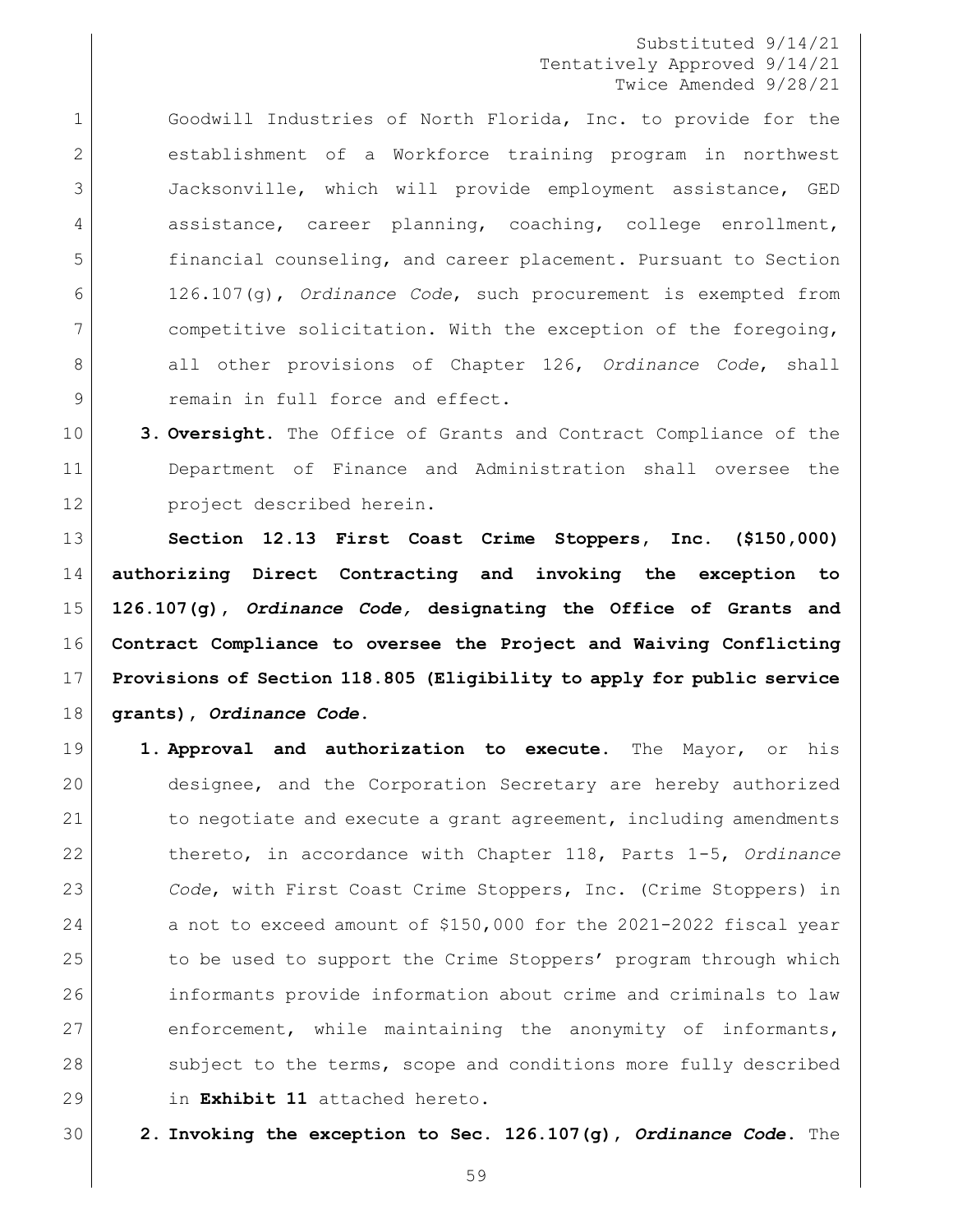Goodwill Industries of North Florida, Inc. to provide for the establishment of a Workforce training program in northwest Jacksonville, which will provide employment assistance, GED assistance, career planning, coaching, college enrollment, financial counseling, and career placement. Pursuant to Section 126.107(g), *Ordinance Code*, such procurement is exempted from competitive solicitation. With the exception of the foregoing, all other provisions of Chapter 126, *Ordinance Code*, shall remain in full force and effect.

3. **Oversight.** The Office of Grants and Contract Compliance of the Department of Finance and Administration shall oversee the project described herein.

**Section 12.13 First Coast Crime Stoppers, Inc. ($150,000) authorizing Direct Contracting and invoking the exception to 126.107(g), *Ordinance Code,* designating the Office of Grants and Contract Compliance to oversee the Project and Waiving Conflicting Provisions of Section 118.805 (Eligibility to apply for public service grants), *Ordinance Code*.**

1. **Approval and authorization to execute.** The Mayor, or his designee, and the Corporation Secretary are hereby authorized to negotiate and execute a grant agreement, including amendments thereto, in accordance with Chapter 118, Parts 1-5, *Ordinance Code*, with First Coast Crime Stoppers, Inc. (Crime Stoppers) in a not to exceed amount of $150,000 for the 2021-2022 fiscal year to be used to support the Crime Stoppers' program through which informants provide information about crime and criminals to law enforcement, while maintaining the anonymity of informants, subject to the terms, scope and conditions more fully described in **Exhibit 11** attached hereto.

2. **Invoking the exception to Sec. 126.107(g), *Ordinance Code*.** The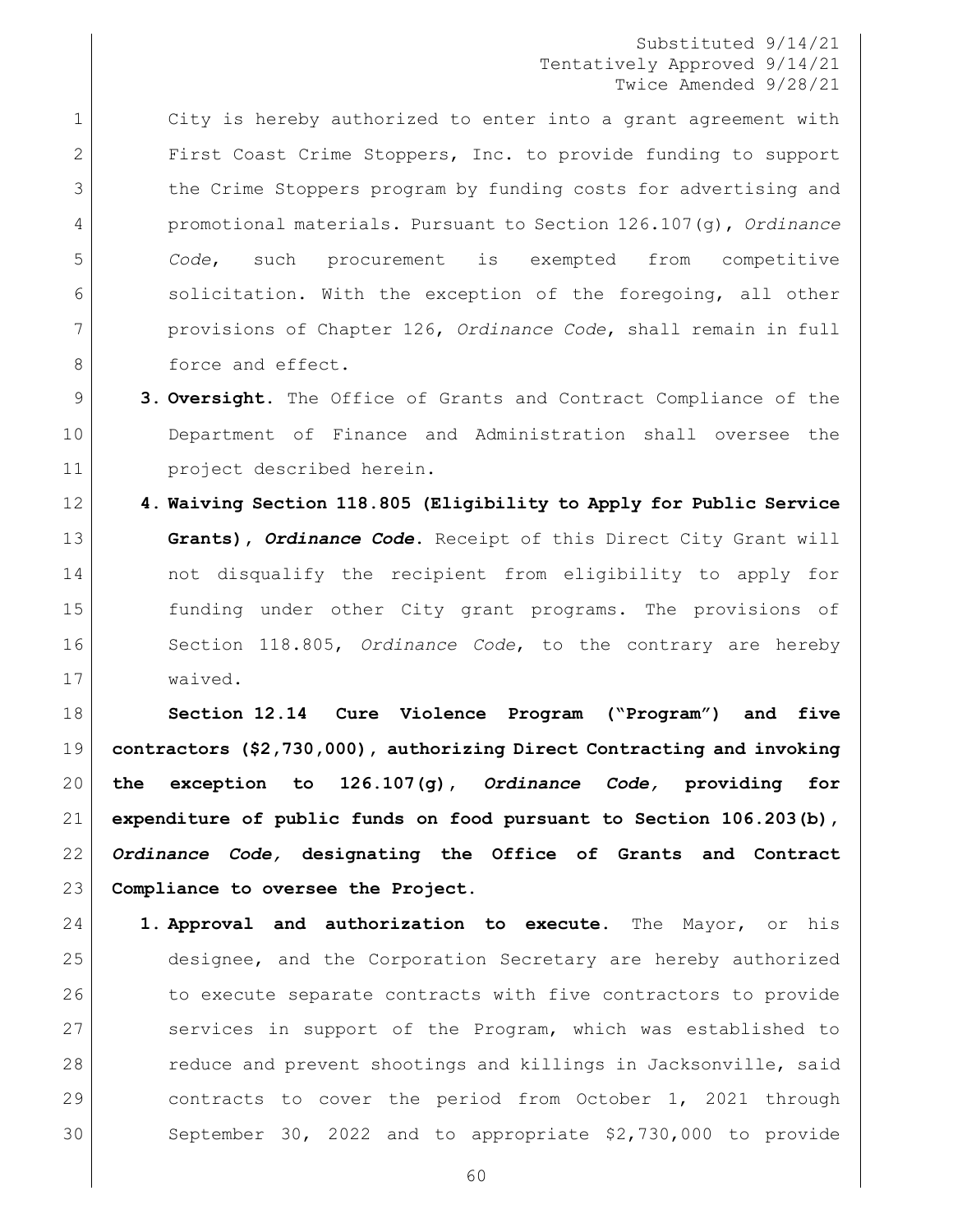Substituted 9/14/21
Tentatively Approved 9/14/21
Twice Amended 9/28/21

City is hereby authorized to enter into a grant agreement with First Coast Crime Stoppers, Inc. to provide funding to support the Crime Stoppers program by funding costs for advertising and promotional materials. Pursuant to Section 126.107(g), *Ordinance Code*, such procurement is exempted from competitive solicitation. With the exception of the foregoing, all other provisions of Chapter 126, *Ordinance Code*, shall remain in full force and effect.

3. **Oversight.** The Office of Grants and Contract Compliance of the Department of Finance and Administration shall oversee the project described herein.

4. **Waiving Section 118.805 (Eligibility to Apply for Public Service Grants),** ***Ordinance Code*****.** Receipt of this Direct City Grant will not disqualify the recipient from eligibility to apply for funding under other City grant programs. The provisions of Section 118.805, *Ordinance Code*, to the contrary are hereby waived.

**Section 12.14 Cure Violence Program ("Program") and five contractors ($2,730,000), authorizing Direct Contracting and invoking the exception to 126.107(g),** ***Ordinance Code,*** **providing for expenditure of public funds on food pursuant to Section 106.203(b),** ***Ordinance Code,*** **designating the Office of Grants and Contract Compliance to oversee the Project.**

1. **Approval and authorization to execute.** The Mayor, or his designee, and the Corporation Secretary are hereby authorized to execute separate contracts with five contractors to provide services in support of the Program, which was established to reduce and prevent shootings and killings in Jacksonville, said contracts to cover the period from October 1, 2021 through September 30, 2022 and to appropriate $2,730,000 to provide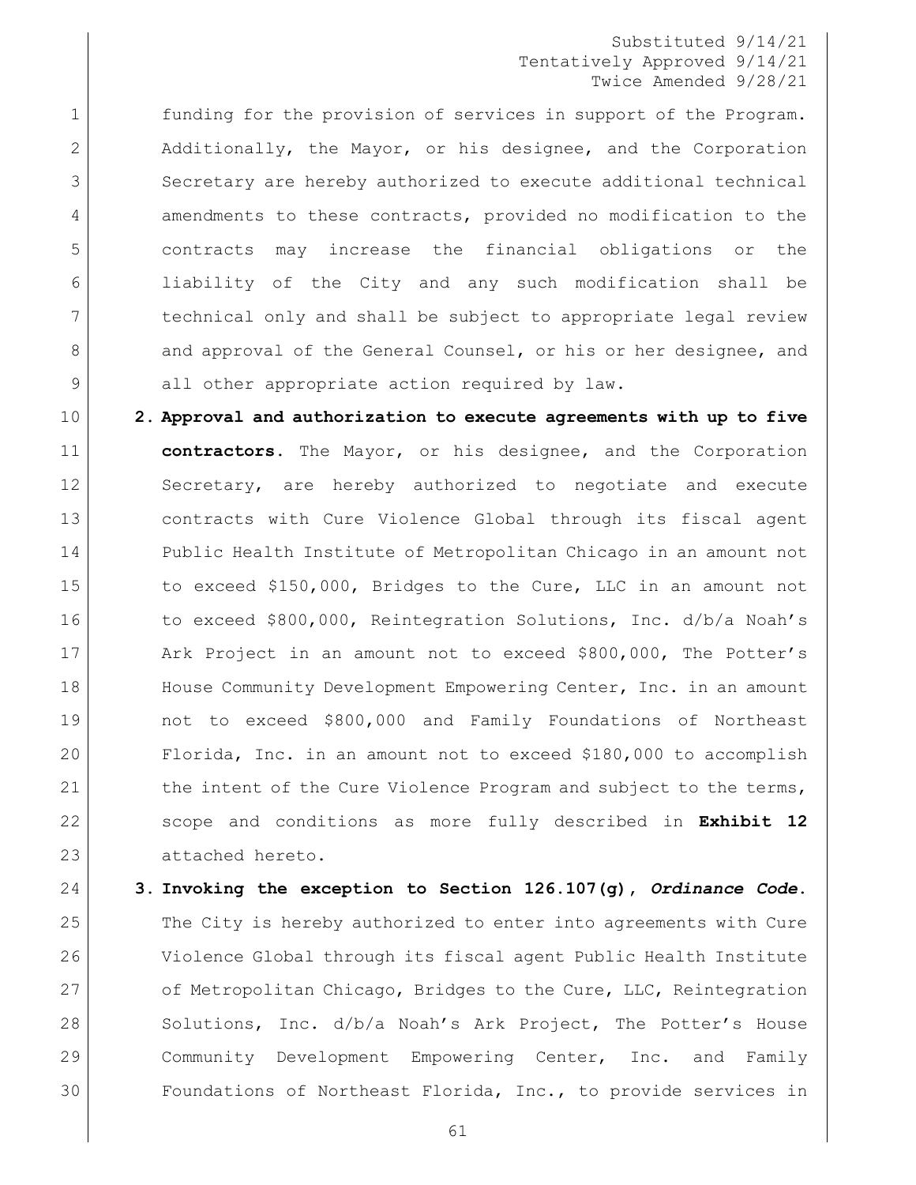Substituted 9/14/21
Tentatively Approved 9/14/21
Twice Amended 9/28/21

funding for the provision of services in support of the Program. Additionally, the Mayor, or his designee, and the Corporation Secretary are hereby authorized to execute additional technical amendments to these contracts, provided no modification to the contracts may increase the financial obligations or the liability of the City and any such modification shall be technical only and shall be subject to appropriate legal review and approval of the General Counsel, or his or her designee, and all other appropriate action required by law.

2. **Approval and authorization to execute agreements with up to five contractors.** The Mayor, or his designee, and the Corporation Secretary, are hereby authorized to negotiate and execute contracts with Cure Violence Global through its fiscal agent Public Health Institute of Metropolitan Chicago in an amount not to exceed $150,000, Bridges to the Cure, LLC in an amount not to exceed $800,000, Reintegration Solutions, Inc. d/b/a Noah's Ark Project in an amount not to exceed $800,000, The Potter's House Community Development Empowering Center, Inc. in an amount not to exceed $800,000 and Family Foundations of Northeast Florida, Inc. in an amount not to exceed $180,000 to accomplish the intent of the Cure Violence Program and subject to the terms, scope and conditions as more fully described in **Exhibit 12** attached hereto.

3. **Invoking the exception to Section 126.107(g), *Ordinance Code*.** The City is hereby authorized to enter into agreements with Cure Violence Global through its fiscal agent Public Health Institute of Metropolitan Chicago, Bridges to the Cure, LLC, Reintegration Solutions, Inc. d/b/a Noah's Ark Project, The Potter's House Community Development Empowering Center, Inc. and Family Foundations of Northeast Florida, Inc., to provide services in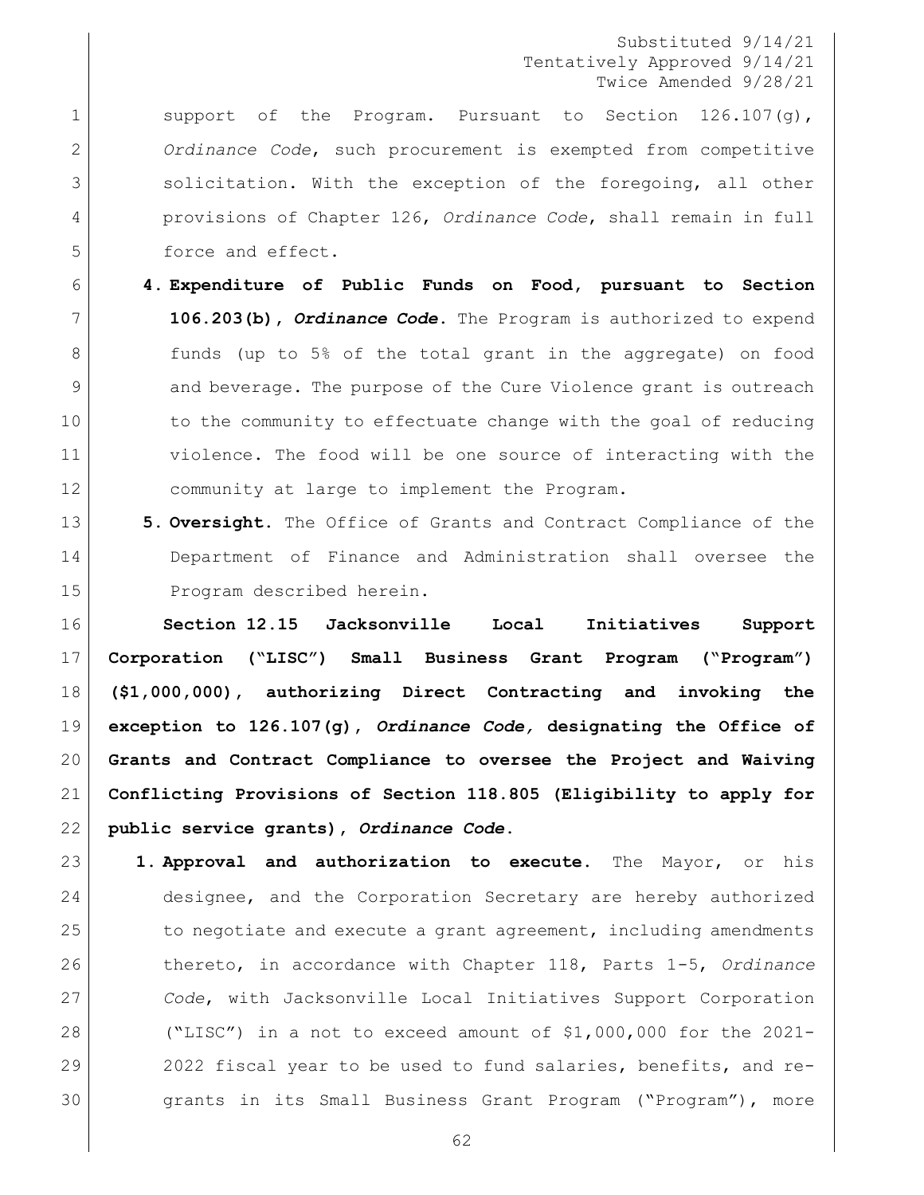support of the Program. Pursuant to Section 126.107(g), *Ordinance Code*, such procurement is exempted from competitive solicitation. With the exception of the foregoing, all other provisions of Chapter 126, *Ordinance Code*, shall remain in full force and effect.

4. **Expenditure of Public Funds on Food, pursuant to Section 106.203(b), *Ordinance Code*.** The Program is authorized to expend funds (up to 5% of the total grant in the aggregate) on food and beverage. The purpose of the Cure Violence grant is outreach to the community to effectuate change with the goal of reducing violence. The food will be one source of interacting with the community at large to implement the Program.

5. **Oversight.** The Office of Grants and Contract Compliance of the Department of Finance and Administration shall oversee the Program described herein.

**Section 12.15 Jacksonville Local Initiatives Support Corporation ("LISC") Small Business Grant Program ("Program") ($1,000,000), authorizing Direct Contracting and invoking the exception to 126.107(g), *Ordinance Code,* designating the Office of Grants and Contract Compliance to oversee the Project and Waiving Conflicting Provisions of Section 118.805 (Eligibility to apply for public service grants), *Ordinance Code*.**

1. **Approval and authorization to execute.** The Mayor, or his designee, and the Corporation Secretary are hereby authorized to negotiate and execute a grant agreement, including amendments thereto, in accordance with Chapter 118, Parts 1-5, *Ordinance Code*, with Jacksonville Local Initiatives Support Corporation ("LISC") in a not to exceed amount of $1,000,000 for the 2021-2022 fiscal year to be used to fund salaries, benefits, and re-grants in its Small Business Grant Program ("Program"), more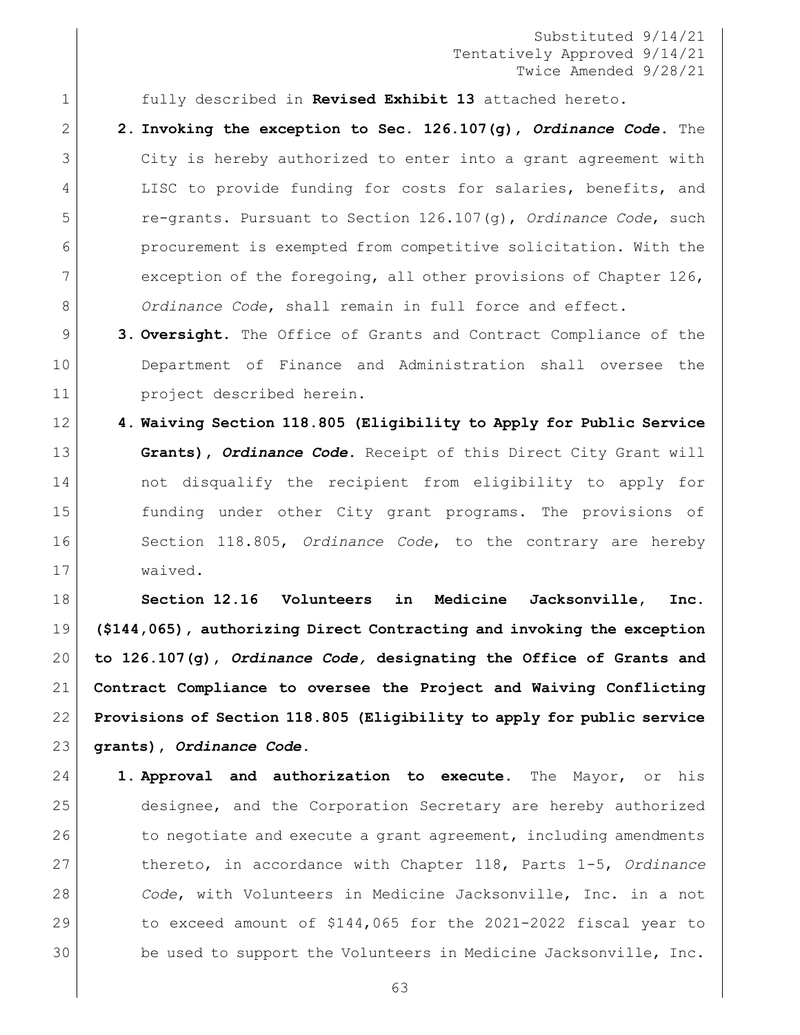fully described in **Revised Exhibit 13** attached hereto.

2. **Invoking the exception to Sec. 126.107(g),** ***Ordinance Code*****.** The City is hereby authorized to enter into a grant agreement with LISC to provide funding for costs for salaries, benefits, and re-grants. Pursuant to Section 126.107(g), *Ordinance Code*, such procurement is exempted from competitive solicitation. With the exception of the foregoing, all other provisions of Chapter 126, *Ordinance Code*, shall remain in full force and effect.
3. **Oversight.** The Office of Grants and Contract Compliance of the Department of Finance and Administration shall oversee the project described herein.
4. **Waiving Section 118.805 (Eligibility to Apply for Public Service Grants),** ***Ordinance Code*****.** Receipt of this Direct City Grant will not disqualify the recipient from eligibility to apply for funding under other City grant programs. The provisions of Section 118.805, *Ordinance Code*, to the contrary are hereby waived.

**Section 12.16 Volunteers in Medicine Jacksonville, Inc. ($144,065), authorizing Direct Contracting and invoking the exception to 126.107(g),** ***Ordinance Code,*** **designating the Office of Grants and Contract Compliance to oversee the Project and Waiving Conflicting Provisions of Section 118.805 (Eligibility to apply for public service grants),** ***Ordinance Code*****.**

1. **Approval and authorization to execute.** The Mayor, or his designee, and the Corporation Secretary are hereby authorized to negotiate and execute a grant agreement, including amendments thereto, in accordance with Chapter 118, Parts 1-5, *Ordinance Code*, with Volunteers in Medicine Jacksonville, Inc. in a not to exceed amount of $144,065 for the 2021-2022 fiscal year to be used to support the Volunteers in Medicine Jacksonville, Inc.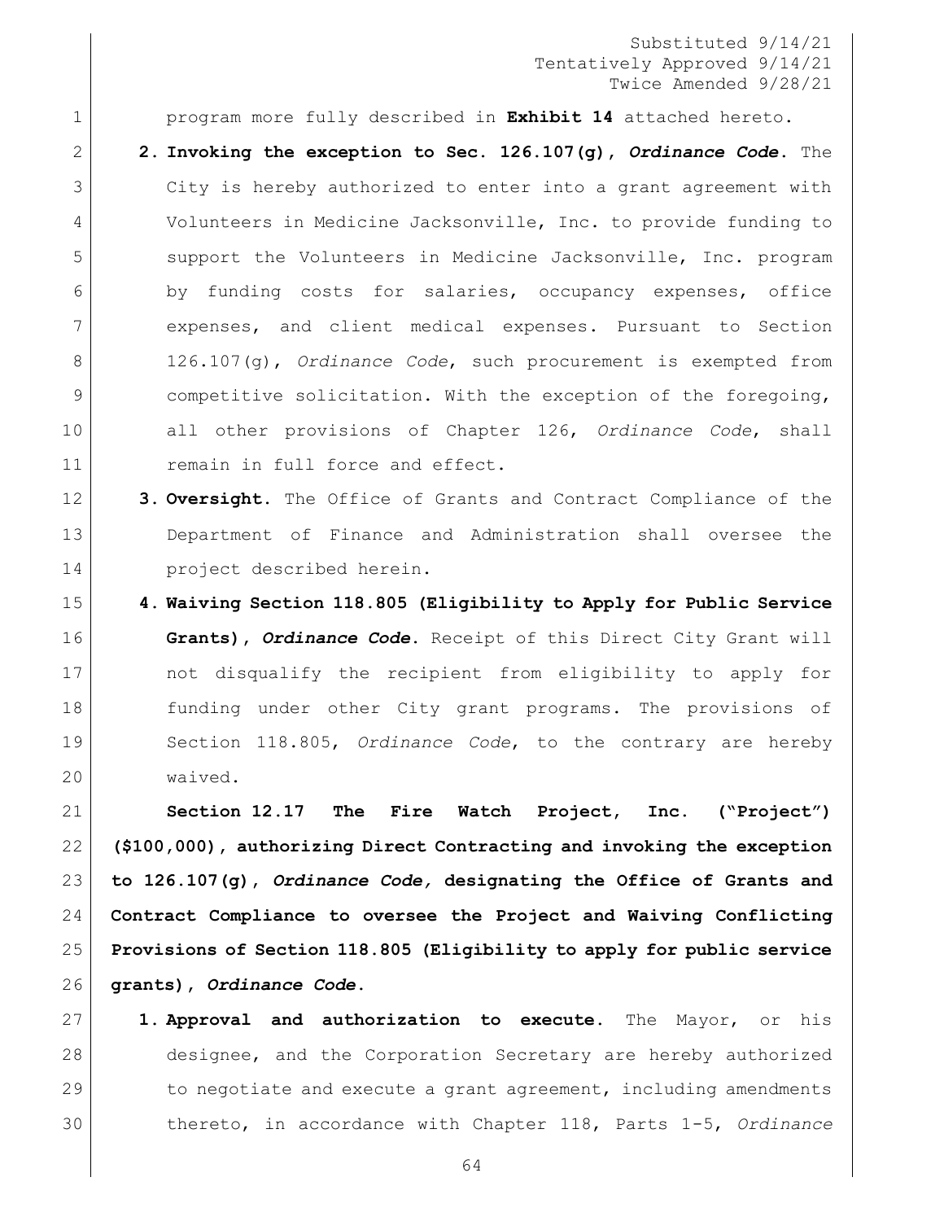program more fully described in **Exhibit 14** attached hereto.

2. **Invoking the exception to Sec. 126.107(g),** ***Ordinance Code*****.** The City is hereby authorized to enter into a grant agreement with Volunteers in Medicine Jacksonville, Inc. to provide funding to support the Volunteers in Medicine Jacksonville, Inc. program by funding costs for salaries, occupancy expenses, office expenses, and client medical expenses. Pursuant to Section 126.107(g), *Ordinance Code*, such procurement is exempted from competitive solicitation. With the exception of the foregoing, all other provisions of Chapter 126, *Ordinance Code*, shall remain in full force and effect.

3. **Oversight.** The Office of Grants and Contract Compliance of the Department of Finance and Administration shall oversee the project described herein.

4. **Waiving Section 118.805 (Eligibility to Apply for Public Service Grants),** ***Ordinance Code*****.** Receipt of this Direct City Grant will not disqualify the recipient from eligibility to apply for funding under other City grant programs. The provisions of Section 118.805, *Ordinance Code*, to the contrary are hereby waived.

**Section 12.17 The Fire Watch Project, Inc. ("Project") ($100,000), authorizing Direct Contracting and invoking the exception to 126.107(g),** ***Ordinance Code,*** **designating the Office of Grants and Contract Compliance to oversee the Project and Waiving Conflicting Provisions of Section 118.805 (Eligibility to apply for public service grants),** ***Ordinance Code*****.**

1. **Approval and authorization to execute.** The Mayor, or his designee, and the Corporation Secretary are hereby authorized to negotiate and execute a grant agreement, including amendments thereto, in accordance with Chapter 118, Parts 1-5, *Ordinance*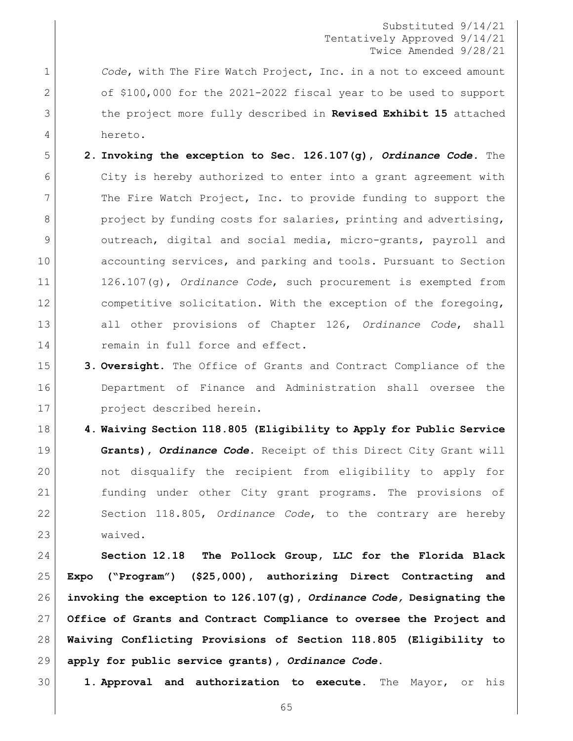*Code*, with The Fire Watch Project, Inc. in a not to exceed amount of $100,000 for the 2021-2022 fiscal year to be used to support the project more fully described in **Revised Exhibit 15** attached hereto.

2. **Invoking the exception to Sec. 126.107(g), *Ordinance Code*.** The City is hereby authorized to enter into a grant agreement with The Fire Watch Project, Inc. to provide funding to support the project by funding costs for salaries, printing and advertising, outreach, digital and social media, micro-grants, payroll and accounting services, and parking and tools. Pursuant to Section 126.107(g), *Ordinance Code*, such procurement is exempted from competitive solicitation. With the exception of the foregoing, all other provisions of Chapter 126, *Ordinance Code*, shall remain in full force and effect.

3. **Oversight.** The Office of Grants and Contract Compliance of the Department of Finance and Administration shall oversee the project described herein.

4. **Waiving Section 118.805 (Eligibility to Apply for Public Service Grants), *Ordinance Code*.** Receipt of this Direct City Grant will not disqualify the recipient from eligibility to apply for funding under other City grant programs. The provisions of Section 118.805, *Ordinance Code*, to the contrary are hereby waived.

**Section 12.18 The Pollock Group, LLC for the Florida Black Expo ("Program") ($25,000), authorizing Direct Contracting and invoking the exception to 126.107(g), *Ordinance Code,* Designating the Office of Grants and Contract Compliance to oversee the Project and Waiving Conflicting Provisions of Section 118.805 (Eligibility to apply for public service grants), *Ordinance Code*.**

1. **Approval and authorization to execute.** The Mayor, or his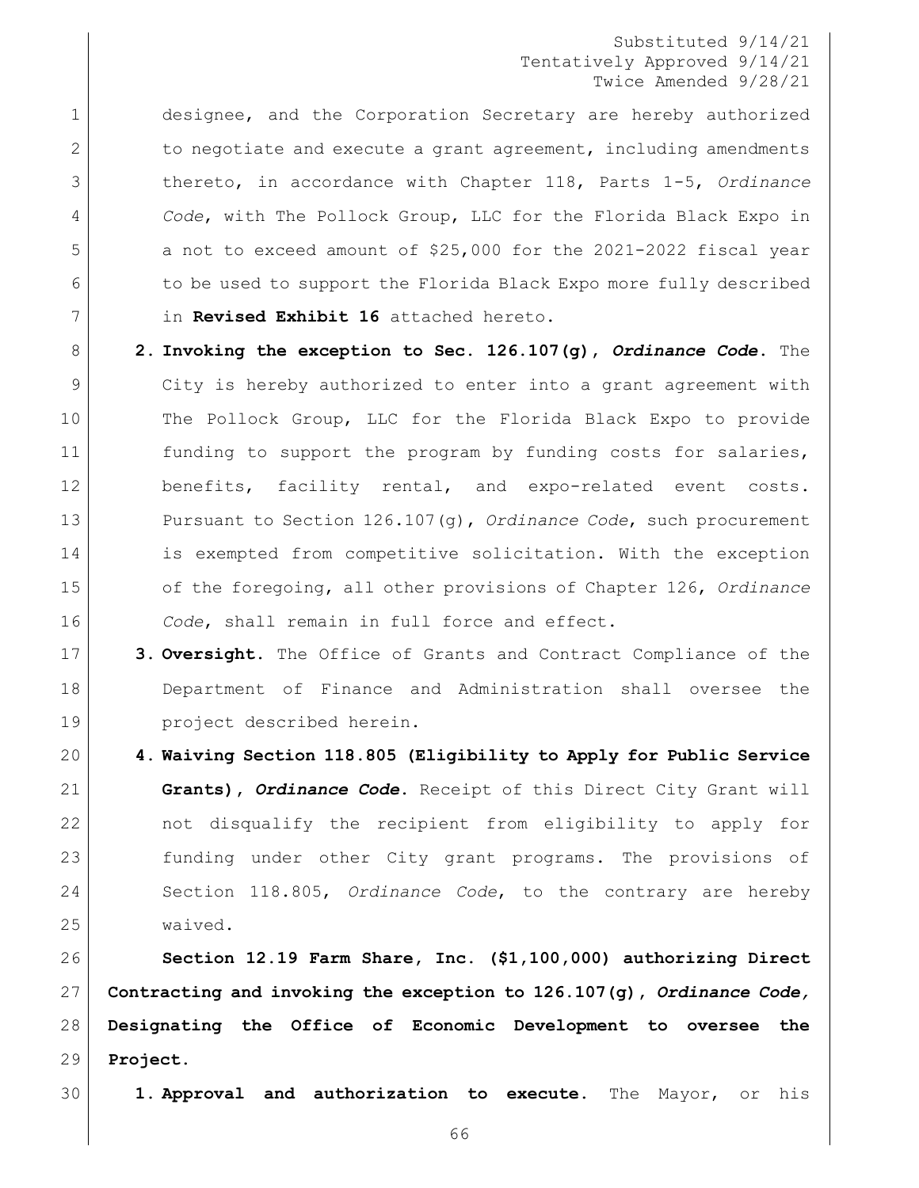designee, and the Corporation Secretary are hereby authorized to negotiate and execute a grant agreement, including amendments thereto, in accordance with Chapter 118, Parts 1-5, *Ordinance Code*, with The Pollock Group, LLC for the Florida Black Expo in a not to exceed amount of $25,000 for the 2021-2022 fiscal year to be used to support the Florida Black Expo more fully described in **Revised Exhibit 16** attached hereto.

2. **Invoking the exception to Sec. 126.107(g), *Ordinance Code*.** The City is hereby authorized to enter into a grant agreement with The Pollock Group, LLC for the Florida Black Expo to provide funding to support the program by funding costs for salaries, benefits, facility rental, and expo-related event costs. Pursuant to Section 126.107(g), *Ordinance Code*, such procurement is exempted from competitive solicitation. With the exception of the foregoing, all other provisions of Chapter 126, *Ordinance Code*, shall remain in full force and effect.

3. **Oversight.** The Office of Grants and Contract Compliance of the Department of Finance and Administration shall oversee the project described herein.

4. **Waiving Section 118.805 (Eligibility to Apply for Public Service Grants), *Ordinance Code*.** Receipt of this Direct City Grant will not disqualify the recipient from eligibility to apply for funding under other City grant programs. The provisions of Section 118.805, *Ordinance Code*, to the contrary are hereby waived.

**Section 12.19 Farm Share, Inc. ($1,100,000) authorizing Direct Contracting and invoking the exception to 126.107(g), *Ordinance Code,* Designating the Office of Economic Development to oversee the Project.**

1. **Approval and authorization to execute.** The Mayor, or his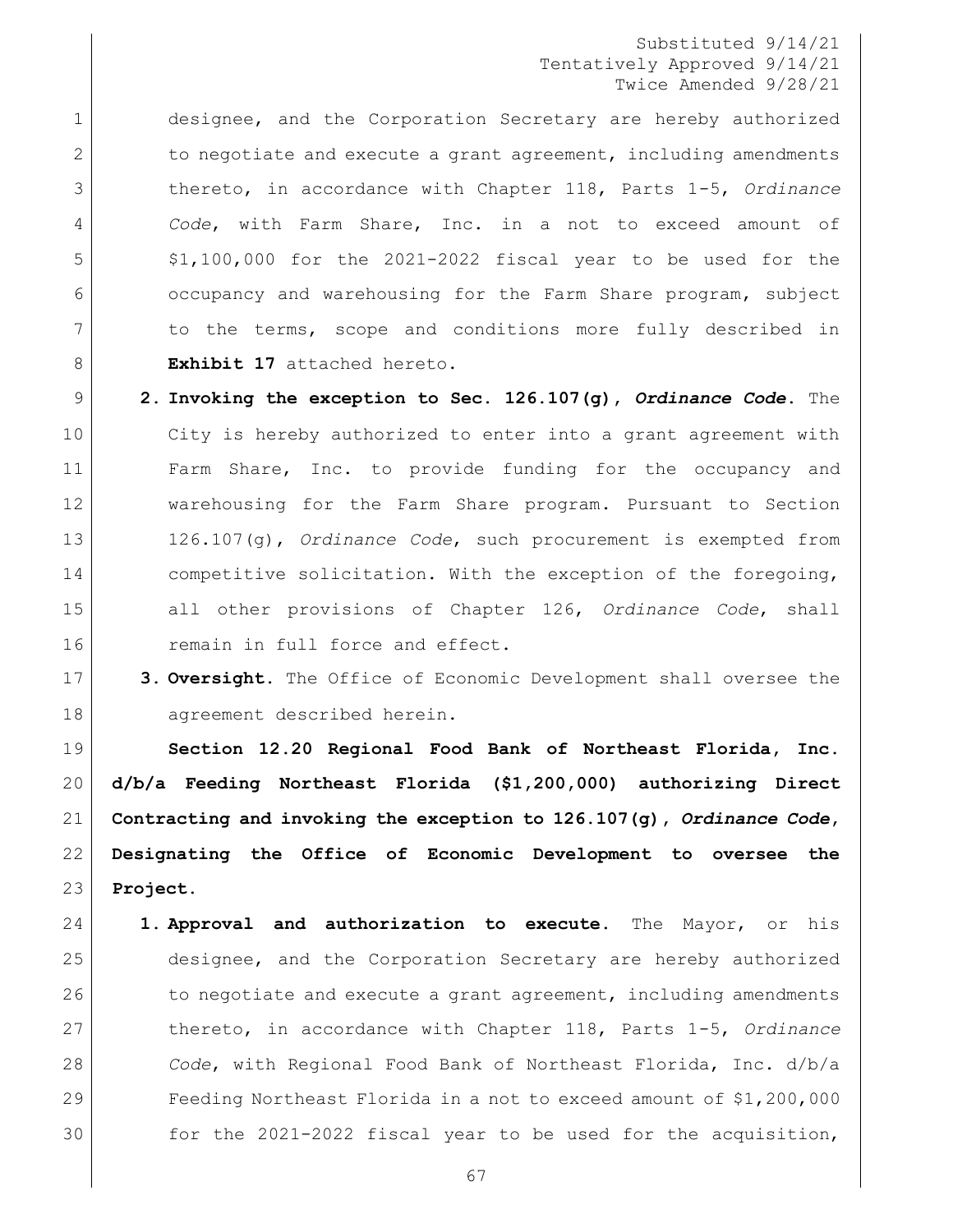designee, and the Corporation Secretary are hereby authorized to negotiate and execute a grant agreement, including amendments thereto, in accordance with Chapter 118, Parts 1-5, *Ordinance Code*, with Farm Share, Inc. in a not to exceed amount of $1,100,000 for the 2021-2022 fiscal year to be used for the occupancy and warehousing for the Farm Share program, subject to the terms, scope and conditions more fully described in **Exhibit 17** attached hereto.

2. **Invoking the exception to Sec. 126.107(g), *Ordinance Code*.** The City is hereby authorized to enter into a grant agreement with Farm Share, Inc. to provide funding for the occupancy and warehousing for the Farm Share program. Pursuant to Section 126.107(g), *Ordinance Code*, such procurement is exempted from competitive solicitation. With the exception of the foregoing, all other provisions of Chapter 126, *Ordinance Code*, shall remain in full force and effect.

3. **Oversight.** The Office of Economic Development shall oversee the agreement described herein.

**Section 12.20 Regional Food Bank of Northeast Florida, Inc. d/b/a Feeding Northeast Florida ($1,200,000) authorizing Direct Contracting and invoking the exception to 126.107(g), *Ordinance Code*, Designating the Office of Economic Development to oversee the Project.**

1. **Approval and authorization to execute.** The Mayor, or his designee, and the Corporation Secretary are hereby authorized to negotiate and execute a grant agreement, including amendments thereto, in accordance with Chapter 118, Parts 1-5, *Ordinance Code*, with Regional Food Bank of Northeast Florida, Inc. d/b/a Feeding Northeast Florida in a not to exceed amount of $1,200,000 for the 2021-2022 fiscal year to be used for the acquisition,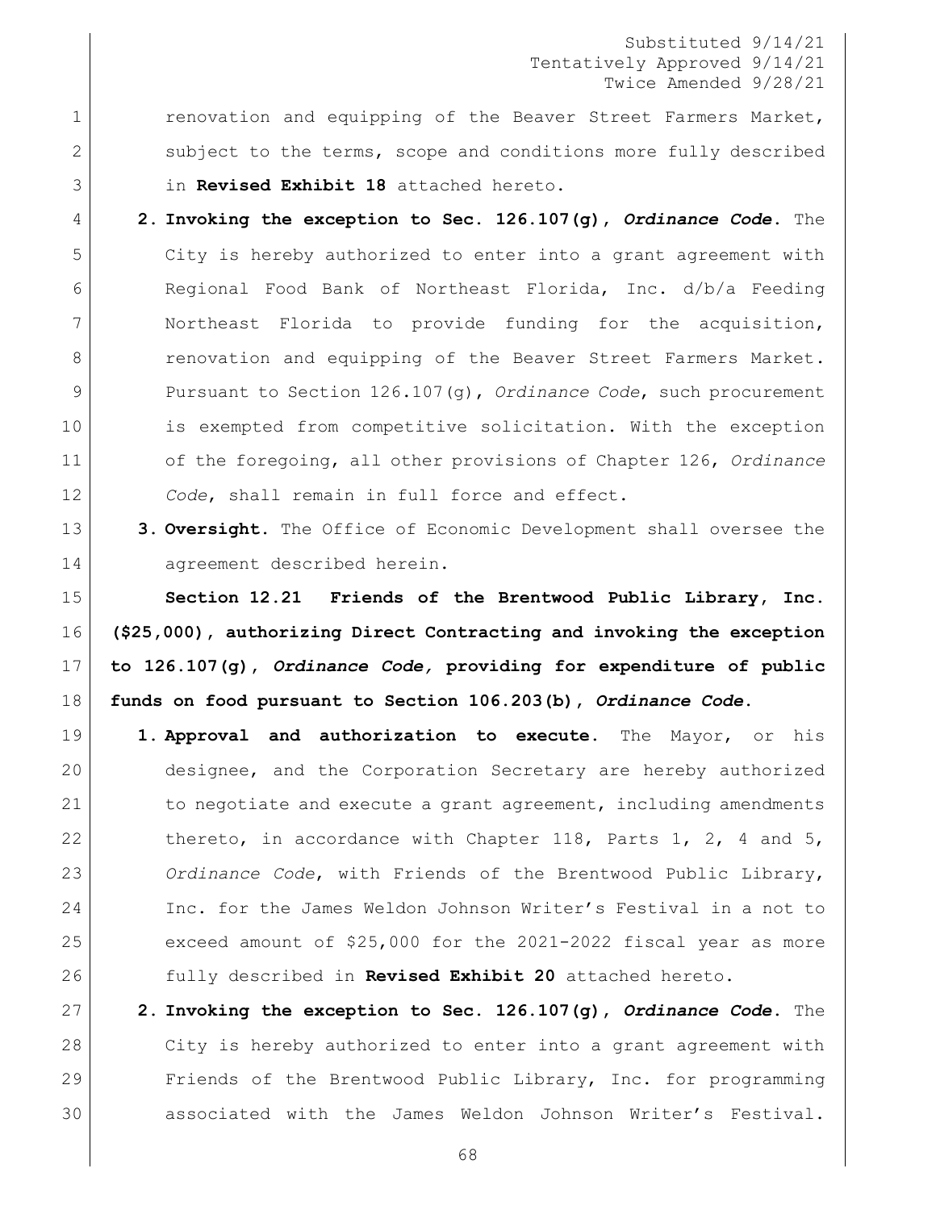renovation and equipping of the Beaver Street Farmers Market, subject to the terms, scope and conditions more fully described in **Revised Exhibit 18** attached hereto.

2. **Invoking the exception to Sec. 126.107(g), *Ordinance Code*.** The City is hereby authorized to enter into a grant agreement with Regional Food Bank of Northeast Florida, Inc. d/b/a Feeding Northeast Florida to provide funding for the acquisition, renovation and equipping of the Beaver Street Farmers Market. Pursuant to Section 126.107(g), *Ordinance Code*, such procurement is exempted from competitive solicitation. With the exception of the foregoing, all other provisions of Chapter 126, *Ordinance Code*, shall remain in full force and effect.

3. **Oversight.** The Office of Economic Development shall oversee the agreement described herein.

**Section 12.21 Friends of the Brentwood Public Library, Inc. ($25,000), authorizing Direct Contracting and invoking the exception to 126.107(g), *Ordinance Code,* providing for expenditure of public funds on food pursuant to Section 106.203(b), *Ordinance Code*.**

1. **Approval and authorization to execute.** The Mayor, or his designee, and the Corporation Secretary are hereby authorized to negotiate and execute a grant agreement, including amendments thereto, in accordance with Chapter 118, Parts 1, 2, 4 and 5, *Ordinance Code*, with Friends of the Brentwood Public Library, Inc. for the James Weldon Johnson Writer's Festival in a not to exceed amount of $25,000 for the 2021-2022 fiscal year as more fully described in **Revised Exhibit 20** attached hereto.

2. **Invoking the exception to Sec. 126.107(g), *Ordinance Code*.** The City is hereby authorized to enter into a grant agreement with Friends of the Brentwood Public Library, Inc. for programming associated with the James Weldon Johnson Writer's Festival.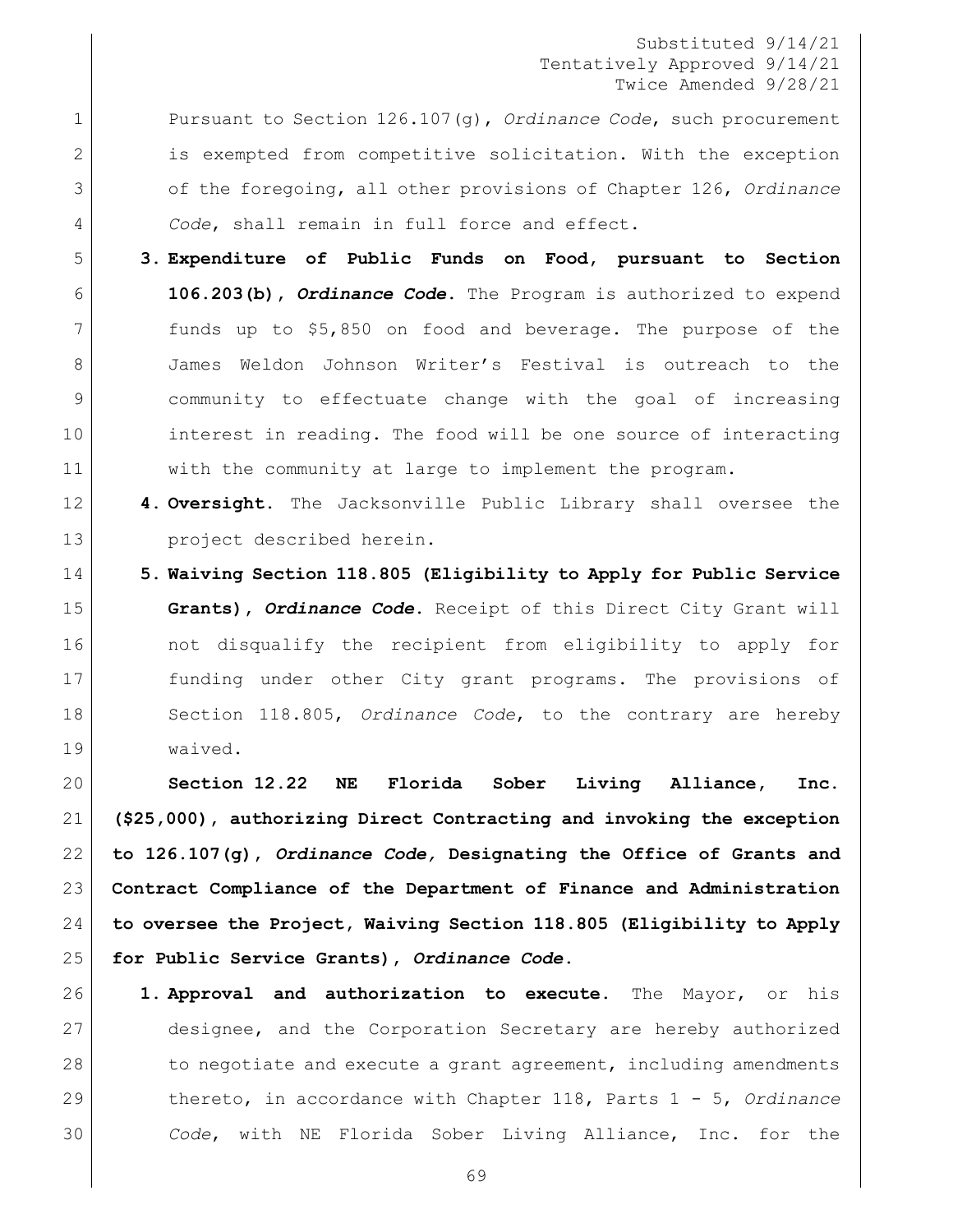Pursuant to Section 126.107(g), *Ordinance Code*, such procurement is exempted from competitive solicitation. With the exception of the foregoing, all other provisions of Chapter 126, *Ordinance Code*, shall remain in full force and effect.

3. **Expenditure of Public Funds on Food, pursuant to Section 106.203(b),** ***Ordinance Code*****.** The Program is authorized to expend funds up to $5,850 on food and beverage. The purpose of the James Weldon Johnson Writer's Festival is outreach to the community to effectuate change with the goal of increasing interest in reading. The food will be one source of interacting with the community at large to implement the program.

4. **Oversight.** The Jacksonville Public Library shall oversee the project described herein.

5. **Waiving Section 118.805 (Eligibility to Apply for Public Service Grants),** ***Ordinance Code*****.** Receipt of this Direct City Grant will not disqualify the recipient from eligibility to apply for funding under other City grant programs. The provisions of Section 118.805, *Ordinance Code*, to the contrary are hereby waived.

**Section 12.22 NE Florida Sober Living Alliance, Inc. ($25,000), authorizing Direct Contracting and invoking the exception to 126.107(g),** ***Ordinance Code,*** **Designating the Office of Grants and Contract Compliance of the Department of Finance and Administration to oversee the Project, Waiving Section 118.805 (Eligibility to Apply for Public Service Grants),** ***Ordinance Code*****.**

1. **Approval and authorization to execute.** The Mayor, or his designee, and the Corporation Secretary are hereby authorized to negotiate and execute a grant agreement, including amendments thereto, in accordance with Chapter 118, Parts 1 - 5, *Ordinance Code*, with NE Florida Sober Living Alliance, Inc. for the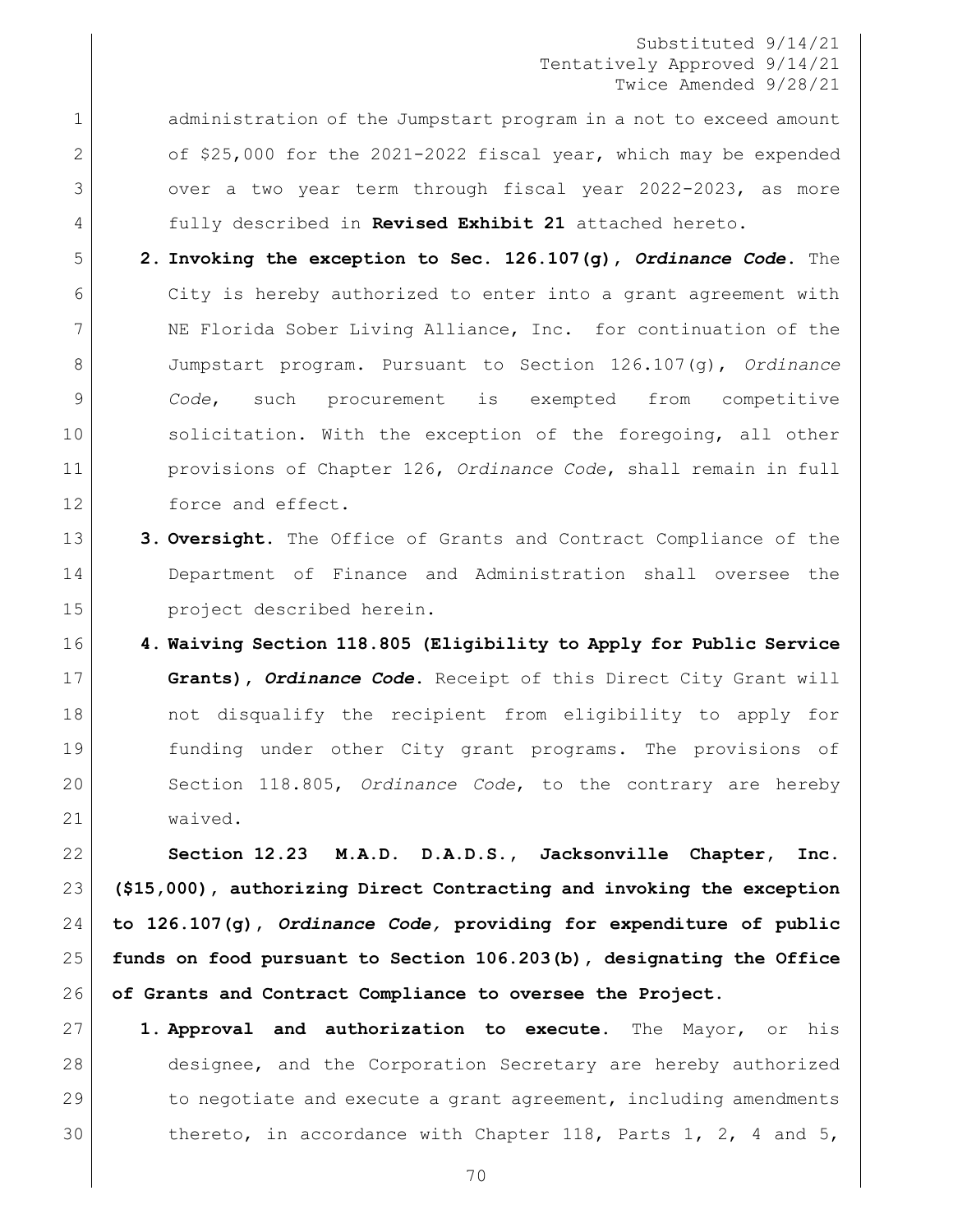Substituted 9/14/21
Tentatively Approved 9/14/21
Twice Amended 9/28/21

administration of the Jumpstart program in a not to exceed amount of $25,000 for the 2021-2022 fiscal year, which may be expended over a two year term through fiscal year 2022-2023, as more fully described in **Revised Exhibit 21** attached hereto.

2. **Invoking the exception to Sec. 126.107(g), *Ordinance Code*.** The City is hereby authorized to enter into a grant agreement with NE Florida Sober Living Alliance, Inc. for continuation of the Jumpstart program. Pursuant to Section 126.107(g), *Ordinance Code*, such procurement is exempted from competitive solicitation. With the exception of the foregoing, all other provisions of Chapter 126, *Ordinance Code*, shall remain in full force and effect.

3. **Oversight.** The Office of Grants and Contract Compliance of the Department of Finance and Administration shall oversee the project described herein.

4. **Waiving Section 118.805 (Eligibility to Apply for Public Service Grants), *Ordinance Code*.** Receipt of this Direct City Grant will not disqualify the recipient from eligibility to apply for funding under other City grant programs. The provisions of Section 118.805, *Ordinance Code*, to the contrary are hereby waived.

**Section 12.23 M.A.D. D.A.D.S., Jacksonville Chapter, Inc. ($15,000), authorizing Direct Contracting and invoking the exception to 126.107(g), *Ordinance Code,* providing for expenditure of public funds on food pursuant to Section 106.203(b), designating the Office of Grants and Contract Compliance to oversee the Project.**

1. **Approval and authorization to execute.** The Mayor, or his designee, and the Corporation Secretary are hereby authorized to negotiate and execute a grant agreement, including amendments thereto, in accordance with Chapter 118, Parts 1, 2, 4 and 5,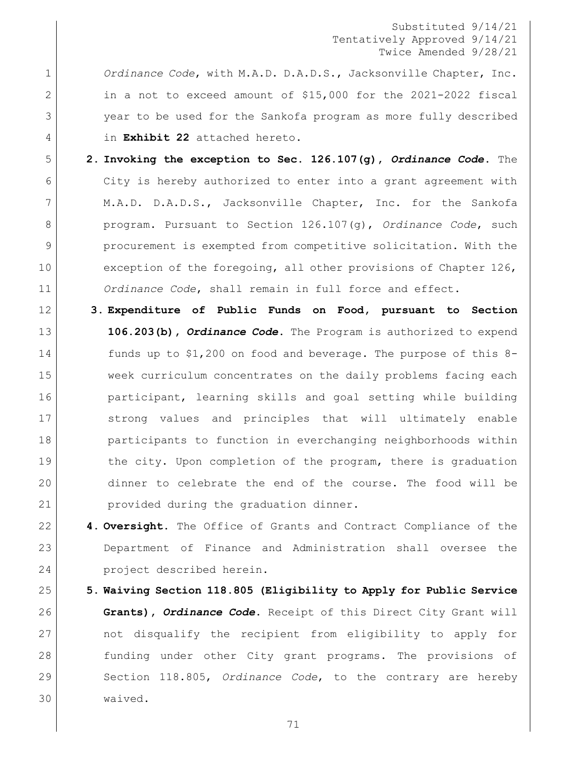*Ordinance Code*, with M.A.D. D.A.D.S., Jacksonville Chapter, Inc. in a not to exceed amount of $15,000 for the 2021-2022 fiscal year to be used for the Sankofa program as more fully described in **Exhibit 22** attached hereto.

2. **Invoking the exception to Sec. 126.107(g), *Ordinance Code*.** The City is hereby authorized to enter into a grant agreement with M.A.D. D.A.D.S., Jacksonville Chapter, Inc. for the Sankofa program. Pursuant to Section 126.107(g), *Ordinance Code*, such procurement is exempted from competitive solicitation. With the exception of the foregoing, all other provisions of Chapter 126, *Ordinance Code*, shall remain in full force and effect.

3. **Expenditure of Public Funds on Food, pursuant to Section 106.203(b), *Ordinance Code*.** The Program is authorized to expend funds up to $1,200 on food and beverage. The purpose of this 8-week curriculum concentrates on the daily problems facing each participant, learning skills and goal setting while building strong values and principles that will ultimately enable participants to function in everchanging neighborhoods within the city. Upon completion of the program, there is graduation dinner to celebrate the end of the course. The food will be provided during the graduation dinner.

4. **Oversight.** The Office of Grants and Contract Compliance of the Department of Finance and Administration shall oversee the project described herein.

5. **Waiving Section 118.805 (Eligibility to Apply for Public Service Grants), *Ordinance Code*.** Receipt of this Direct City Grant will not disqualify the recipient from eligibility to apply for funding under other City grant programs. The provisions of Section 118.805, *Ordinance Code*, to the contrary are hereby waived.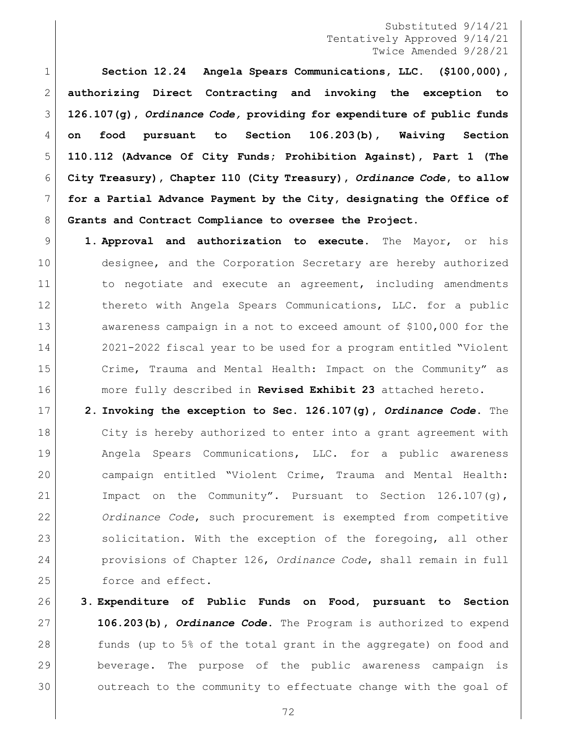Substituted 9/14/21
Tentatively Approved 9/14/21
Twice Amended 9/28/21

**Section 12.24 Angela Spears Communications, LLC. ($100,000), authorizing Direct Contracting and invoking the exception to 126.107(g), *Ordinance Code,* providing for expenditure of public funds on food pursuant to Section 106.203(b), Waiving Section 110.112 (Advance Of City Funds; Prohibition Against), Part 1 (The City Treasury), Chapter 110 (City Treasury), *Ordinance Code*, to allow for a Partial Advance Payment by the City, designating the Office of Grants and Contract Compliance to oversee the Project.**

1. **Approval and authorization to execute.** The Mayor, or his designee, and the Corporation Secretary are hereby authorized to negotiate and execute an agreement, including amendments thereto with Angela Spears Communications, LLC. for a public awareness campaign in a not to exceed amount of $100,000 for the 2021-2022 fiscal year to be used for a program entitled "Violent Crime, Trauma and Mental Health: Impact on the Community" as more fully described in **Revised Exhibit 23** attached hereto.
2. **Invoking the exception to Sec. 126.107(g), *Ordinance Code*.** The City is hereby authorized to enter into a grant agreement with Angela Spears Communications, LLC. for a public awareness campaign entitled "Violent Crime, Trauma and Mental Health: Impact on the Community". Pursuant to Section 126.107(g), *Ordinance Code*, such procurement is exempted from competitive solicitation. With the exception of the foregoing, all other provisions of Chapter 126, *Ordinance Code*, shall remain in full force and effect.
3. **Expenditure of Public Funds on Food, pursuant to Section 106.203(b), *Ordinance Code*.** The Program is authorized to expend funds (up to 5% of the total grant in the aggregate) on food and beverage. The purpose of the public awareness campaign is outreach to the community to effectuate change with the goal of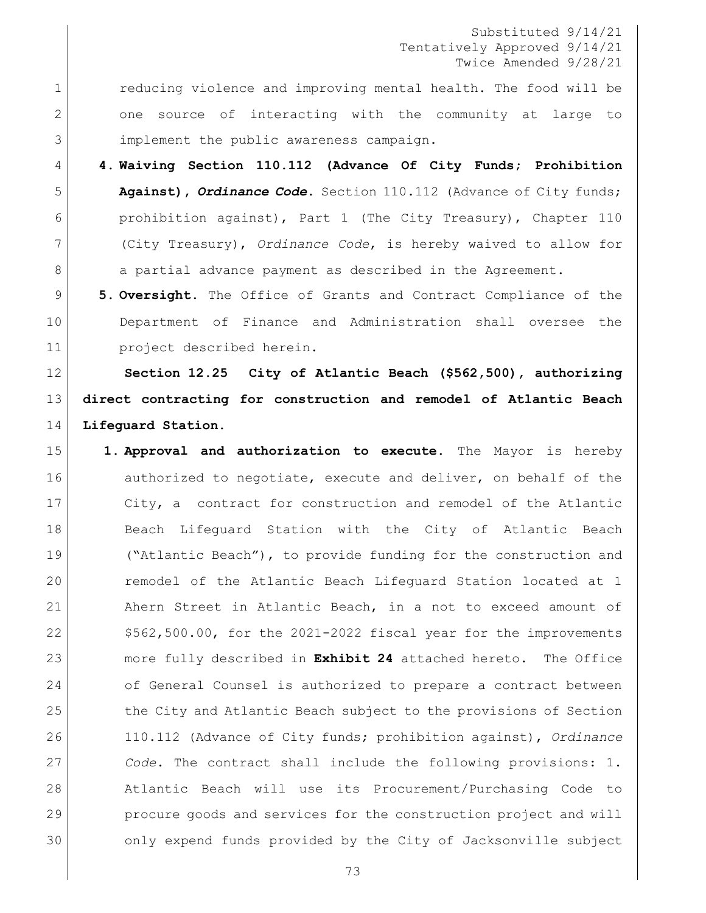reducing violence and improving mental health. The food will be one source of interacting with the community at large to implement the public awareness campaign.

4. **Waiving Section 110.112 (Advance Of City Funds; Prohibition Against), *Ordinance Code*.** Section 110.112 (Advance of City funds; prohibition against), Part 1 (The City Treasury), Chapter 110 (City Treasury), *Ordinance Code*, is hereby waived to allow for a partial advance payment as described in the Agreement.

5. **Oversight.** The Office of Grants and Contract Compliance of the Department of Finance and Administration shall oversee the project described herein.

**Section 12.25 City of Atlantic Beach ($562,500), authorizing direct contracting for construction and remodel of Atlantic Beach Lifeguard Station.**

1. **Approval and authorization to execute.** The Mayor is hereby authorized to negotiate, execute and deliver, on behalf of the City, a contract for construction and remodel of the Atlantic Beach Lifeguard Station with the City of Atlantic Beach ("Atlantic Beach"), to provide funding for the construction and remodel of the Atlantic Beach Lifeguard Station located at 1 Ahern Street in Atlantic Beach, in a not to exceed amount of $562,500.00, for the 2021-2022 fiscal year for the improvements more fully described in **Exhibit 24** attached hereto. The Office of General Counsel is authorized to prepare a contract between the City and Atlantic Beach subject to the provisions of Section 110.112 (Advance of City funds; prohibition against), *Ordinance Code*. The contract shall include the following provisions: 1. Atlantic Beach will use its Procurement/Purchasing Code to procure goods and services for the construction project and will only expend funds provided by the City of Jacksonville subject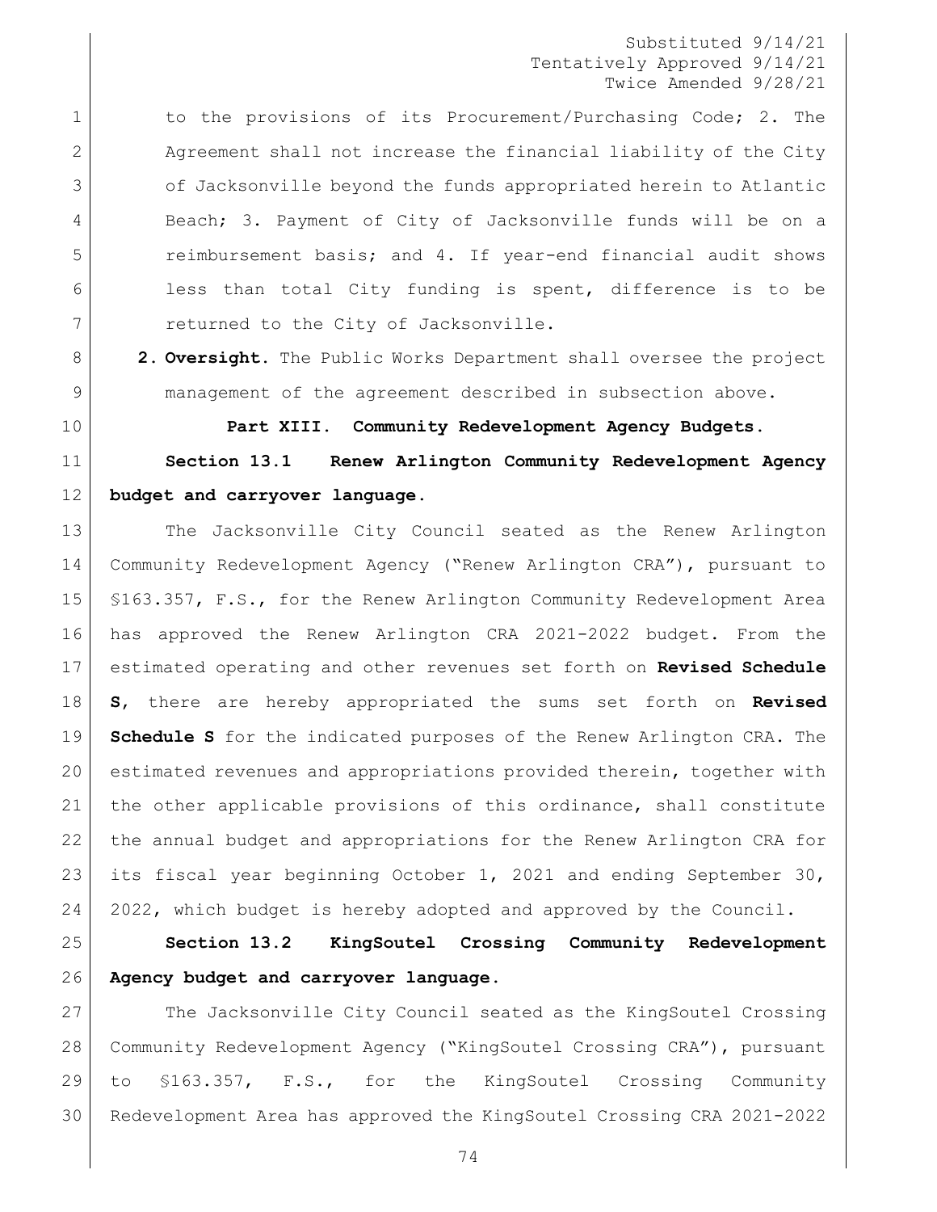to the provisions of its Procurement/Purchasing Code; 2. The Agreement shall not increase the financial liability of the City of Jacksonville beyond the funds appropriated herein to Atlantic Beach; 3. Payment of City of Jacksonville funds will be on a reimbursement basis; and 4. If year-end financial audit shows less than total City funding is spent, difference is to be returned to the City of Jacksonville.

**2. Oversight.** The Public Works Department shall oversee the project management of the agreement described in subsection above.

**Part XIII. Community Redevelopment Agency Budgets.**

**Section 13.1 Renew Arlington Community Redevelopment Agency budget and carryover language.**

The Jacksonville City Council seated as the Renew Arlington Community Redevelopment Agency ("Renew Arlington CRA"), pursuant to §163.357, F.S., for the Renew Arlington Community Redevelopment Area has approved the Renew Arlington CRA 2021-2022 budget. From the estimated operating and other revenues set forth on **Revised Schedule S**, there are hereby appropriated the sums set forth on **Revised Schedule S** for the indicated purposes of the Renew Arlington CRA. The estimated revenues and appropriations provided therein, together with the other applicable provisions of this ordinance, shall constitute the annual budget and appropriations for the Renew Arlington CRA for its fiscal year beginning October 1, 2021 and ending September 30, 2022, which budget is hereby adopted and approved by the Council.

**Section 13.2 KingSoutel Crossing Community Redevelopment Agency budget and carryover language.**

The Jacksonville City Council seated as the KingSoutel Crossing Community Redevelopment Agency ("KingSoutel Crossing CRA"), pursuant to §163.357, F.S., for the KingSoutel Crossing Community Redevelopment Area has approved the KingSoutel Crossing CRA 2021-2022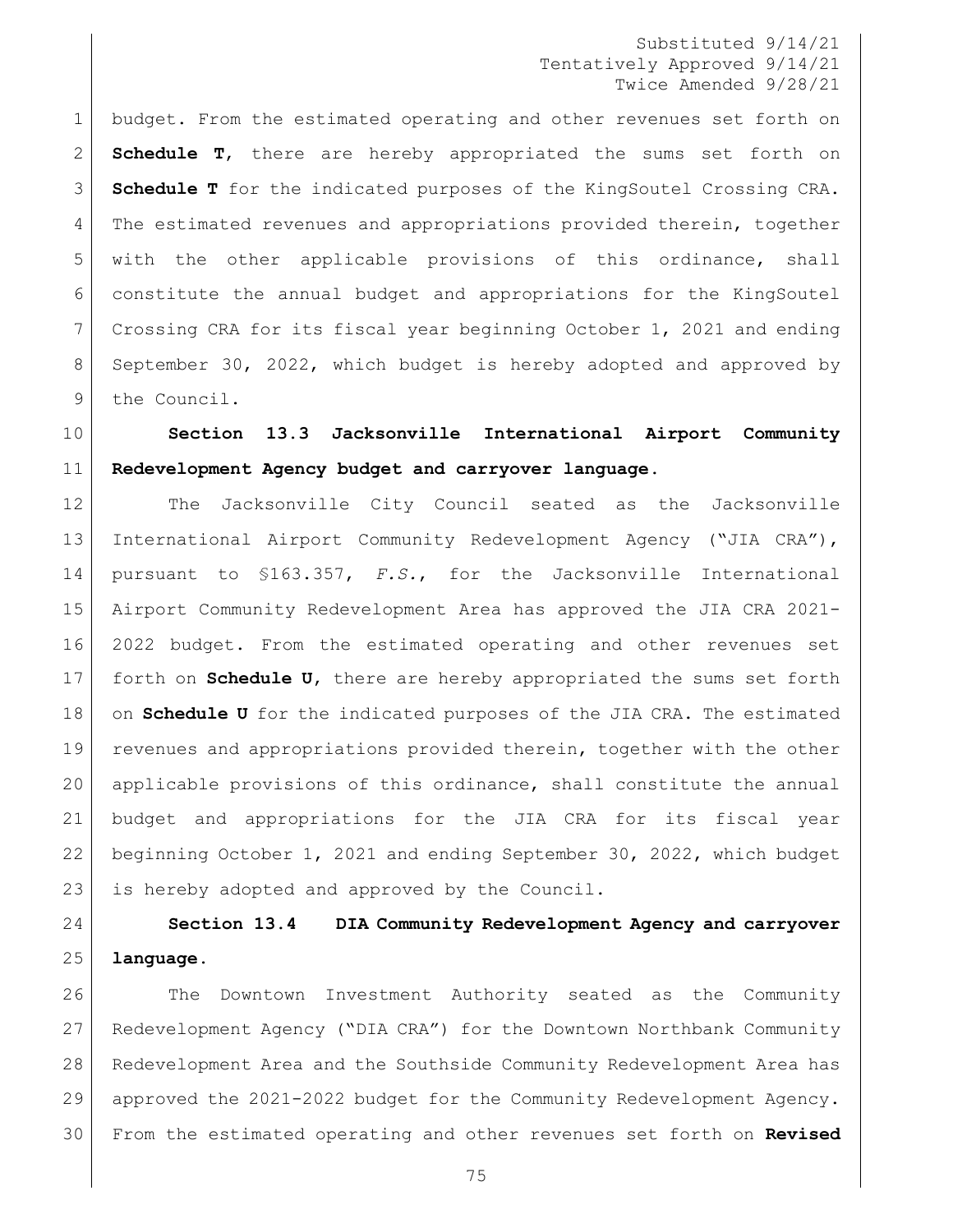budget. From the estimated operating and other revenues set forth on **Schedule T**, there are hereby appropriated the sums set forth on **Schedule T** for the indicated purposes of the KingSoutel Crossing CRA. The estimated revenues and appropriations provided therein, together with the other applicable provisions of this ordinance, shall constitute the annual budget and appropriations for the KingSoutel Crossing CRA for its fiscal year beginning October 1, 2021 and ending September 30, 2022, which budget is hereby adopted and approved by the Council.

**Section 13.3 Jacksonville International Airport Community Redevelopment Agency budget and carryover language.**

The Jacksonville City Council seated as the Jacksonville International Airport Community Redevelopment Agency ("JIA CRA"), pursuant to §163.357, *F.S.*, for the Jacksonville International Airport Community Redevelopment Area has approved the JIA CRA 2021-2022 budget. From the estimated operating and other revenues set forth on **Schedule U**, there are hereby appropriated the sums set forth on **Schedule U** for the indicated purposes of the JIA CRA. The estimated revenues and appropriations provided therein, together with the other applicable provisions of this ordinance, shall constitute the annual budget and appropriations for the JIA CRA for its fiscal year beginning October 1, 2021 and ending September 30, 2022, which budget is hereby adopted and approved by the Council.

**Section 13.4 DIA Community Redevelopment Agency and carryover language.**

The Downtown Investment Authority seated as the Community Redevelopment Agency ("DIA CRA") for the Downtown Northbank Community Redevelopment Area and the Southside Community Redevelopment Area has approved the 2021-2022 budget for the Community Redevelopment Agency. From the estimated operating and other revenues set forth on **Revised**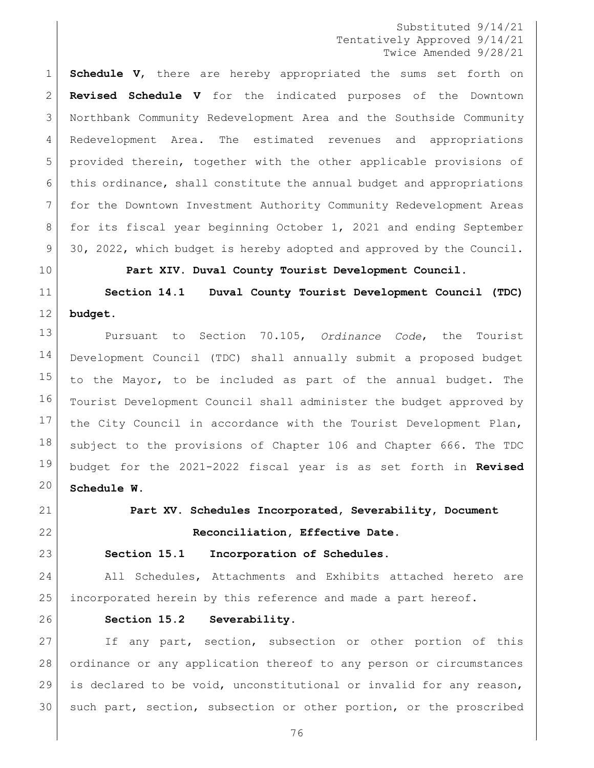**Schedule V**, there are hereby appropriated the sums set forth on **Revised Schedule V** for the indicated purposes of the Downtown Northbank Community Redevelopment Area and the Southside Community Redevelopment Area. The estimated revenues and appropriations provided therein, together with the other applicable provisions of this ordinance, shall constitute the annual budget and appropriations for the Downtown Investment Authority Community Redevelopment Areas for its fiscal year beginning October 1, 2021 and ending September 30, 2022, which budget is hereby adopted and approved by the Council.

**Part XIV. Duval County Tourist Development Council.**

**Section 14.1 Duval County Tourist Development Council (TDC) budget.**

Pursuant to Section 70.105, *Ordinance Code*, the Tourist Development Council (TDC) shall annually submit a proposed budget to the Mayor, to be included as part of the annual budget. The Tourist Development Council shall administer the budget approved by the City Council in accordance with the Tourist Development Plan, subject to the provisions of Chapter 106 and Chapter 666. The TDC budget for the 2021-2022 fiscal year is as set forth in **Revised Schedule W.**

**Part XV. Schedules Incorporated, Severability, Document Reconciliation, Effective Date.**

**Section 15.1 Incorporation of Schedules.**

All Schedules, Attachments and Exhibits attached hereto are incorporated herein by this reference and made a part hereof.

**Section 15.2 Severability.**

If any part, section, subsection or other portion of this ordinance or any application thereof to any person or circumstances is declared to be void, unconstitutional or invalid for any reason, such part, section, subsection or other portion, or the proscribed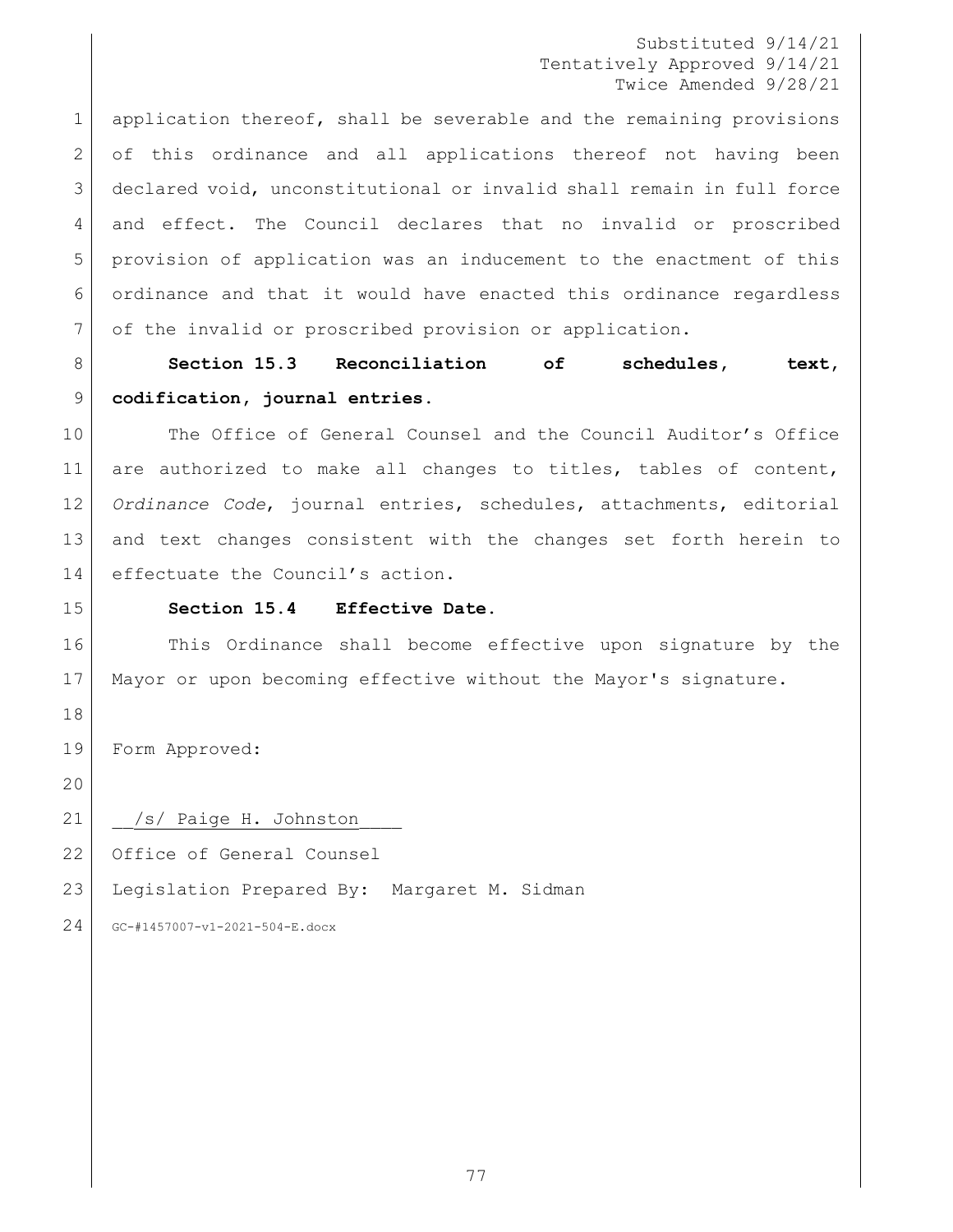application thereof, shall be severable and the remaining provisions of this ordinance and all applications thereof not having been declared void, unconstitutional or invalid shall remain in full force and effect. The Council declares that no invalid or proscribed provision of application was an inducement to the enactment of this ordinance and that it would have enacted this ordinance regardless of the invalid or proscribed provision or application.

**Section 15.3 Reconciliation of schedules, text, codification, journal entries.**

The Office of General Counsel and the Council Auditor's Office are authorized to make all changes to titles, tables of content, *Ordinance Code*, journal entries, schedules, attachments, editorial and text changes consistent with the changes set forth herein to effectuate the Council's action.

**Section 15.4 Effective Date.**

This Ordinance shall become effective upon signature by the Mayor or upon becoming effective without the Mayor's signature.

Form Approved:

/s/ Paige H. Johnston

Office of General Counsel

Legislation Prepared By: Margaret M. Sidman

GC-#1457007-v1-2021-504-E.docx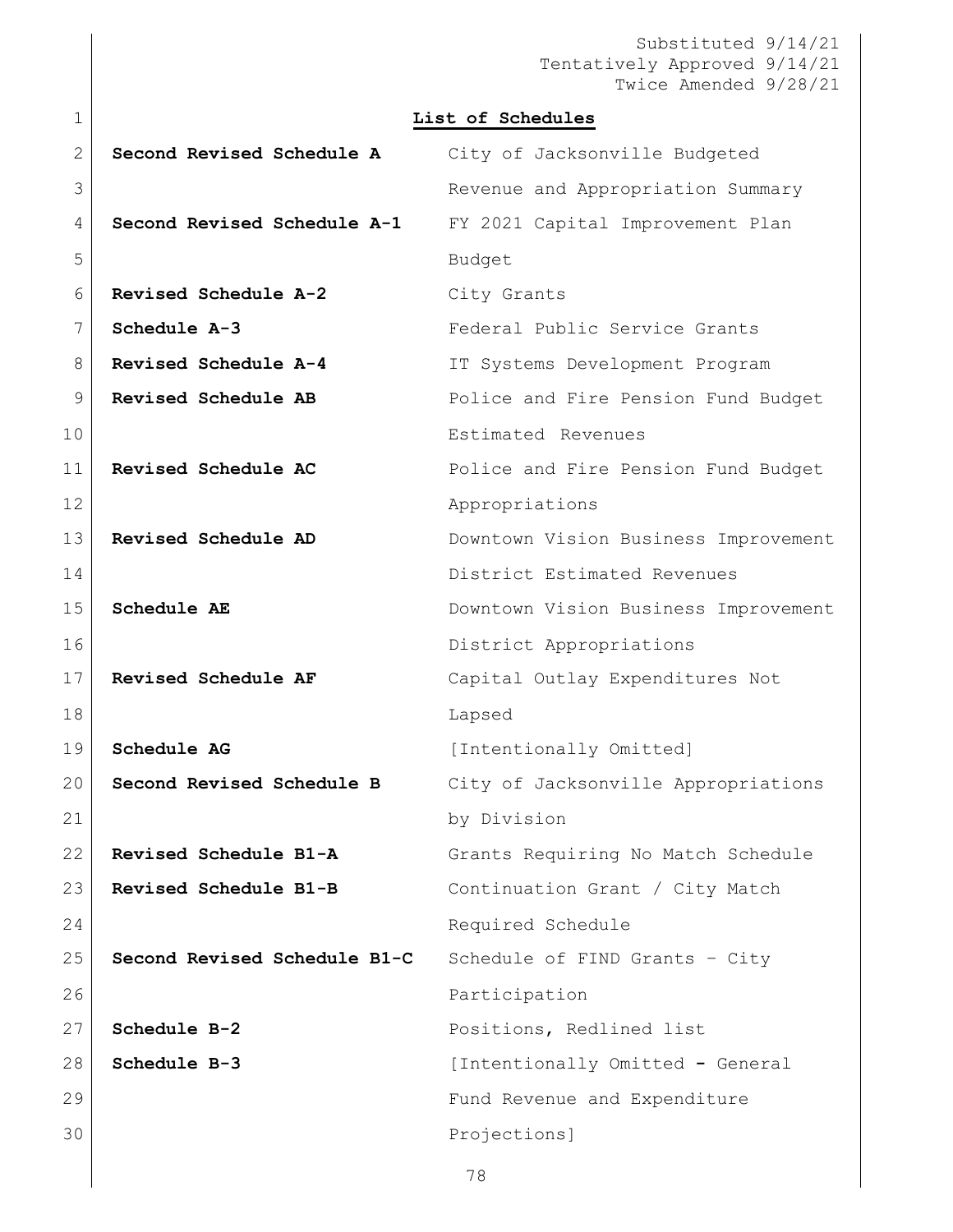Substituted 9/14/21
Tentatively Approved 9/14/21
Twice Amended 9/28/21

**List of Schedules**

| | |
|---|---|
| **Second Revised Schedule A** | City of Jacksonville Budgeted Revenue and Appropriation Summary |
| **Second Revised Schedule A-1** | FY 2021 Capital Improvement Plan Budget |
| **Revised Schedule A-2** | City Grants |
| **Schedule A-3** | Federal Public Service Grants |
| **Revised Schedule A-4** | IT Systems Development Program |
| **Revised Schedule AB** | Police and Fire Pension Fund Budget Estimated Revenues |
| **Revised Schedule AC** | Police and Fire Pension Fund Budget Appropriations |
| **Revised Schedule AD** | Downtown Vision Business Improvement District Estimated Revenues |
| **Schedule AE** | Downtown Vision Business Improvement District Appropriations |
| **Revised Schedule AF** | Capital Outlay Expenditures Not Lapsed |
| **Schedule AG** | [Intentionally Omitted] |
| **Second Revised Schedule B** | City of Jacksonville Appropriations by Division |
| **Revised Schedule B1-A** | Grants Requiring No Match Schedule |
| **Revised Schedule B1-B** | Continuation Grant / City Match Required Schedule |
| **Second Revised Schedule B1-C** | Schedule of FIND Grants – City Participation |
| **Schedule B-2** | Positions, Redlined list |
| **Schedule B-3** | [Intentionally Omitted **-** General Fund Revenue and Expenditure Projections] |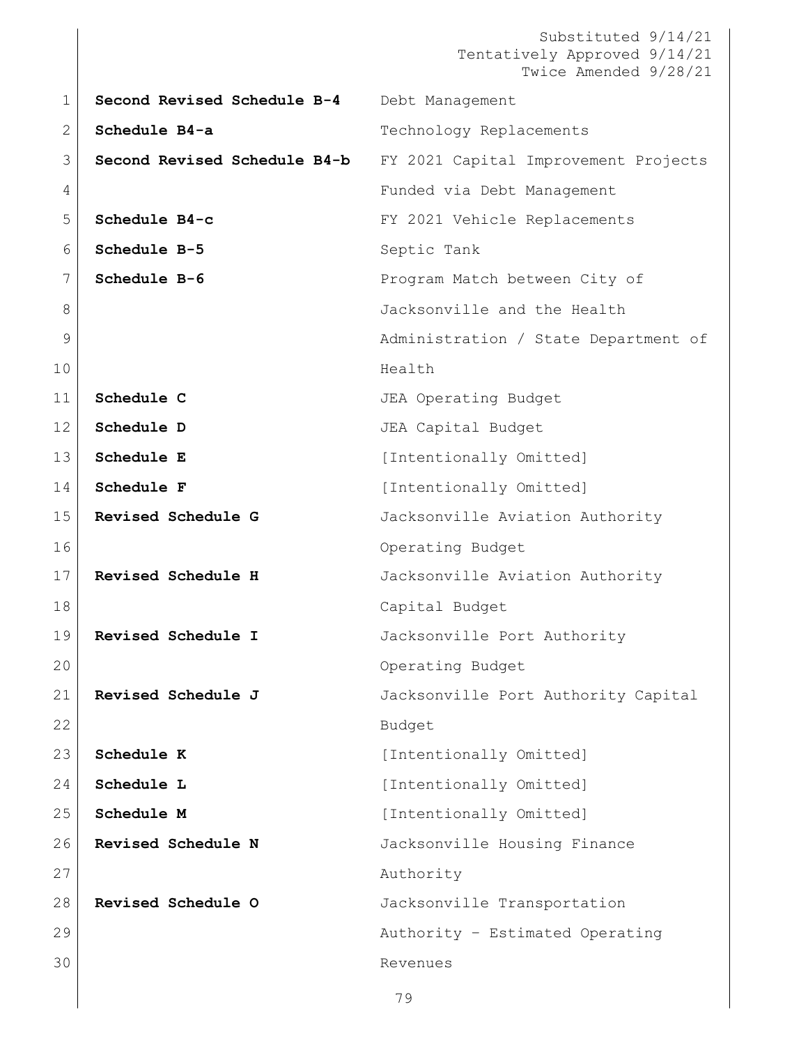Substituted 9/14/21
Tentatively Approved 9/14/21
Twice Amended 9/28/21

| | |
|---|---|
| **Second Revised Schedule B-4** | Debt Management |
| **Schedule B4-a** | Technology Replacements |
| **Second Revised Schedule B4-b** | FY 2021 Capital Improvement Projects Funded via Debt Management |
| **Schedule B4-c** | FY 2021 Vehicle Replacements |
| **Schedule B-5** | Septic Tank |
| **Schedule B-6** | Program Match between City of Jacksonville and the Health Administration / State Department of Health |
| **Schedule C** | JEA Operating Budget |
| **Schedule D** | JEA Capital Budget |
| **Schedule E** | [Intentionally Omitted] |
| **Schedule F** | [Intentionally Omitted] |
| **Revised Schedule G** | Jacksonville Aviation Authority Operating Budget |
| **Revised Schedule H** | Jacksonville Aviation Authority Capital Budget |
| **Revised Schedule I** | Jacksonville Port Authority Operating Budget |
| **Revised Schedule J** | Jacksonville Port Authority Capital Budget |
| **Schedule K** | [Intentionally Omitted] |
| **Schedule L** | [Intentionally Omitted] |
| **Schedule M** | [Intentionally Omitted] |
| **Revised Schedule N** | Jacksonville Housing Finance Authority |
| **Revised Schedule O** | Jacksonville Transportation Authority – Estimated Operating Revenues |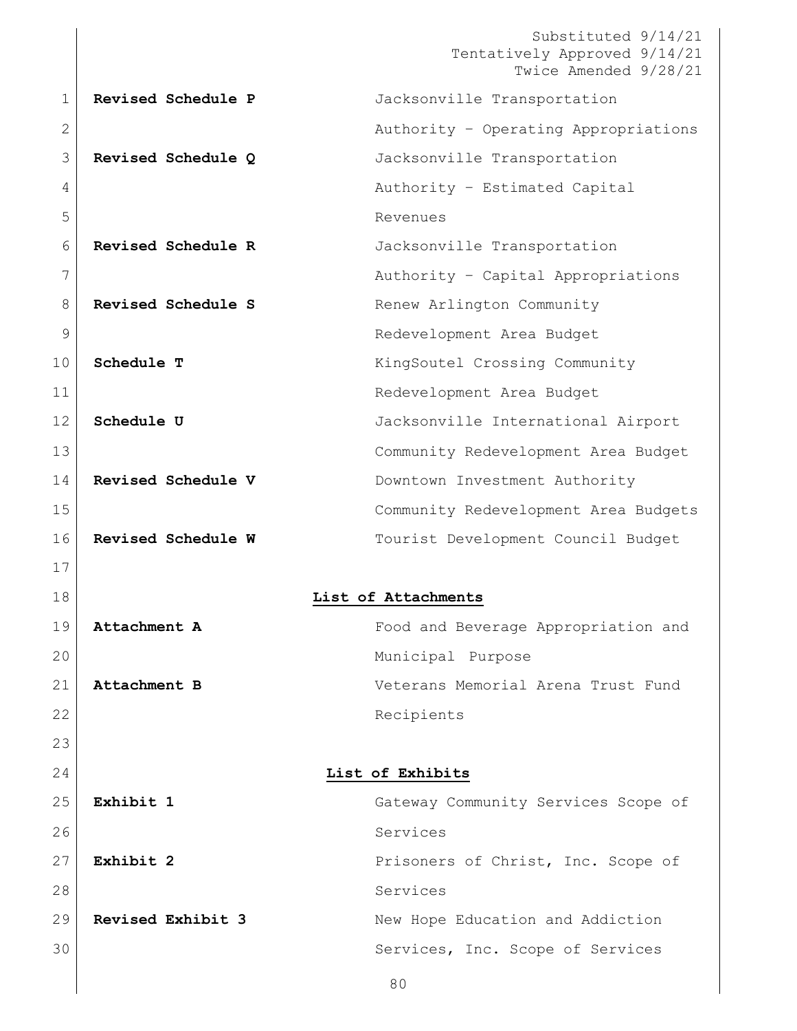| | |
|---|---|
| **Revised Schedule P** | Jacksonville Transportation Authority – Operating Appropriations |
| **Revised Schedule Q** | Jacksonville Transportation Authority – Estimated Capital Revenues |
| **Revised Schedule R** | Jacksonville Transportation Authority – Capital Appropriations |
| **Revised Schedule S** | Renew Arlington Community Redevelopment Area Budget |
| **Schedule T** | KingSoutel Crossing Community Redevelopment Area Budget |
| **Schedule U** | Jacksonville International Airport Community Redevelopment Area Budget |
| **Revised Schedule V** | Downtown Investment Authority Community Redevelopment Area Budgets |
| **Revised Schedule W** | Tourist Development Council Budget |

**List of Attachments**

| | |
|---|---|
| **Attachment A** | Food and Beverage Appropriation and Municipal Purpose |
| **Attachment B** | Veterans Memorial Arena Trust Fund Recipients |

**List of Exhibits**

| | |
|---|---|
| **Exhibit 1** | Gateway Community Services Scope of Services |
| **Exhibit 2** | Prisoners of Christ, Inc. Scope of Services |
| **Revised Exhibit 3** | New Hope Education and Addiction Services, Inc. Scope of Services |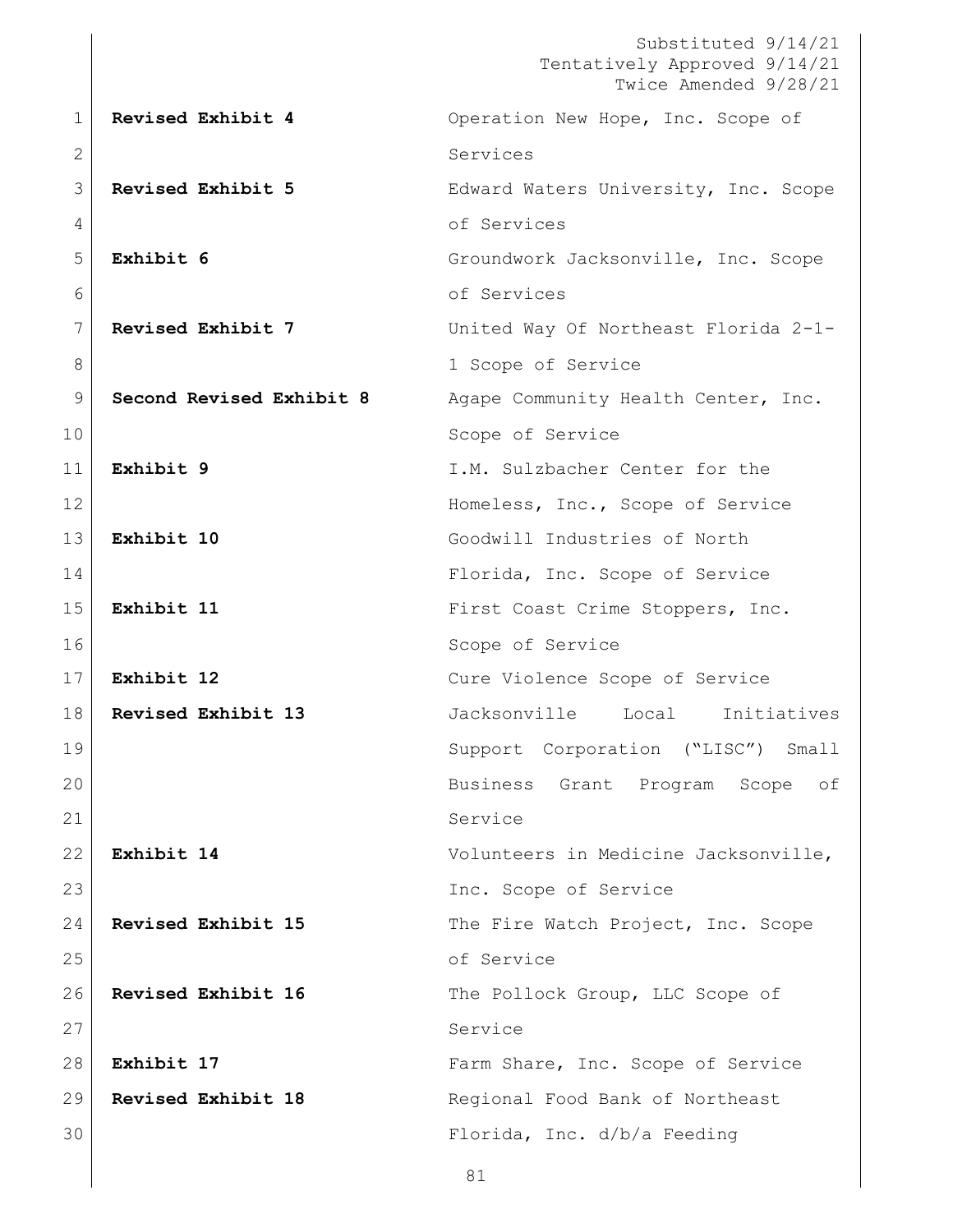Substituted 9/14/21
Tentatively Approved 9/14/21
Twice Amended 9/28/21

| | |
|---|---|
| **Revised Exhibit 4** | Operation New Hope, Inc. Scope of Services |
| **Revised Exhibit 5** | Edward Waters University, Inc. Scope of Services |
| **Exhibit 6** | Groundwork Jacksonville, Inc. Scope of Services |
| **Revised Exhibit 7** | United Way Of Northeast Florida 2-1-1 Scope of Service |
| **Second Revised Exhibit 8** | Agape Community Health Center, Inc. Scope of Service |
| **Exhibit 9** | I.M. Sulzbacher Center for the Homeless, Inc., Scope of Service |
| **Exhibit 10** | Goodwill Industries of North Florida, Inc. Scope of Service |
| **Exhibit 11** | First Coast Crime Stoppers, Inc. Scope of Service |
| **Exhibit 12** | Cure Violence Scope of Service |
| **Revised Exhibit 13** | Jacksonville Local Initiatives Support Corporation ("LISC") Small Business Grant Program Scope of Service |
| **Exhibit 14** | Volunteers in Medicine Jacksonville, Inc. Scope of Service |
| **Revised Exhibit 15** | The Fire Watch Project, Inc. Scope of Service |
| **Revised Exhibit 16** | The Pollock Group, LLC Scope of Service |
| **Exhibit 17** | Farm Share, Inc. Scope of Service |
| **Revised Exhibit 18** | Regional Food Bank of Northeast Florida, Inc. d/b/a Feeding |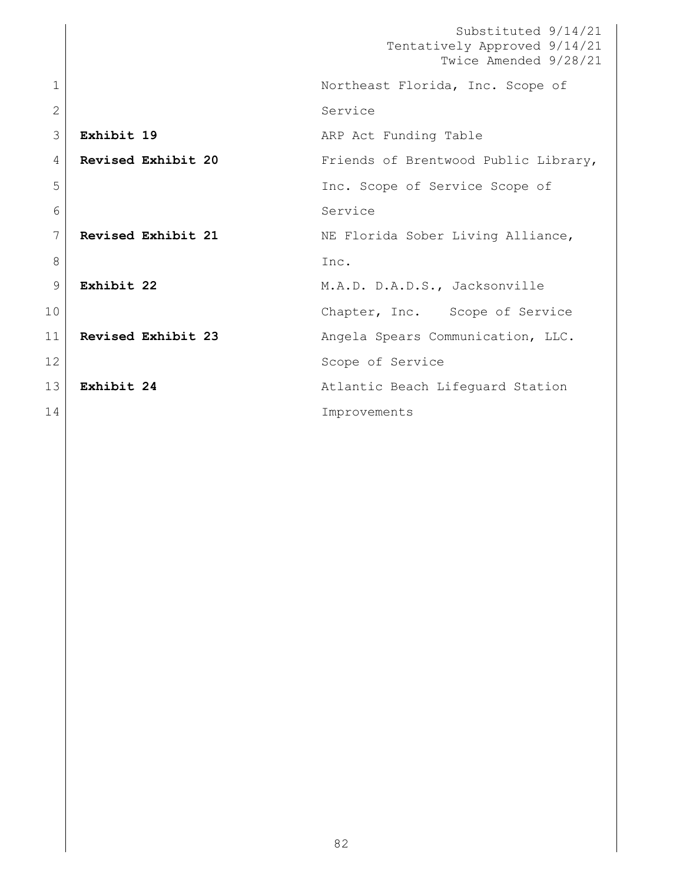Substituted 9/14/21
Tentatively Approved 9/14/21
Twice Amended 9/28/21

| | |
|---|---|
| | Northeast Florida, Inc. Scope of Service |
| **Exhibit 19** | ARP Act Funding Table |
| **Revised Exhibit 20** | Friends of Brentwood Public Library, Inc. Scope of Service Scope of Service |
| **Revised Exhibit 21** | NE Florida Sober Living Alliance, Inc. |
| **Exhibit 22** | M.A.D. D.A.D.S., Jacksonville Chapter, Inc. Scope of Service |
| **Revised Exhibit 23** | Angela Spears Communication, LLC. Scope of Service |
| **Exhibit 24** | Atlantic Beach Lifeguard Station Improvements |